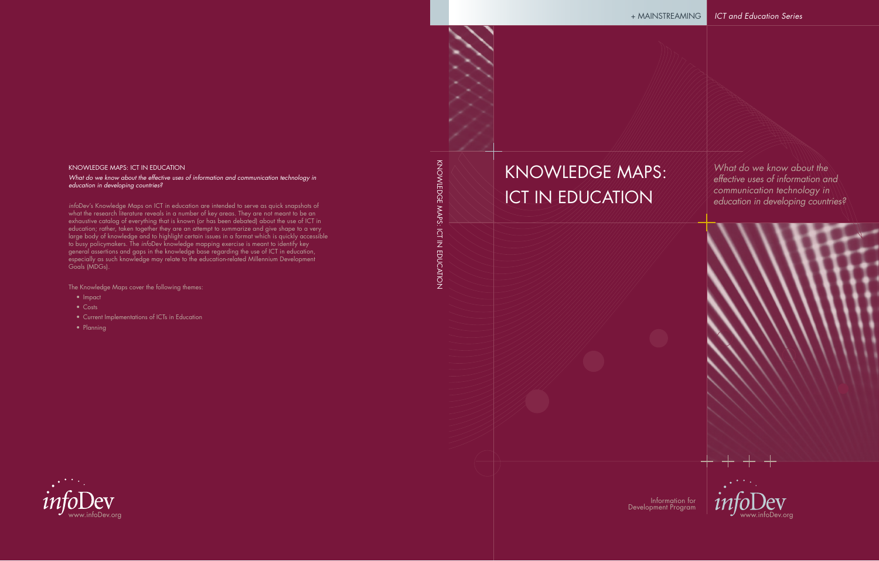+ MAINSTREAMING

*ICT and Education Series*

# KNOWLEDGE MAPS: ICT IN EDUCATION

*What do we know about the effective uses of information and communication technology in education in developing countries?*

Information for Development Program

infoDev
www.infoDev.org

KNOWLEDGE MAPS: ICT IN EDUCATION

KNOWLEDGE MAPS: ICT IN EDUCATION

*What do we know about the effective uses of information and communication technology in education in developing countries?*

*info*Dev's Knowledge Maps on ICT in education are intended to serve as quick snapshots of what the research literature reveals in a number of key areas. They are not meant to be an exhaustive catalog of everything that is known (or has been debated) about the use of ICT in education; rather, taken together they are an attempt to summarize and give shape to a very large body of knowledge and to highlight certain issues in a format which is quickly accessible to busy policymakers. The *info*Dev knowledge mapping exercise is meant to identify key general assertions and gaps in the knowledge base regarding the use of ICT in education, especially as such knowledge may relate to the education-related Millennium Development Goals (MDGs).

The Knowledge Maps cover the following themes:

- Impact
- Costs
- Current Implementations of ICTs in Education
- Planning

infoDev
www.infoDev.org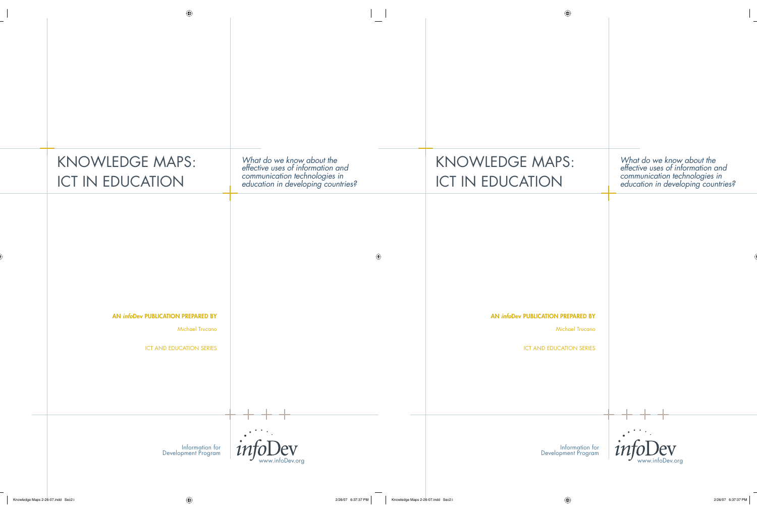# KNOWLEDGE MAPS: ICT IN EDUCATION

*What do we know about the effective uses of information and communication technologies in education in developing countries?*

**AN *info*Dev PUBLICATION PREPARED BY**

Michael Trucano

ICT AND EDUCATION SERIES

Information for Development Program

infoDev

www.infoDev.org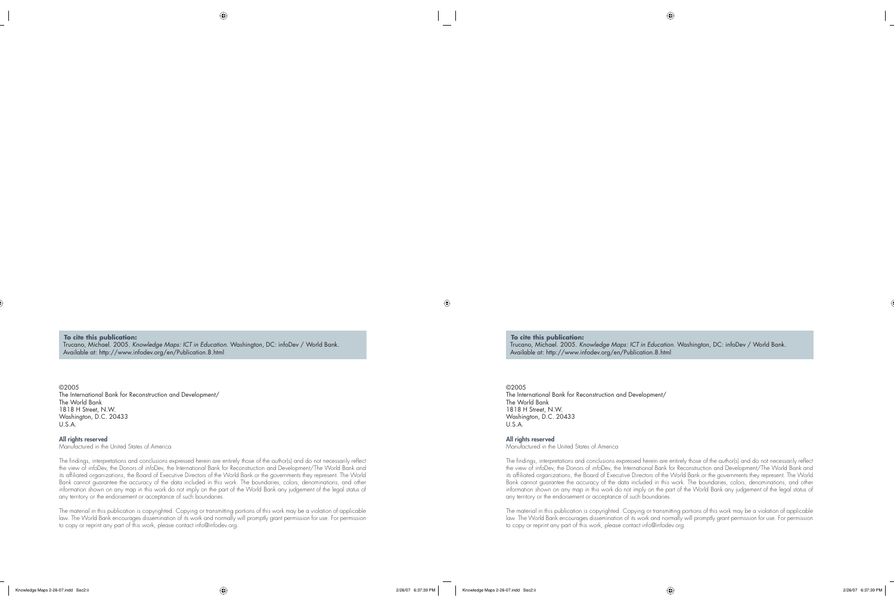**To cite this publication:**
Trucano, Michael. 2005. *Knowledge Maps: ICT in Education*. Washington, DC: infoDev / World Bank. Available at: http://www.infodev.org/en/Publication.8.html

©2005
The International Bank for Reconstruction and Development/
The World Bank
1818 H Street, N.W.
Washington, D.C. 20433
U.S.A.

**All rights reserved**
Manufactured in the United States of America

The findings, interpretations and conclusions expressed herein are entirely those of the author(s) and do not necessarily reflect the view of *info*Dev, the Donors of *info*Dev, the International Bank for Reconstruction and Development/The World Bank and its affiliated organizations, the Board of Executive Directors of the World Bank or the governments they represent. The World Bank cannot guarantee the accuracy of the data included in this work. The boundaries, colors, denominations, and other information shown on any map in this work do not imply on the part of the World Bank any judgement of the legal status of any territory or the endorsement or acceptance of such boundaries.

The material in this publication is copyrighted. Copying or transmitting portions of this work may be a violation of applicable law. The World Bank encourages dissemination of its work and normally will promptly grant permission for use. For permission to copy or reprint any part of this work, please contact info@infodev.org.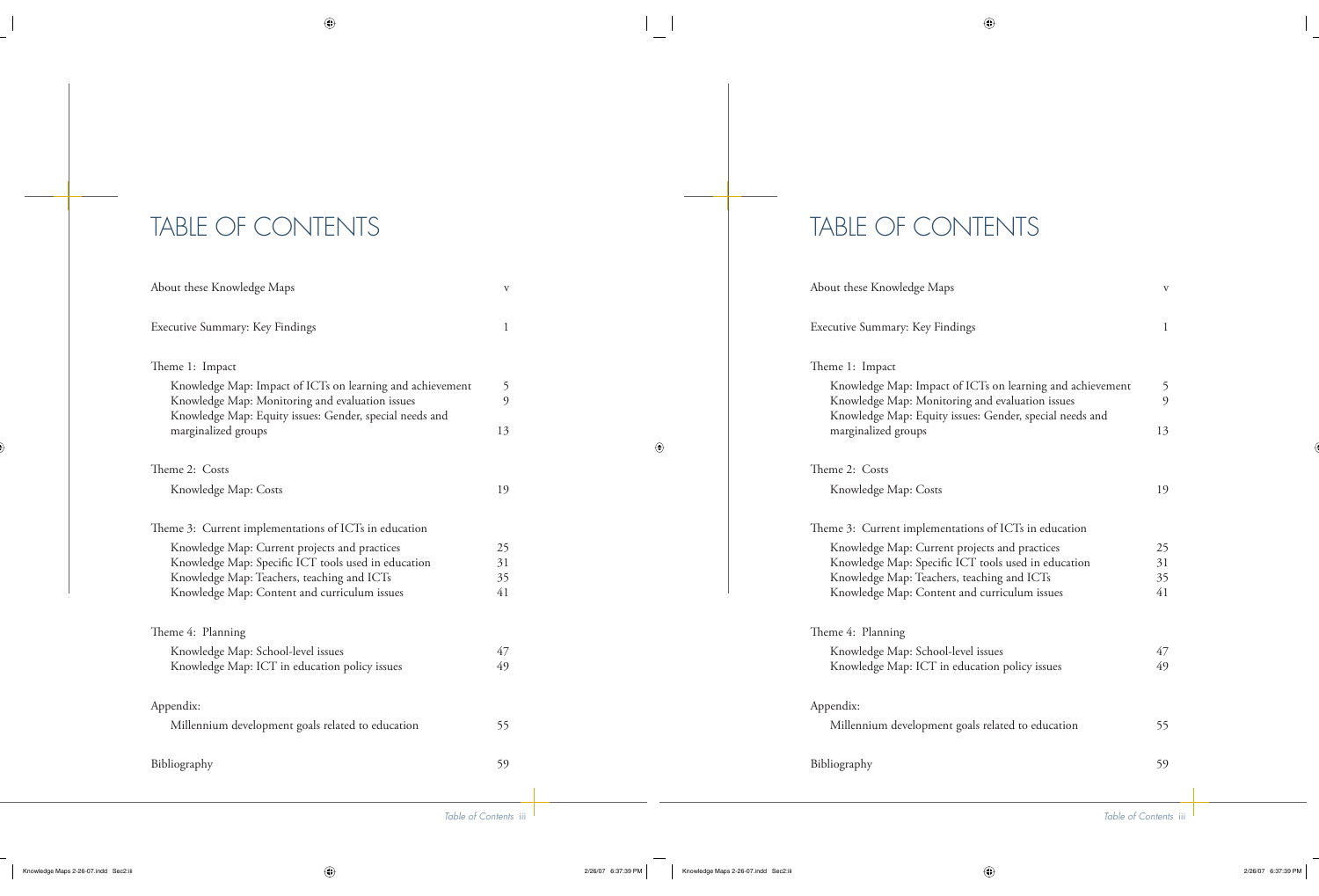# TABLE OF CONTENTS

| | |
|---|---|
| About these Knowledge Maps | v |
| Executive Summary: Key Findings | 1 |
| Theme 1: Impact | |
| Knowledge Map: Impact of ICTs on learning and achievement | 5 |
| Knowledge Map: Monitoring and evaluation issues | 9 |
| Knowledge Map: Equity issues: Gender, special needs and marginalized groups | 13 |
| Theme 2: Costs | |
| Knowledge Map: Costs | 19 |
| Theme 3: Current implementations of ICTs in education | |
| Knowledge Map: Current projects and practices | 25 |
| Knowledge Map: Specific ICT tools used in education | 31 |
| Knowledge Map: Teachers, teaching and ICTs | 35 |
| Knowledge Map: Content and curriculum issues | 41 |
| Theme 4: Planning | |
| Knowledge Map: School-level issues | 47 |
| Knowledge Map: ICT in education policy issues | 49 |
| Appendix: | |
| Millennium development goals related to education | 55 |
| Bibliography | 59 |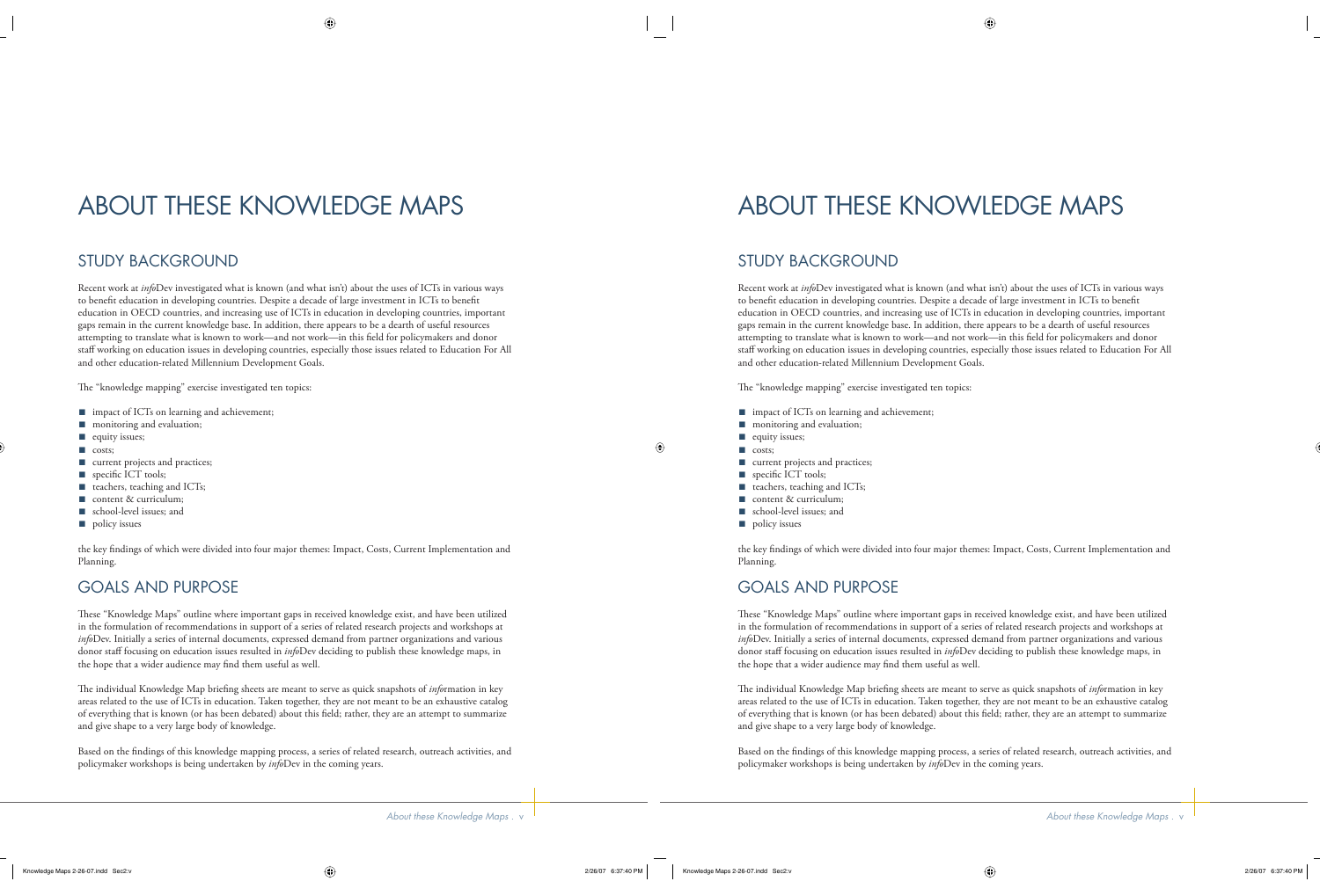# ABOUT THESE KNOWLEDGE MAPS

## STUDY BACKGROUND

Recent work at *info*Dev investigated what is known (and what isn't) about the uses of ICTs in various ways to benefit education in developing countries. Despite a decade of large investment in ICTs to benefit education in OECD countries, and increasing use of ICTs in education in developing countries, important gaps remain in the current knowledge base. In addition, there appears to be a dearth of useful resources attempting to translate what is known to work—and not work—in this field for policymakers and donor staff working on education issues in developing countries, especially those issues related to Education For All and other education-related Millennium Development Goals.

The "knowledge mapping" exercise investigated ten topics:

- impact of ICTs on learning and achievement;
- monitoring and evaluation;
- equity issues;
- costs;
- current projects and practices;
- specific ICT tools;
- teachers, teaching and ICTs;
- content & curriculum;
- school-level issues; and
- policy issues

the key findings of which were divided into four major themes: Impact, Costs, Current Implementation and Planning.

## GOALS AND PURPOSE

These "Knowledge Maps" outline where important gaps in received knowledge exist, and have been utilized in the formulation of recommendations in support of a series of related research projects and workshops at *info*Dev. Initially a series of internal documents, expressed demand from partner organizations and various donor staff focusing on education issues resulted in *info*Dev deciding to publish these knowledge maps, in the hope that a wider audience may find them useful as well.

The individual Knowledge Map briefing sheets are meant to serve as quick snapshots of *info*rmation in key areas related to the use of ICTs in education. Taken together, they are not meant to be an exhaustive catalog of everything that is known (or has been debated) about this field; rather, they are an attempt to summarize and give shape to a very large body of knowledge.

Based on the findings of this knowledge mapping process, a series of related research, outreach activities, and policymaker workshops is being undertaken by *info*Dev in the coming years.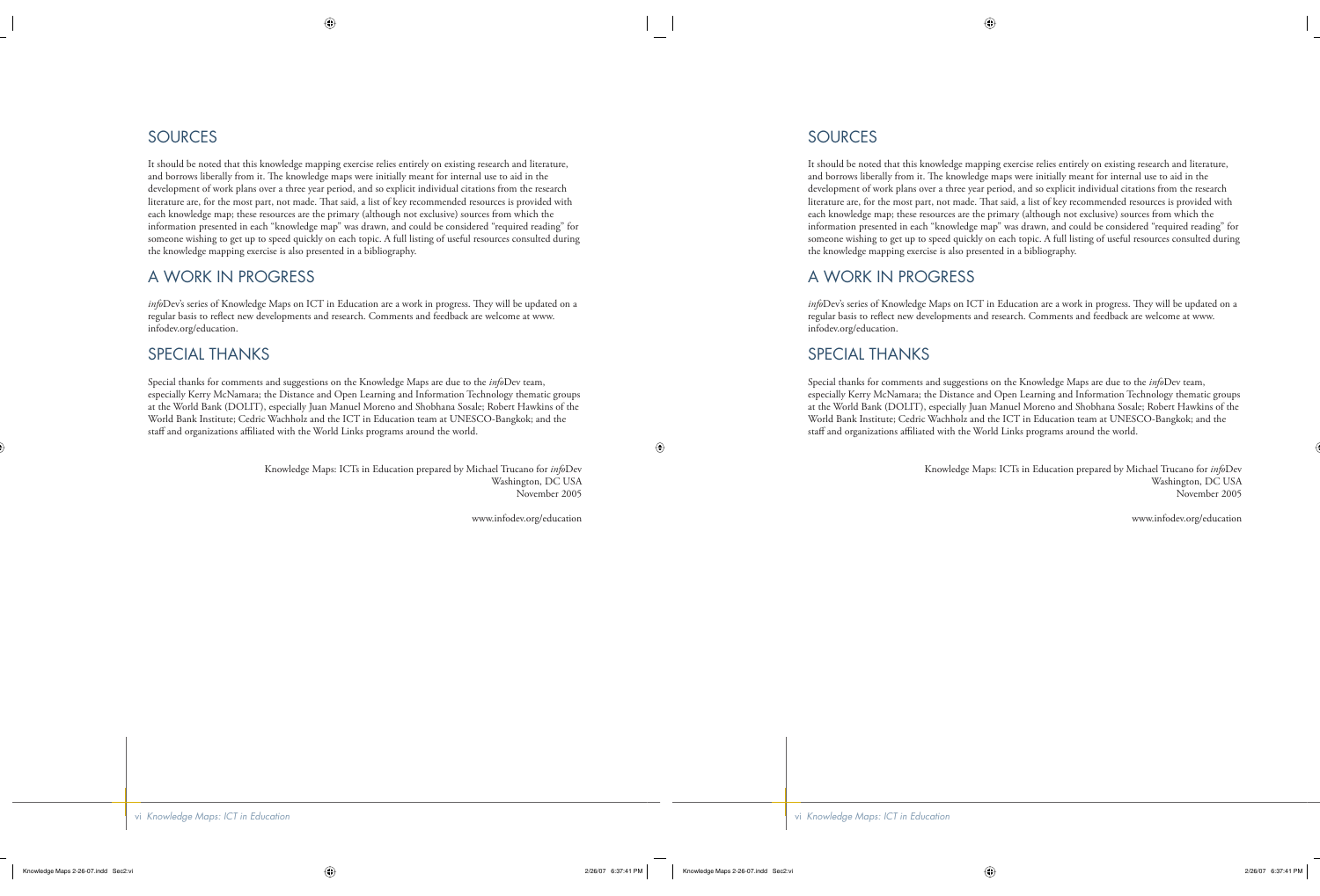## SOURCES

It should be noted that this knowledge mapping exercise relies entirely on existing research and literature, and borrows liberally from it. The knowledge maps were initially meant for internal use to aid in the development of work plans over a three year period, and so explicit individual citations from the research literature are, for the most part, not made. That said, a list of key recommended resources is provided with each knowledge map; these resources are the primary (although not exclusive) sources from which the information presented in each "knowledge map" was drawn, and could be considered "required reading" for someone wishing to get up to speed quickly on each topic. A full listing of useful resources consulted during the knowledge mapping exercise is also presented in a bibliography.

## A WORK IN PROGRESS

*info*Dev's series of Knowledge Maps on ICT in Education are a work in progress. They will be updated on a regular basis to reflect new developments and research. Comments and feedback are welcome at www.infodev.org/education.

## SPECIAL THANKS

Special thanks for comments and suggestions on the Knowledge Maps are due to the *info*Dev team, especially Kerry McNamara; the Distance and Open Learning and Information Technology thematic groups at the World Bank (DOLIT), especially Juan Manuel Moreno and Shobhana Sosale; Robert Hawkins of the World Bank Institute; Cedric Wachholz and the ICT in Education team at UNESCO-Bangkok; and the staff and organizations affiliated with the World Links programs around the world.

Knowledge Maps: ICTs in Education prepared by Michael Trucano for *info*Dev
Washington, DC USA
November 2005

www.infodev.org/education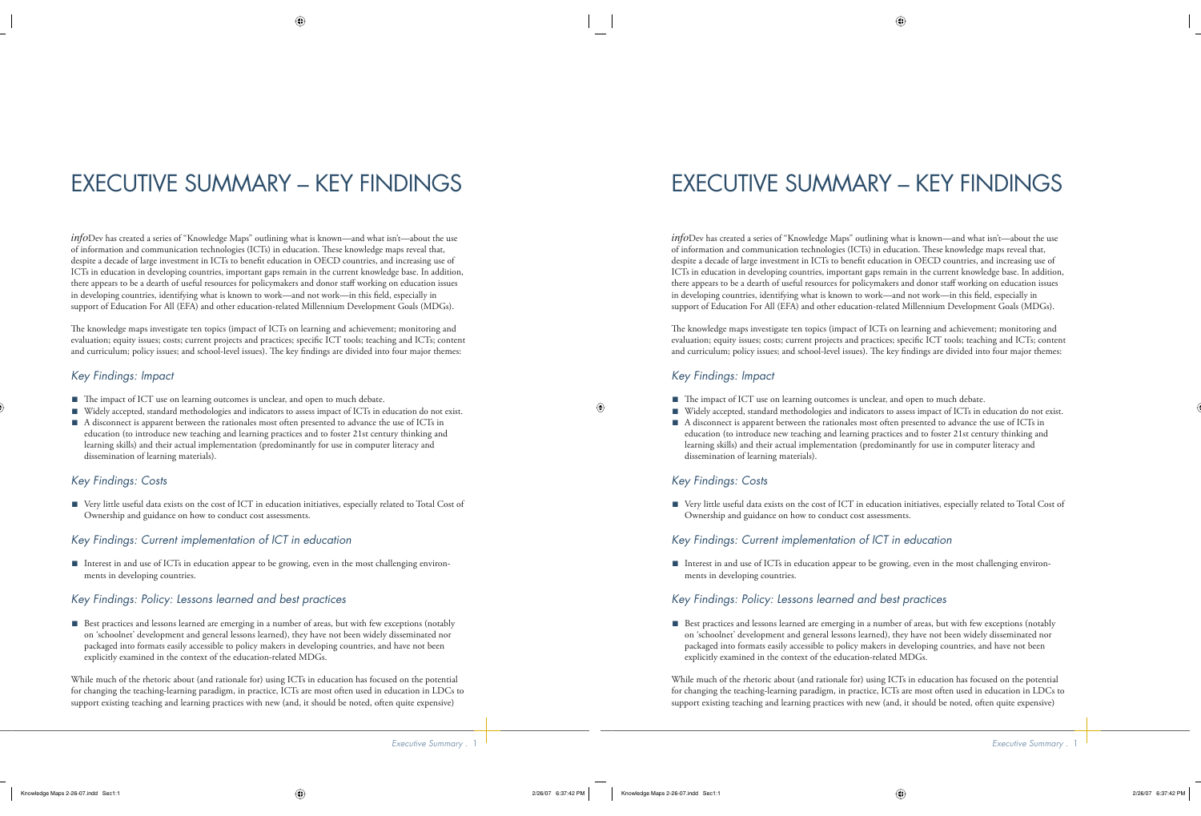# EXECUTIVE SUMMARY – KEY FINDINGS

*info*Dev has created a series of "Knowledge Maps" outlining what is known—and what isn't—about the use of information and communication technologies (ICTs) in education. These knowledge maps reveal that, despite a decade of large investment in ICTs to benefit education in OECD countries, and increasing use of ICTs in education in developing countries, important gaps remain in the current knowledge base. In addition, there appears to be a dearth of useful resources for policymakers and donor staff working on education issues in developing countries, identifying what is known to work—and not work—in this field, especially in support of Education For All (EFA) and other education-related Millennium Development Goals (MDGs).

The knowledge maps investigate ten topics (impact of ICTs on learning and achievement; monitoring and evaluation; equity issues; costs; current projects and practices; specific ICT tools; teaching and ICTs; content and curriculum; policy issues; and school-level issues). The key findings are divided into four major themes:

### *Key Findings: Impact*

- The impact of ICT use on learning outcomes is unclear, and open to much debate.
- Widely accepted, standard methodologies and indicators to assess impact of ICTs in education do not exist.
- A disconnect is apparent between the rationales most often presented to advance the use of ICTs in education (to introduce new teaching and learning practices and to foster 21st century thinking and learning skills) and their actual implementation (predominantly for use in computer literacy and dissemination of learning materials).

### *Key Findings: Costs*

- Very little useful data exists on the cost of ICT in education initiatives, especially related to Total Cost of Ownership and guidance on how to conduct cost assessments.

### *Key Findings: Current implementation of ICT in education*

- Interest in and use of ICTs in education appear to be growing, even in the most challenging environments in developing countries.

### *Key Findings: Policy: Lessons learned and best practices*

- Best practices and lessons learned are emerging in a number of areas, but with few exceptions (notably on 'schoolnet' development and general lessons learned), they have not been widely disseminated nor packaged into formats easily accessible to policy makers in developing countries, and have not been explicitly examined in the context of the education-related MDGs.

While much of the rhetoric about (and rationale for) using ICTs in education has focused on the potential for changing the teaching-learning paradigm, in practice, ICTs are most often used in education in LDCs to support existing teaching and learning practices with new (and, it should be noted, often quite expensive)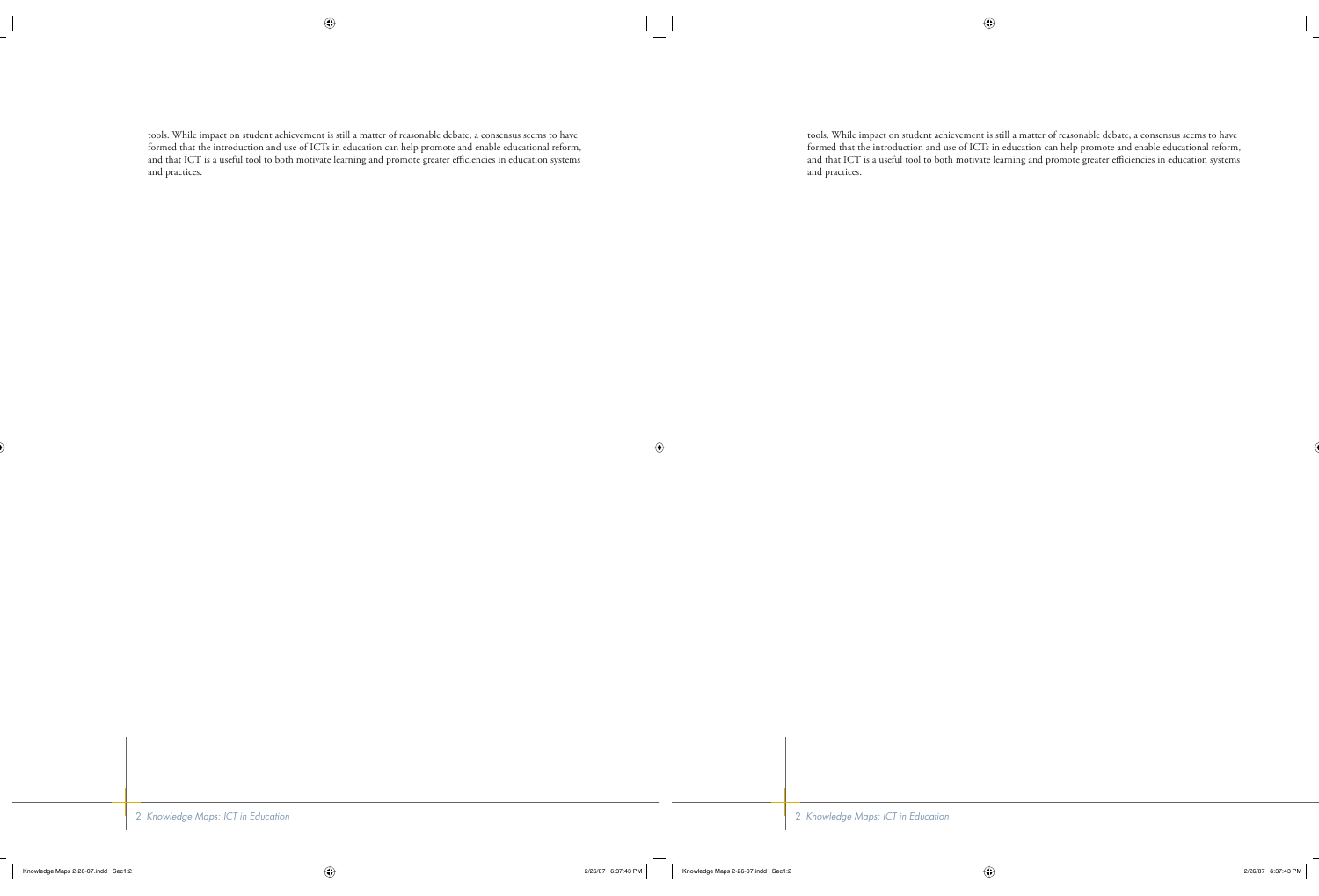tools. While impact on student achievement is still a matter of reasonable debate, a consensus seems to have formed that the introduction and use of ICTs in education can help promote and enable educational reform, and that ICT is a useful tool to both motivate learning and promote greater efficiencies in education systems and practices.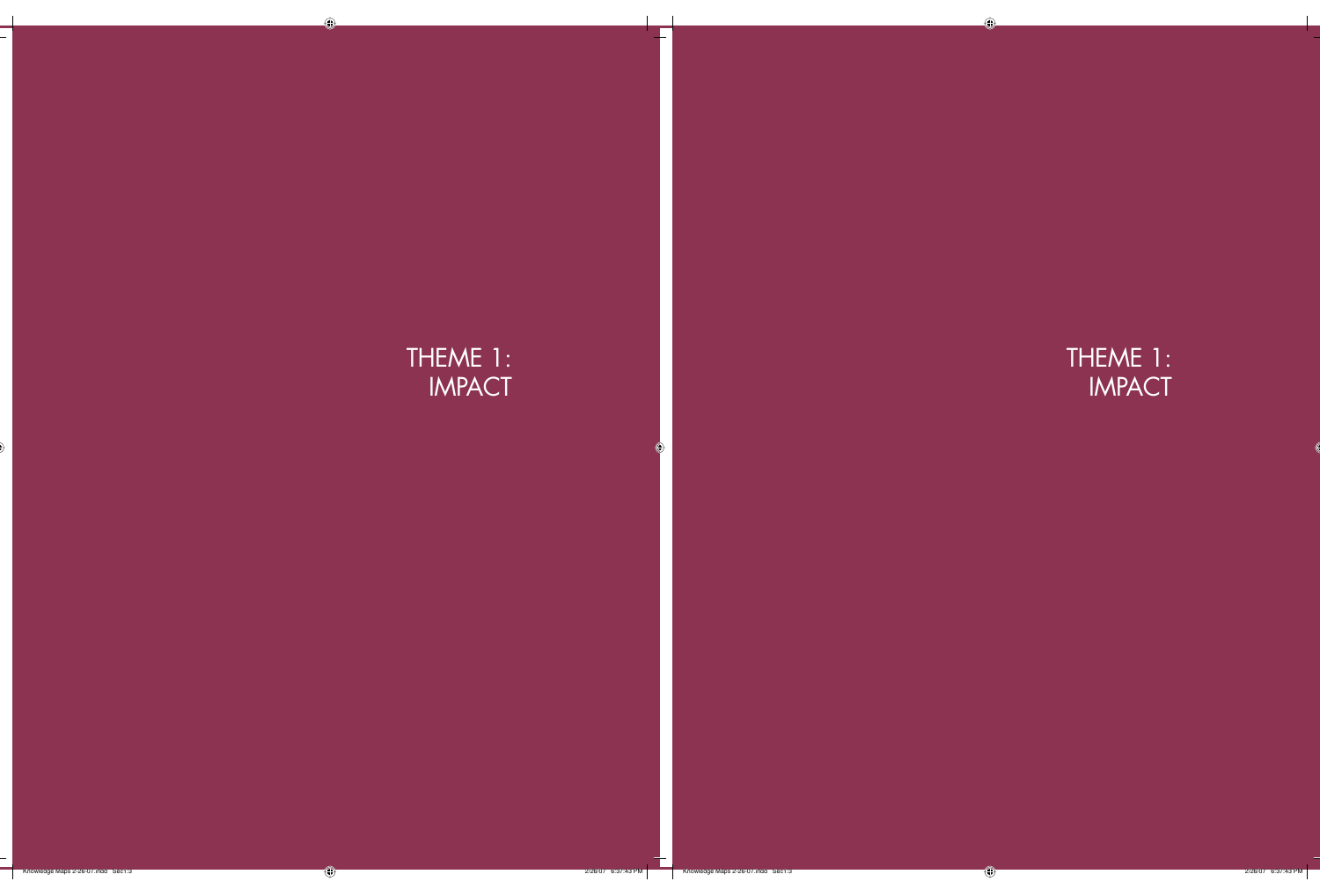# THEME 1: IMPACT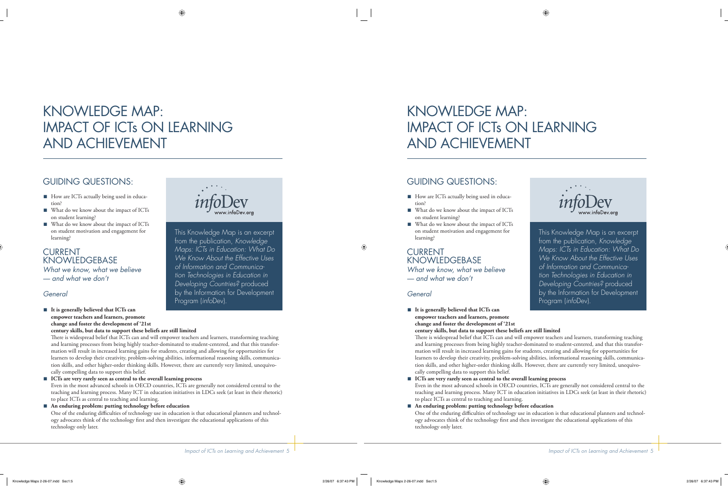# KNOWLEDGE MAP: IMPACT OF ICTs ON LEARNING AND ACHIEVEMENT

## GUIDING QUESTIONS:

- How are ICTs actually being used in education?
- What do we know about the impact of ICTs on student learning?
- What do we know about the impact of ICTs on student motivation and engagement for learning?

*infoDev* www.infoDev.org

*This Knowledge Map is an excerpt from the publication, Knowledge Maps: ICTs in Education: What Do We Know About the Effective Uses of Information and Communication Technologies in Education in Developing Countries? produced by the Information for Development Program (infoDev).*

## CURRENT KNOWLEDGEBASE

*What we know, what we believe — and what we don't*

### *General*

- **It is generally believed that ICTs can empower teachers and learners, promote change and foster the development of '21st century skills, but data to support these beliefs are still limited**
  There is widespread belief that ICTs can and will empower teachers and learners, transforming teaching and learning processes from being highly teacher-dominated to student-centered, and that this transformation will result in increased learning gains for students, creating and allowing for opportunities for learners to develop their creativity, problem-solving abilities, informational reasoning skills, communication skills, and other higher-order thinking skills. However, there are currently very limited, unequivocally compelling data to support this belief.
- **ICTs are very rarely seen as central to the overall learning process**
  Even in the most advanced schools in OECD countries, ICTs are generally not considered central to the teaching and learning process. Many ICT in education initiatives in LDCs seek (at least in their rhetoric) to place ICTs as central to teaching and learning.
- **An enduring problem: putting technology before education**
  One of the enduring difficulties of technology use in education is that educational planners and technology advocates think of the technology first and then investigate the educational applications of this technology only later.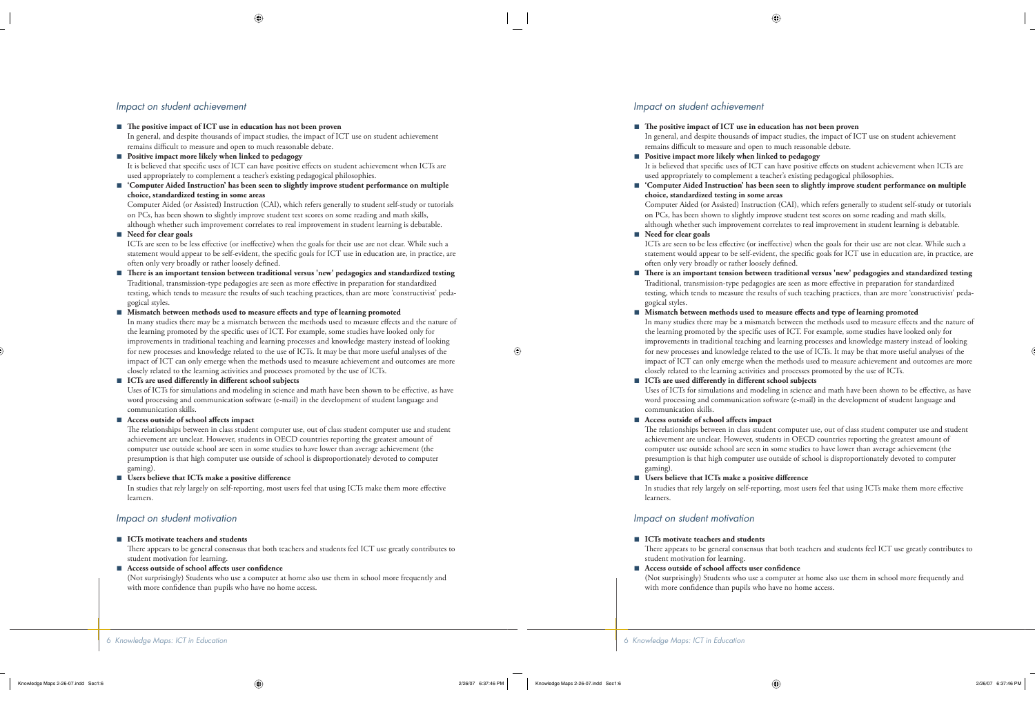## Impact on student achievement

- **The positive impact of ICT use in education has not been proven**
  In general, and despite thousands of impact studies, the impact of ICT use on student achievement remains difficult to measure and open to much reasonable debate.
- **Positive impact more likely when linked to pedagogy**
  It is believed that specific uses of ICT can have positive effects on student achievement when ICTs are used appropriately to complement a teacher's existing pedagogical philosophies.
- **'Computer Aided Instruction' has been seen to slightly improve student performance on multiple choice, standardized testing in some areas**
  Computer Aided (or Assisted) Instruction (CAI), which refers generally to student self-study or tutorials on PCs, has been shown to slightly improve student test scores on some reading and math skills, although whether such improvement correlates to real improvement in student learning is debatable.
- **Need for clear goals**
  ICTs are seen to be less effective (or ineffective) when the goals for their use are not clear. While such a statement would appear to be self-evident, the specific goals for ICT use in education are, in practice, are often only very broadly or rather loosely defined.
- **There is an important tension between traditional versus 'new' pedagogies and standardized testing**
  Traditional, transmission-type pedagogies are seen as more effective in preparation for standardized testing, which tends to measure the results of such teaching practices, than are more 'constructivist' pedagogical styles.
- **Mismatch between methods used to measure effects and type of learning promoted**
  In many studies there may be a mismatch between the methods used to measure effects and the nature of the learning promoted by the specific uses of ICT. For example, some studies have looked only for improvements in traditional teaching and learning processes and knowledge mastery instead of looking for new processes and knowledge related to the use of ICTs. It may be that more useful analyses of the impact of ICT can only emerge when the methods used to measure achievement and outcomes are more closely related to the learning activities and processes promoted by the use of ICTs.
- **ICTs are used differently in different school subjects**
  Uses of ICTs for simulations and modeling in science and math have been shown to be effective, as have word processing and communication software (e-mail) in the development of student language and communication skills.
- **Access outside of school affects impact**
  The relationships between in class student computer use, out of class student computer use and student achievement are unclear. However, students in OECD countries reporting the greatest amount of computer use outside school are seen in some studies to have lower than average achievement (the presumption is that high computer use outside of school is disproportionately devoted to computer gaming).
- **Users believe that ICTs make a positive difference**
  In studies that rely largely on self-reporting, most users feel that using ICTs make them more effective learners.

## Impact on student motivation

- **ICTs motivate teachers and students**
  There appears to be general consensus that both teachers and students feel ICT use greatly contributes to student motivation for learning.
- **Access outside of school affects user confidence**
  (Not surprisingly) Students who use a computer at home also use them in school more frequently and with more confidence than pupils who have no home access.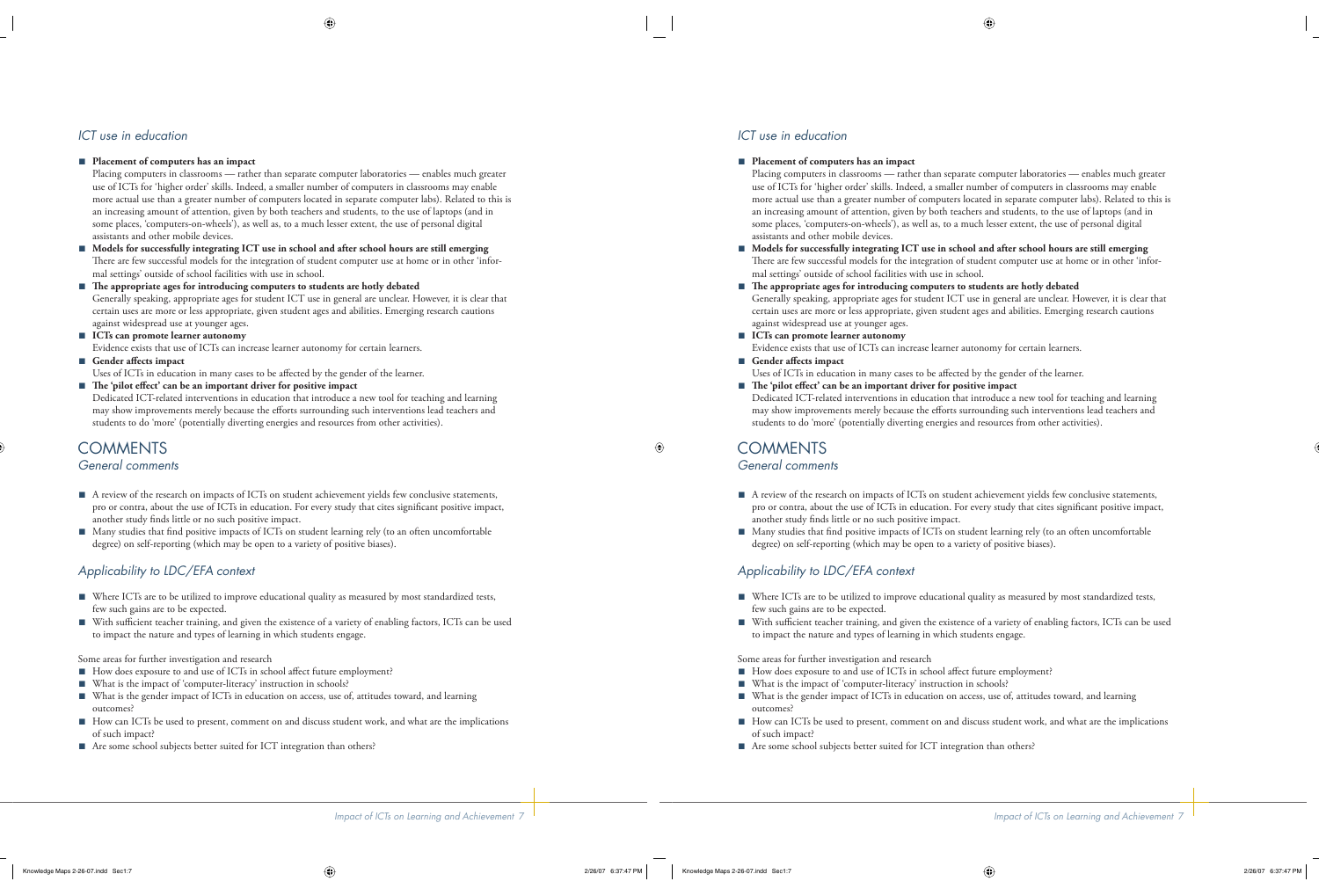### ICT use in education

- **Placement of computers has an impact**
  Placing computers in classrooms — rather than separate computer laboratories — enables much greater use of ICTs for 'higher order' skills. Indeed, a smaller number of computers in classrooms may enable more actual use than a greater number of computers located in separate computer labs). Related to this is an increasing amount of attention, given by both teachers and students, to the use of laptops (and in some places, 'computers-on-wheels'), as well as, to a much lesser extent, the use of personal digital assistants and other mobile devices.
- **Models for successfully integrating ICT use in school and after school hours are still emerging**
  There are few successful models for the integration of student computer use at home or in other 'informal settings' outside of school facilities with use in school.
- **The appropriate ages for introducing computers to students are hotly debated**
  Generally speaking, appropriate ages for student ICT use in general are unclear. However, it is clear that certain uses are more or less appropriate, given student ages and abilities. Emerging research cautions against widespread use at younger ages.
- **ICTs can promote learner autonomy**
  Evidence exists that use of ICTs can increase learner autonomy for certain learners.
- **Gender affects impact**
  Uses of ICTs in education in many cases to be affected by the gender of the learner.
- **The 'pilot effect' can be an important driver for positive impact**
  Dedicated ICT-related interventions in education that introduce a new tool for teaching and learning may show improvements merely because the efforts surrounding such interventions lead teachers and students to do 'more' (potentially diverting energies and resources from other activities).

## COMMENTS

### General comments

- A review of the research on impacts of ICTs on student achievement yields few conclusive statements, pro or contra, about the use of ICTs in education. For every study that cites significant positive impact, another study finds little or no such positive impact.
- Many studies that find positive impacts of ICTs on student learning rely (to an often uncomfortable degree) on self-reporting (which may be open to a variety of positive biases).

### Applicability to LDC/EFA context

- Where ICTs are to be utilized to improve educational quality as measured by most standardized tests, few such gains are to be expected.
- With sufficient teacher training, and given the existence of a variety of enabling factors, ICTs can be used to impact the nature and types of learning in which students engage.

Some areas for further investigation and research

- How does exposure to and use of ICTs in school affect future employment?
- What is the impact of 'computer-literacy' instruction in schools?
- What is the gender impact of ICTs in education on access, use of, attitudes toward, and learning outcomes?
- How can ICTs be used to present, comment on and discuss student work, and what are the implications of such impact?
- Are some school subjects better suited for ICT integration than others?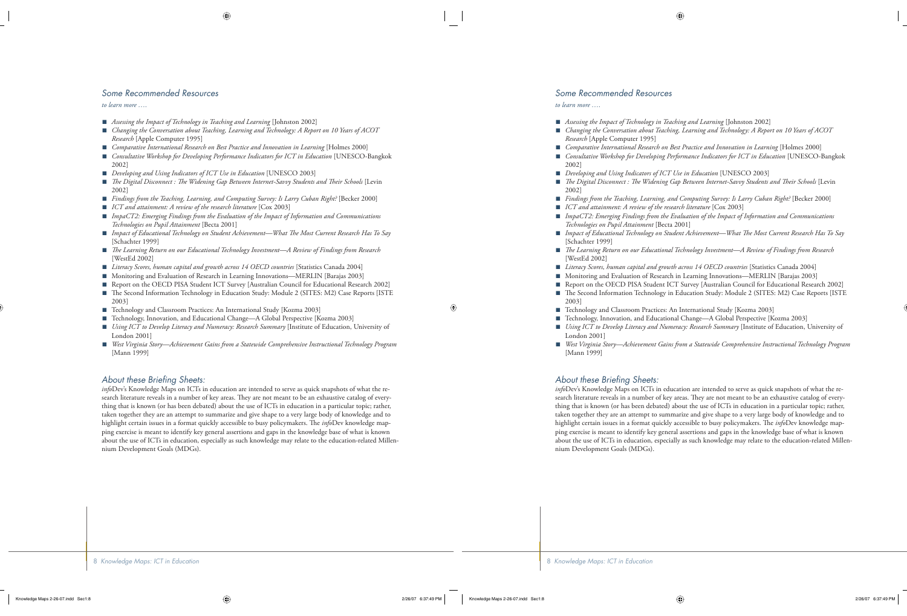## Some Recommended Resources

*to learn more ….*

- *Assessing the Impact of Technology in Teaching and Learning* [Johnston 2002]
- *Changing the Conversation about Teaching, Learning and Technology: A Report on 10 Years of ACOT Research* [Apple Computer 1995]
- *Comparative International Research on Best Practice and Innovation in Learning* [Holmes 2000]
- *Consultative Workshop for Developing Performance Indicators for ICT in Education* [UNESCO-Bangkok 2002]
- *Developing and Using Indicators of ICT Use in Education* [UNESCO 2003]
- *The Digital Disconnect : The Widening Gap Between Internet-Savvy Students and Their Schools* [Levin 2002]
- *Findings from the Teaching, Learning, and Computing Survey: Is Larry Cuban Right?* [Becker 2000]
- *ICT and attainment: A review of the research literature* [Cox 2003]
- *ImpaCT2: Emerging Findings from the Evaluation of the Impact of Information and Communications Technologies on Pupil Attainment* [Becta 2001]
- *Impact of Educational Technology on Student Achievement—What The Most Current Research Has To Say* [Schachter 1999]
- *The Learning Return on our Educational Technology Investment—A Review of Findings from Research* [WestEd 2002]
- *Literacy Scores, human capital and growth across 14 OECD countries* [Statistics Canada 2004]
- Monitoring and Evaluation of Research in Learning Innovations—MERLIN [Barajas 2003]
- Report on the OECD PISA Student ICT Survey [Australian Council for Educational Research 2002]
- The Second Information Technology in Education Study: Module 2 (SITES: M2) Case Reports [ISTE 2003]
- Technology and Classroom Practices: An International Study [Kozma 2003]
- Technology, Innovation, and Educational Change—A Global Perspective [Kozma 2003]
- *Using ICT to Develop Literacy and Numeracy: Research Summary* [Institute of Education, University of London 2001]
- *West Virginia Story—Achievement Gains from a Statewide Comprehensive Instructional Technology Program* [Mann 1999]

## About these Briefing Sheets:

*info*Dev's Knowledge Maps on ICTs in education are intended to serve as quick snapshots of what the research literature reveals in a number of key areas. They are not meant to be an exhaustive catalog of everything that is known (or has been debated) about the use of ICTs in education in a particular topic; rather, taken together they are an attempt to summarize and give shape to a very large body of knowledge and to highlight certain issues in a format quickly accessible to busy policymakers. The *info*Dev knowledge mapping exercise is meant to identify key general assertions and gaps in the knowledge base of what is known about the use of ICTs in education, especially as such knowledge may relate to the education-related Millennium Development Goals (MDGs).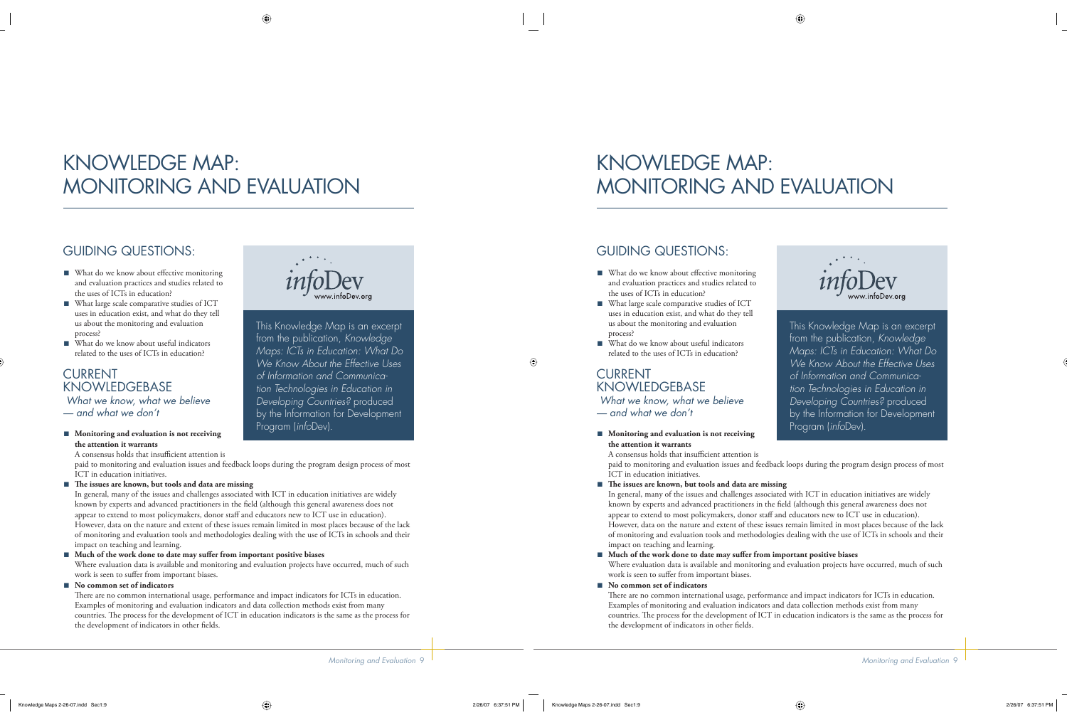# KNOWLEDGE MAP: MONITORING AND EVALUATION

## GUIDING QUESTIONS:

- What do we know about effective monitoring and evaluation practices and studies related to the uses of ICTs in education?
- What large scale comparative studies of ICT uses in education exist, and what do they tell us about the monitoring and evaluation process?
- What do we know about useful indicators related to the uses of ICTs in education?

www.infoDev.org

This Knowledge Map is an excerpt from the publication, *Knowledge Maps: ICTs in Education: What Do We Know About the Effective Uses of Information and Communication Technologies in Education in Developing Countries?* produced by the Information for Development Program (*info*Dev).

## CURRENT KNOWLEDGEBASE

*What we know, what we believe — and what we don't*

- **Monitoring and evaluation is not receiving the attention it warrants**
  A consensus holds that insufficient attention is paid to monitoring and evaluation issues and feedback loops during the program design process of most ICT in education initiatives.
- **The issues are known, but tools and data are missing**
  In general, many of the issues and challenges associated with ICT in education initiatives are widely known by experts and advanced practitioners in the field (although this general awareness does not appear to extend to most policymakers, donor staff and educators new to ICT use in education). However, data on the nature and extent of these issues remain limited in most places because of the lack of monitoring and evaluation tools and methodologies dealing with the use of ICTs in schools and their impact on teaching and learning.
- **Much of the work done to date may suffer from important positive biases**
  Where evaluation data is available and monitoring and evaluation projects have occurred, much of such work is seen to suffer from important biases.
- **No common set of indicators**
  There are no common international usage, performance and impact indicators for ICTs in education. Examples of monitoring and evaluation indicators and data collection methods exist from many countries. The process for the development of ICT in education indicators is the same as the process for the development of indicators in other fields.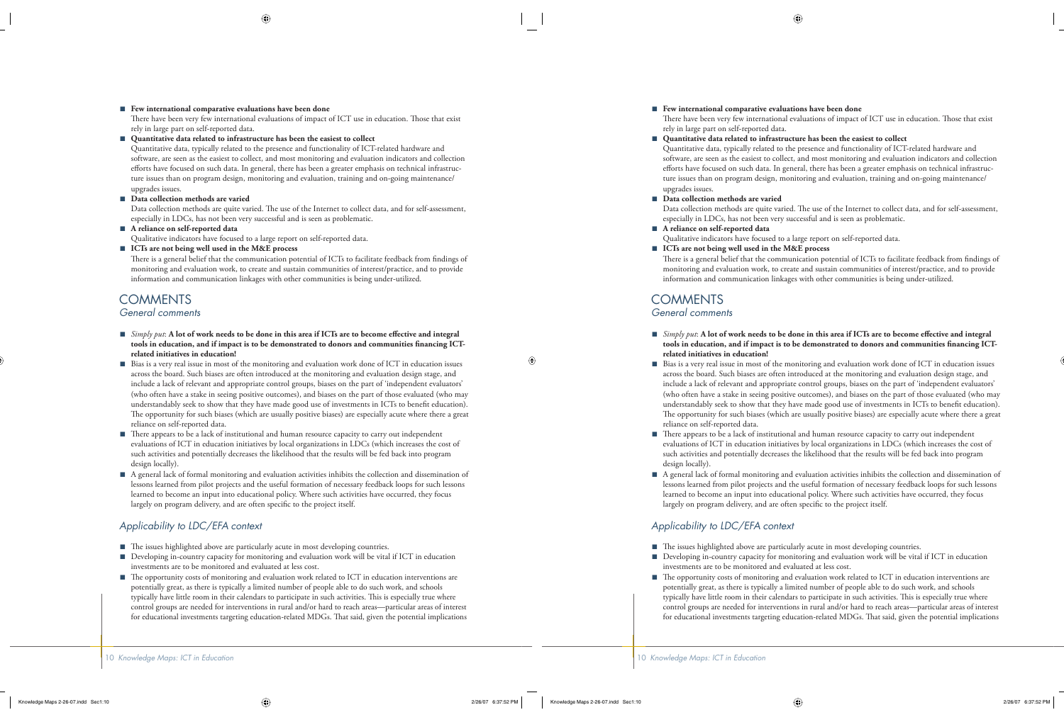- **Few international comparative evaluations have been done**
  There have been very few international evaluations of impact of ICT use in education. Those that exist rely in large part on self-reported data.
- **Quantitative data related to infrastructure has been the easiest to collect**
  Quantitative data, typically related to the presence and functionality of ICT-related hardware and software, are seen as the easiest to collect, and most monitoring and evaluation indicators and collection efforts have focused on such data. In general, there has been a greater emphasis on technical infrastructure issues than on program design, monitoring and evaluation, training and on-going maintenance/upgrades issues.
- **Data collection methods are varied**
  Data collection methods are quite varied. The use of the Internet to collect data, and for self-assessment, especially in LDCs, has not been very successful and is seen as problematic.
- **A reliance on self-reported data**
  Qualitative indicators have focused to a large report on self-reported data.
- **ICTs are not being well used in the M&E process**
  There is a general belief that the communication potential of ICTs to facilitate feedback from findings of monitoring and evaluation work, to create and sustain communities of interest/practice, and to provide information and communication linkages with other communities is being under-utilized.

# COMMENTS

## General comments

- *Simply put*: **A lot of work needs to be done in this area if ICTs are to become effective and integral tools in education, and if impact is to be demonstrated to donors and communities financing ICT-related initiatives in education!**
- Bias is a very real issue in most of the monitoring and evaluation work done of ICT in education issues across the board. Such biases are often introduced at the monitoring and evaluation design stage, and include a lack of relevant and appropriate control groups, biases on the part of 'independent evaluators' (who often have a stake in seeing positive outcomes), and biases on the part of those evaluated (who may understandably seek to show that they have made good use of investments in ICTs to benefit education). The opportunity for such biases (which are usually positive biases) are especially acute where there a great reliance on self-reported data.
- There appears to be a lack of institutional and human resource capacity to carry out independent evaluations of ICT in education initiatives by local organizations in LDCs (which increases the cost of such activities and potentially decreases the likelihood that the results will be fed back into program design locally).
- A general lack of formal monitoring and evaluation activities inhibits the collection and dissemination of lessons learned from pilot projects and the useful formation of necessary feedback loops for such lessons learned to become an input into educational policy. Where such activities have occurred, they focus largely on program delivery, and are often specific to the project itself.

## Applicability to LDC/EFA context

- The issues highlighted above are particularly acute in most developing countries.
- Developing in-country capacity for monitoring and evaluation work will be vital if ICT in education investments are to be monitored and evaluated at less cost.
- The opportunity costs of monitoring and evaluation work related to ICT in education interventions are potentially great, as there is typically a limited number of people able to do such work, and schools typically have little room in their calendars to participate in such activities. This is especially true where control groups are needed for interventions in rural and/or hard to reach areas—particular areas of interest for educational investments targeting education-related MDGs. That said, given the potential implications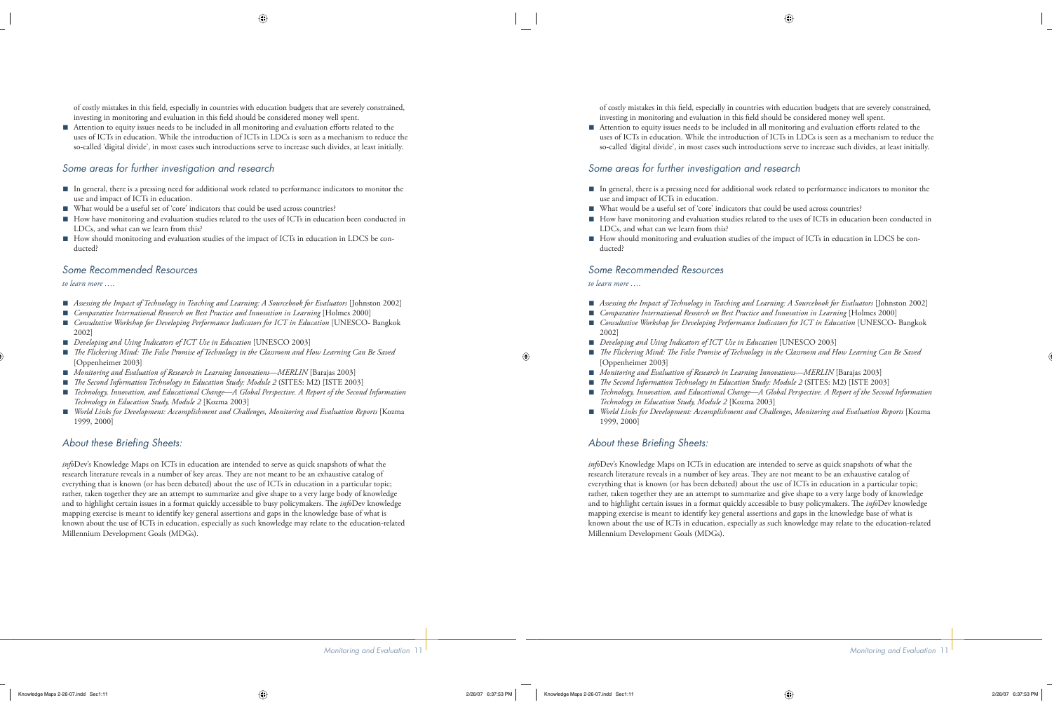of costly mistakes in this field, especially in countries with education budgets that are severely constrained, investing in monitoring and evaluation in this field should be considered money well spent.

- Attention to equity issues needs to be included in all monitoring and evaluation efforts related to the uses of ICTs in education. While the introduction of ICTs in LDCs is seen as a mechanism to reduce the so-called 'digital divide', in most cases such introductions serve to increase such divides, at least initially.

## *Some areas for further investigation and research*

- In general, there is a pressing need for additional work related to performance indicators to monitor the use and impact of ICTs in education.
- What would be a useful set of 'core' indicators that could be used across countries?
- How have monitoring and evaluation studies related to the uses of ICTs in education been conducted in LDCs, and what can we learn from this?
- How should monitoring and evaluation studies of the impact of ICTs in education in LDCS be conducted?

## *Some Recommended Resources*

*to learn more ….*

- *Assessing the Impact of Technology in Teaching and Learning: A Sourcebook for Evaluators* [Johnston 2002]
- *Comparative International Research on Best Practice and Innovation in Learning* [Holmes 2000]
- *Consultative Workshop for Developing Performance Indicators for ICT in Education* [UNESCO- Bangkok 2002]
- *Developing and Using Indicators of ICT Use in Education* [UNESCO 2003]
- *The Flickering Mind: The False Promise of Technology in the Classroom and How Learning Can Be Saved* [Oppenheimer 2003]
- *Monitoring and Evaluation of Research in Learning Innovations—MERLIN* [Barajas 2003]
- *The Second Information Technology in Education Study: Module 2* (SITES: M2) [ISTE 2003]
- *Technology, Innovation, and Educational Change—A Global Perspective. A Report of the Second Information Technology in Education Study, Module 2* [Kozma 2003]
- *World Links for Development: Accomplishment and Challenges, Monitoring and Evaluation Reports* [Kozma 1999, 2000]

## *About these Briefing Sheets:*

*info*Dev's Knowledge Maps on ICTs in education are intended to serve as quick snapshots of what the research literature reveals in a number of key areas. They are not meant to be an exhaustive catalog of everything that is known (or has been debated) about the use of ICTs in education in a particular topic; rather, taken together they are an attempt to summarize and give shape to a very large body of knowledge and to highlight certain issues in a format quickly accessible to busy policymakers. The *info*Dev knowledge mapping exercise is meant to identify key general assertions and gaps in the knowledge base of what is known about the use of ICTs in education, especially as such knowledge may relate to the education-related Millennium Development Goals (MDGs).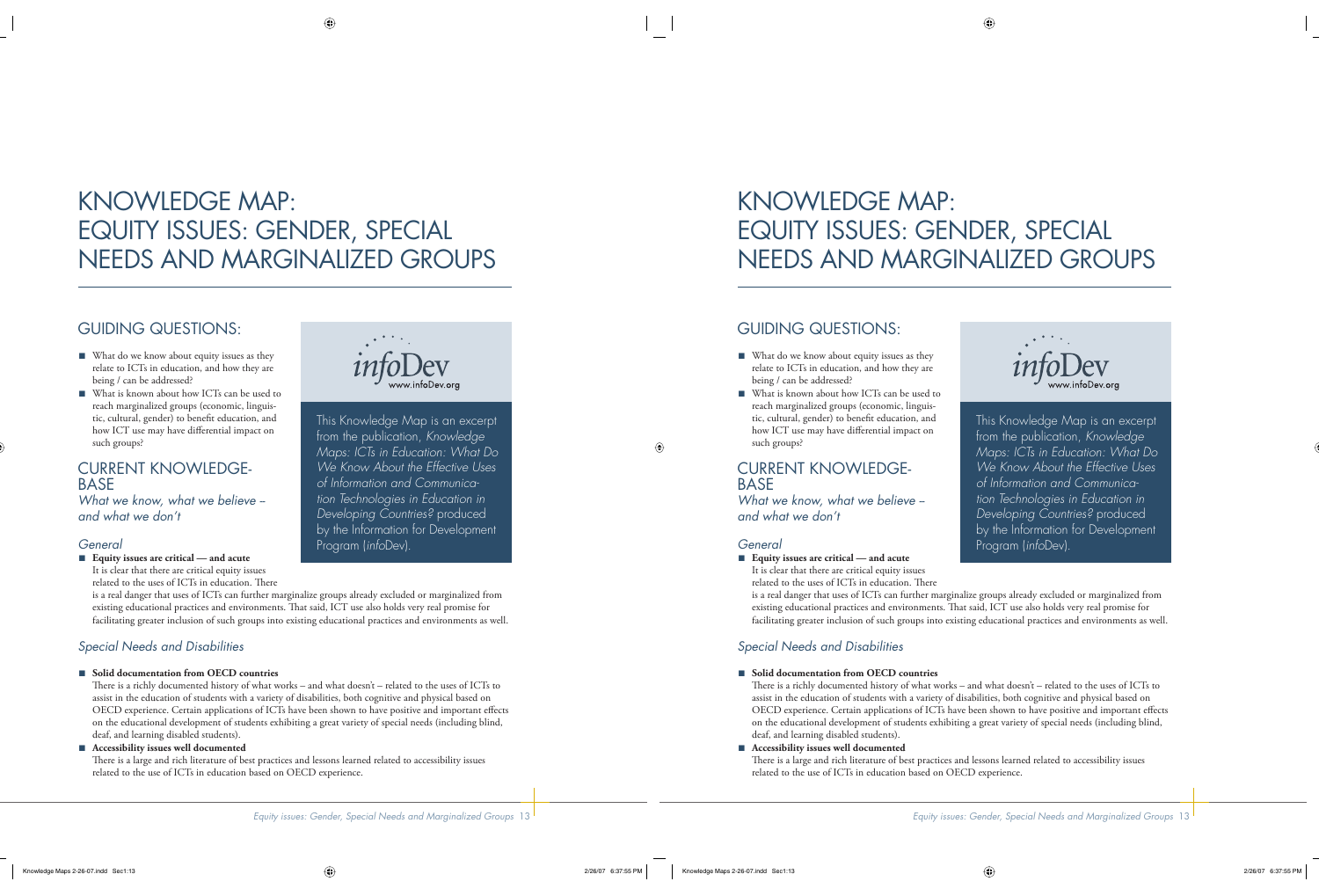# KNOWLEDGE MAP: EQUITY ISSUES: GENDER, SPECIAL NEEDS AND MARGINALIZED GROUPS

## GUIDING QUESTIONS:

- What do we know about equity issues as they relate to ICTs in education, and how they are being / can be addressed?
- What is known about how ICTs can be used to reach marginalized groups (economic, linguistic, cultural, gender) to benefit education, and how ICT use may have differential impact on such groups?

infoDev www.infoDev.org

This Knowledge Map is an excerpt from the publication, *Knowledge Maps: ICTs in Education: What Do We Know About the Effective Uses of Information and Communication Technologies in Education in Developing Countries?* produced by the Information for Development Program (*info*Dev).

## CURRENT KNOWLEDGE-BASE

*What we know, what we believe – and what we don't*

### *General*

- **Equity issues are critical — and acute**
  It is clear that there are critical equity issues related to the uses of ICTs in education. There is a real danger that uses of ICTs can further marginalize groups already excluded or marginalized from existing educational practices and environments. That said, ICT use also holds very real promise for facilitating greater inclusion of such groups into existing educational practices and environments as well.

### *Special Needs and Disabilities*

- **Solid documentation from OECD countries**
  There is a richly documented history of what works – and what doesn't – related to the uses of ICTs to assist in the education of students with a variety of disabilities, both cognitive and physical based on OECD experience. Certain applications of ICTs have been shown to have positive and important effects on the educational development of students exhibiting a great variety of special needs (including blind, deaf, and learning disabled students).
- **Accessibility issues well documented**
  There is a large and rich literature of best practices and lessons learned related to accessibility issues related to the use of ICTs in education based on OECD experience.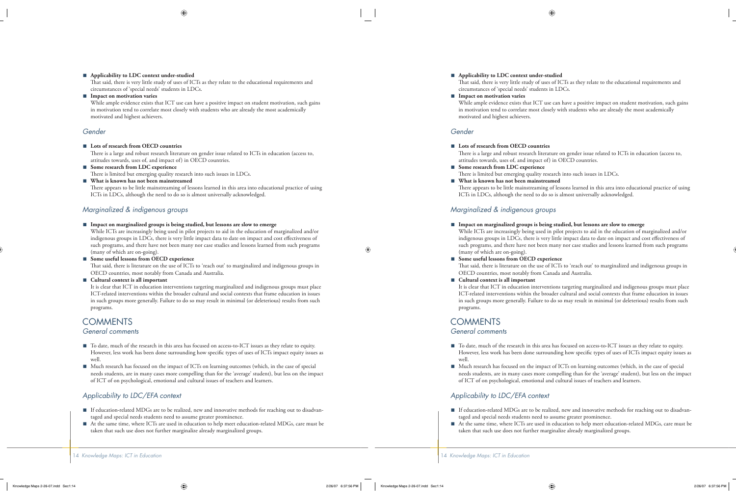- **Applicability to LDC context under-studied**
  That said, there is very little study of uses of ICTs as they relate to the educational requirements and circumstances of 'special needs' students in LDCs.
- **Impact on motivation varies**
  While ample evidence exists that ICT use can have a positive impact on student motivation, such gains in motivation tend to correlate most closely with students who are already the most academically motivated and highest achievers.

### *Gender*

- **Lots of research from OECD countries**
  There is a large and robust research literature on gender issue related to ICTs in education (access to, attitudes towards, uses of, and impact of) in OECD countries.
- **Some research from LDC experience**
  There is limited but emerging quality research into such issues in LDCs.
- **What is known has not been mainstreamed**
  There appears to be little mainstreaming of lessons learned in this area into educational practice of using ICTs in LDCs, although the need to do so is almost universally acknowledged.

### *Marginalized & indigenous groups*

- **Impact on marginalized groups is being studied, but lessons are slow to emerge**
  While ICTs are increasingly being used in pilot projects to aid in the education of marginalized and/or indigenous groups in LDCs, there is very little impact data to date on impact and cost effectiveness of such programs, and there have not been many nor case studies and lessons learned from such programs (many of which are on-going).
- **Some useful lessons from OECD experience**
  That said, there is literature on the use of ICTs to 'reach out' to marginalized and indigenous groups in OECD countries, most notably from Canada and Australia.
- **Cultural context is all important**
  It is clear that ICT in education interventions targeting marginalized and indigenous groups must place ICT-related interventions within the broader cultural and social contexts that frame education in issues in such groups more generally. Failure to do so may result in minimal (or deleterious) results from such programs.

## COMMENTS

### *General comments*

- To date, much of the research in this area has focused on access-to-ICT issues as they relate to equity. However, less work has been done surrounding how specific types of uses of ICTs impact equity issues as well.
- Much research has focused on the impact of ICTs on learning outcomes (which, in the case of special needs students, are in many cases more compelling than for the 'average' student), but less on the impact of ICT of on psychological, emotional and cultural issues of teachers and learners.

### *Applicability to LDC/EFA context*

- If education-related MDGs are to be realized, new and innovative methods for reaching out to disadvantaged and special needs students need to assume greater prominence.
- At the same time, where ICTs are used in education to help meet education-related MDGs, care must be taken that such use does not further marginalize already marginalized groups.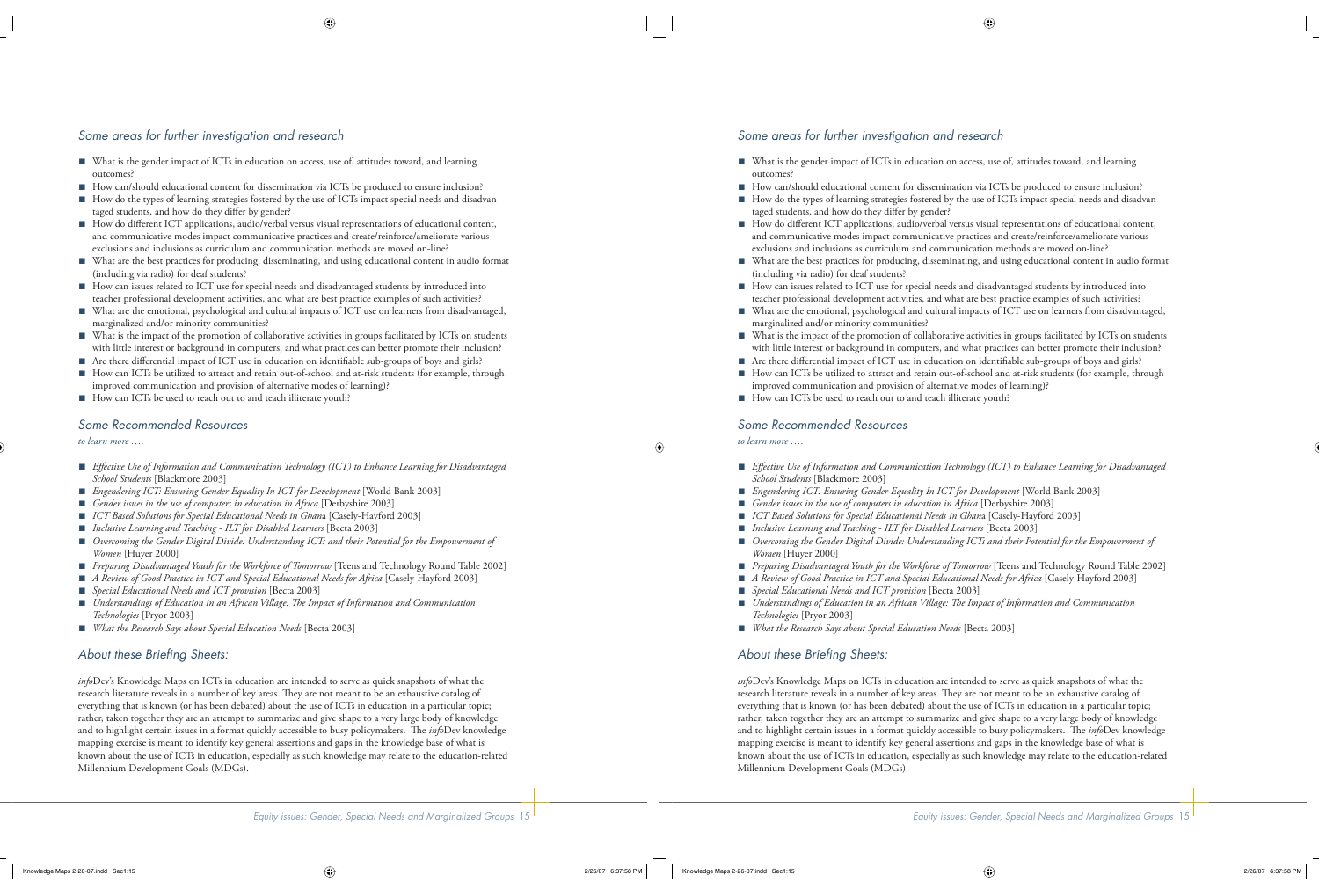## Some areas for further investigation and research

- What is the gender impact of ICTs in education on access, use of, attitudes toward, and learning outcomes?
- How can/should educational content for dissemination via ICTs be produced to ensure inclusion?
- How do the types of learning strategies fostered by the use of ICTs impact special needs and disadvantaged students, and how do they differ by gender?
- How do different ICT applications, audio/verbal versus visual representations of educational content, and communicative modes impact communicative practices and create/reinforce/ameliorate various exclusions and inclusions as curriculum and communication methods are moved on-line?
- What are the best practices for producing, disseminating, and using educational content in audio format (including via radio) for deaf students?
- How can issues related to ICT use for special needs and disadvantaged students by introduced into teacher professional development activities, and what are best practice examples of such activities?
- What are the emotional, psychological and cultural impacts of ICT use on learners from disadvantaged, marginalized and/or minority communities?
- What is the impact of the promotion of collaborative activities in groups facilitated by ICTs on students with little interest or background in computers, and what practices can better promote their inclusion?
- Are there differential impact of ICT use in education on identifiable sub-groups of boys and girls?
- How can ICTs be utilized to attract and retain out-of-school and at-risk students (for example, through improved communication and provision of alternative modes of learning)?
- How can ICTs be used to reach out to and teach illiterate youth?

## Some Recommended Resources

*to learn more ….*

- *Effective Use of Information and Communication Technology (ICT) to Enhance Learning for Disadvantaged School Students* [Blackmore 2003]
- *Engendering ICT: Ensuring Gender Equality In ICT for Development* [World Bank 2003]
- *Gender issues in the use of computers in education in Africa* [Derbyshire 2003]
- *ICT Based Solutions for Special Educational Needs in Ghana* [Casely-Hayford 2003]
- *Inclusive Learning and Teaching - ILT for Disabled Learners* [Becta 2003]
- *Overcoming the Gender Digital Divide: Understanding ICTs and their Potential for the Empowerment of Women* [Huyer 2000]
- *Preparing Disadvantaged Youth for the Workforce of Tomorrow* [Teens and Technology Round Table 2002]
- *A Review of Good Practice in ICT and Special Educational Needs for Africa* [Casely-Hayford 2003]
- *Special Educational Needs and ICT provision* [Becta 2003]
- *Understandings of Education in an African Village: The Impact of Information and Communication Technologies* [Pryor 2003]
- *What the Research Says about Special Education Needs* [Becta 2003]

## About these Briefing Sheets:

*info*Dev's Knowledge Maps on ICTs in education are intended to serve as quick snapshots of what the research literature reveals in a number of key areas. They are not meant to be an exhaustive catalog of everything that is known (or has been debated) about the use of ICTs in education in a particular topic; rather, taken together they are an attempt to summarize and give shape to a very large body of knowledge and to highlight certain issues in a format quickly accessible to busy policymakers. The *info*Dev knowledge mapping exercise is meant to identify key general assertions and gaps in the knowledge base of what is known about the use of ICTs in education, especially as such knowledge may relate to the education-related Millennium Development Goals (MDGs).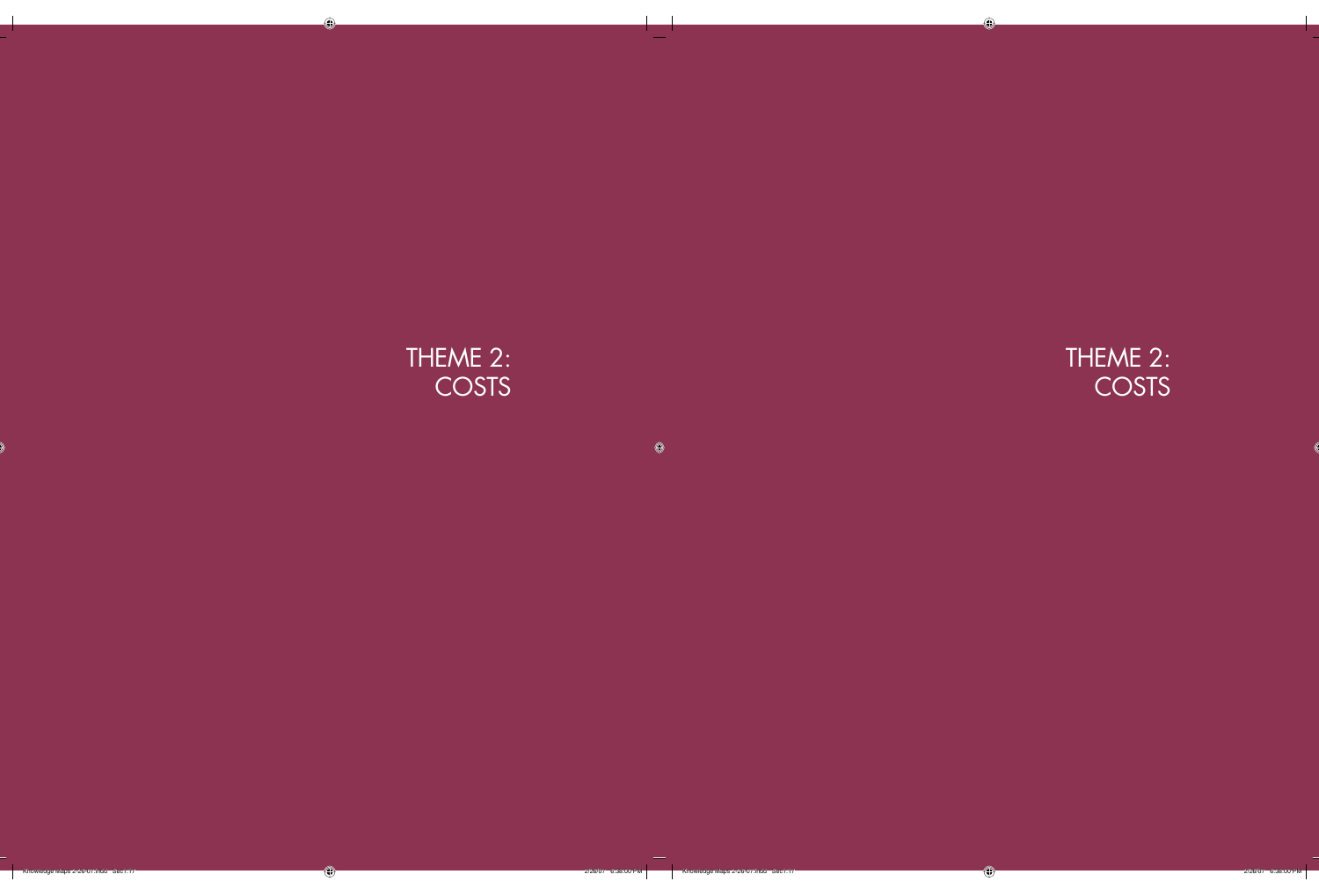# THEME 2: COSTS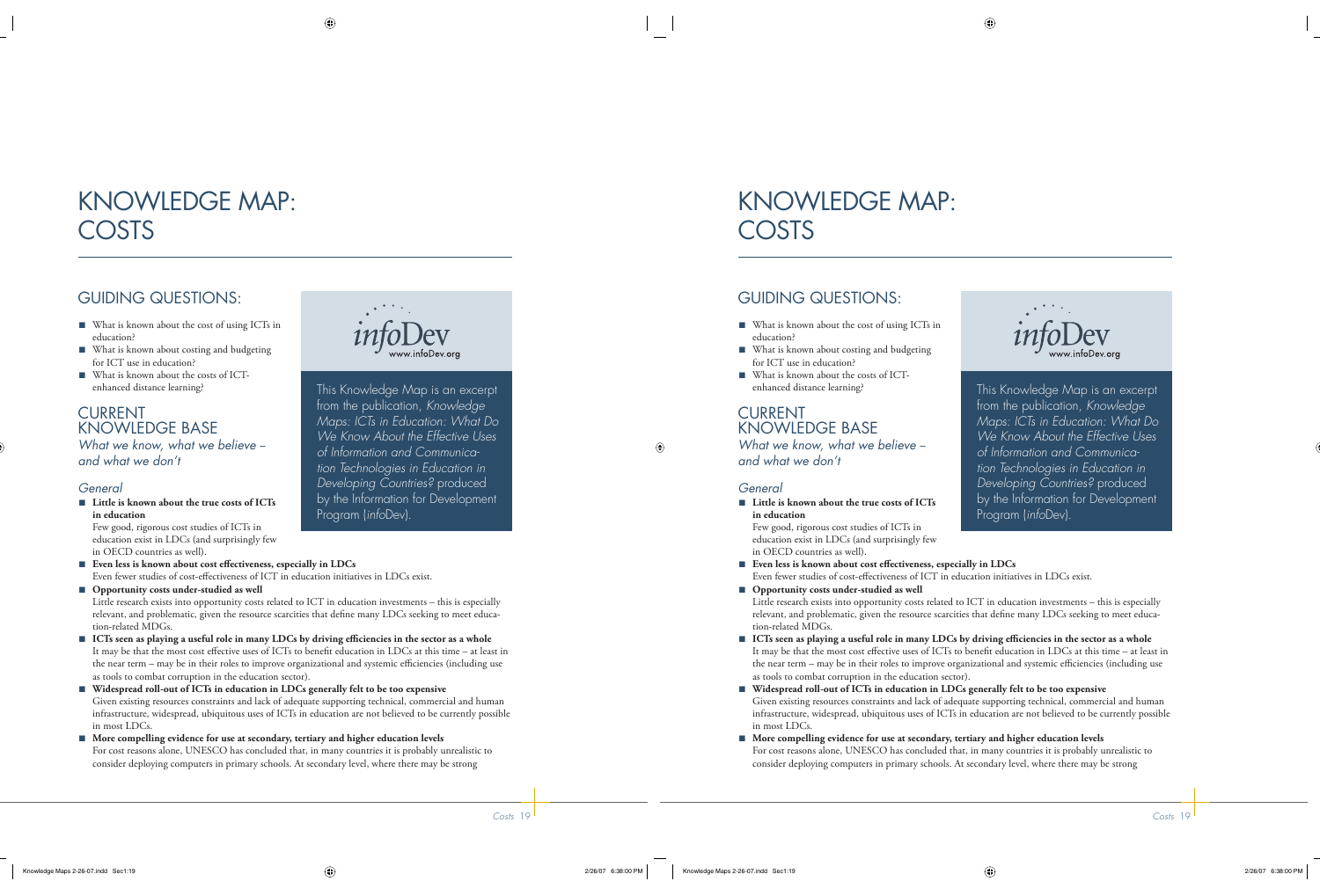# KNOWLEDGE MAP: COSTS

## GUIDING QUESTIONS:

- What is known about the cost of using ICTs in education?
- What is known about costing and budgeting for ICT use in education?
- What is known about the costs of ICT-enhanced distance learning?

*info*Dev
www.infoDev.org

This Knowledge Map is an excerpt from the publication, *Knowledge Maps: ICTs in Education: What Do We Know About the Effective Uses of Information and Communication Technologies in Education in Developing Countries?* produced by the Information for Development Program (*info*Dev).

## CURRENT KNOWLEDGE BASE

*What we know, what we believe – and what we don't*

### *General*

- **Little is known about the true costs of ICTs in education**
  Few good, rigorous cost studies of ICTs in education exist in LDCs (and surprisingly few in OECD countries as well).
- **Even less is known about cost effectiveness, especially in LDCs**
  Even fewer studies of cost-effectiveness of ICT in education initiatives in LDCs exist.
- **Opportunity costs under-studied as well**
  Little research exists into opportunity costs related to ICT in education investments – this is especially relevant, and problematic, given the resource scarcities that define many LDCs seeking to meet education-related MDGs.
- **ICTs seen as playing a useful role in many LDCs by driving efficiencies in the sector as a whole**
  It may be that the most cost effective uses of ICTs to benefit education in LDCs at this time – at least in the near term – may be in their roles to improve organizational and systemic efficiencies (including use as tools to combat corruption in the education sector).
- **Widespread roll-out of ICTs in education in LDCs generally felt to be too expensive**
  Given existing resources constraints and lack of adequate supporting technical, commercial and human infrastructure, widespread, ubiquitous uses of ICTs in education are not believed to be currently possible in most LDCs.
- **More compelling evidence for use at secondary, tertiary and higher education levels**
  For cost reasons alone, UNESCO has concluded that, in many countries it is probably unrealistic to consider deploying computers in primary schools. At secondary level, where there may be strong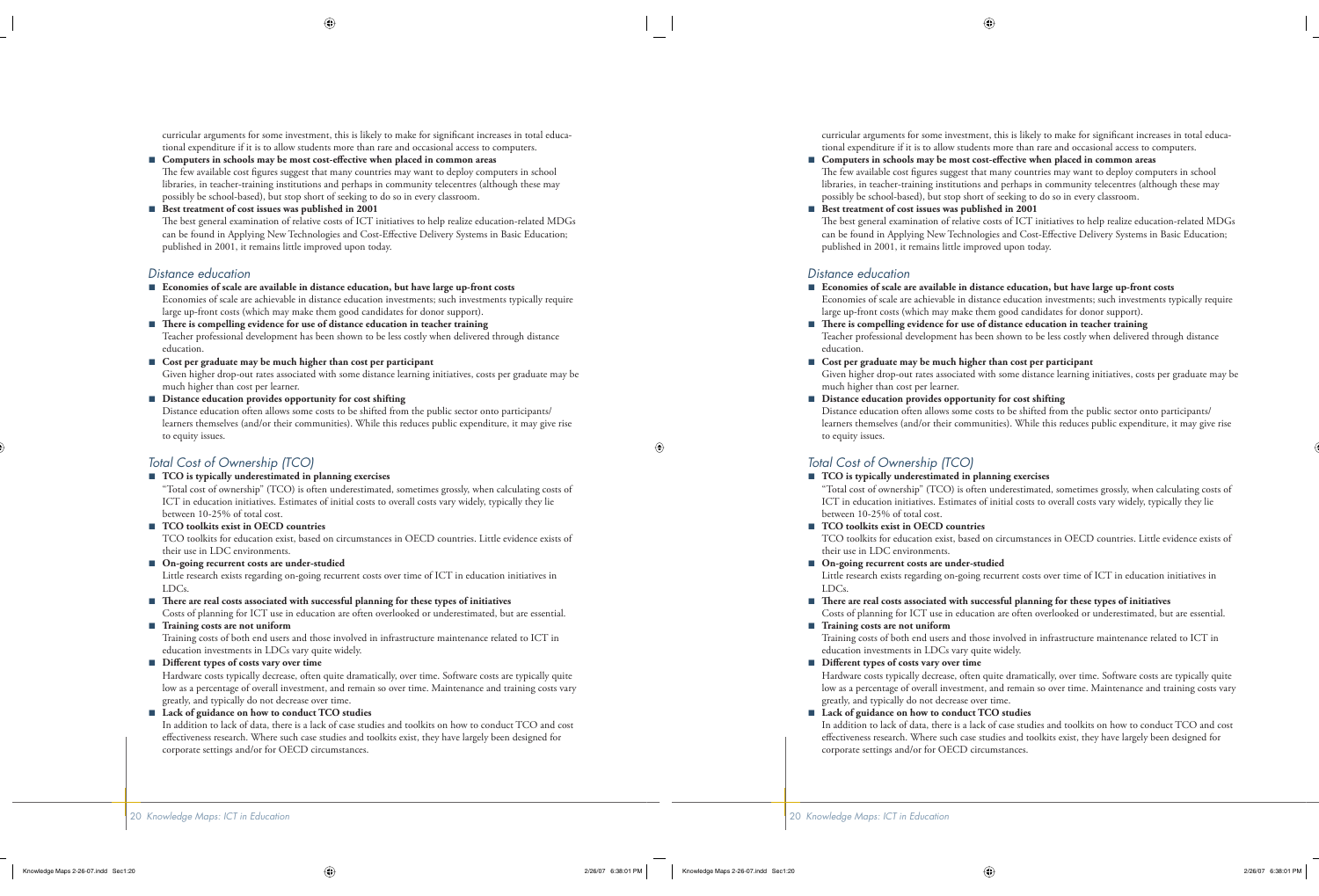curricular arguments for some investment, this is likely to make for significant increases in total educational expenditure if it is to allow students more than rare and occasional access to computers.

- **Computers in schools may be most cost-effective when placed in common areas**
  The few available cost figures suggest that many countries may want to deploy computers in school libraries, in teacher-training institutions and perhaps in community telecentres (although these may possibly be school-based), but stop short of seeking to do so in every classroom.
- **Best treatment of cost issues was published in 2001**
  The best general examination of relative costs of ICT initiatives to help realize education-related MDGs can be found in Applying New Technologies and Cost-Effective Delivery Systems in Basic Education; published in 2001, it remains little improved upon today.

## *Distance education*

- **Economies of scale are available in distance education, but have large up-front costs**
  Economies of scale are achievable in distance education investments; such investments typically require large up-front costs (which may make them good candidates for donor support).
- **There is compelling evidence for use of distance education in teacher training**
  Teacher professional development has been shown to be less costly when delivered through distance education.
- **Cost per graduate may be much higher than cost per participant**
  Given higher drop-out rates associated with some distance learning initiatives, costs per graduate may be much higher than cost per learner.
- **Distance education provides opportunity for cost shifting**
  Distance education often allows some costs to be shifted from the public sector onto participants/learners themselves (and/or their communities). While this reduces public expenditure, it may give rise to equity issues.

## *Total Cost of Ownership (TCO)*

- **TCO is typically underestimated in planning exercises**
  "Total cost of ownership" (TCO) is often underestimated, sometimes grossly, when calculating costs of ICT in education initiatives. Estimates of initial costs to overall costs vary widely, typically they lie between 10-25% of total cost.
- **TCO toolkits exist in OECD countries**
  TCO toolkits for education exist, based on circumstances in OECD countries. Little evidence exists of their use in LDC environments.
- **On-going recurrent costs are under-studied**
  Little research exists regarding on-going recurrent costs over time of ICT in education initiatives in LDCs.
- **There are real costs associated with successful planning for these types of initiatives**
  Costs of planning for ICT use in education are often overlooked or underestimated, but are essential.
- **Training costs are not uniform**
  Training costs of both end users and those involved in infrastructure maintenance related to ICT in education investments in LDCs vary quite widely.
- **Different types of costs vary over time**
  Hardware costs typically decrease, often quite dramatically, over time. Software costs are typically quite low as a percentage of overall investment, and remain so over time. Maintenance and training costs vary greatly, and typically do not decrease over time.
- **Lack of guidance on how to conduct TCO studies**
  In addition to lack of data, there is a lack of case studies and toolkits on how to conduct TCO and cost effectiveness research. Where such case studies and toolkits exist, they have largely been designed for corporate settings and/or for OECD circumstances.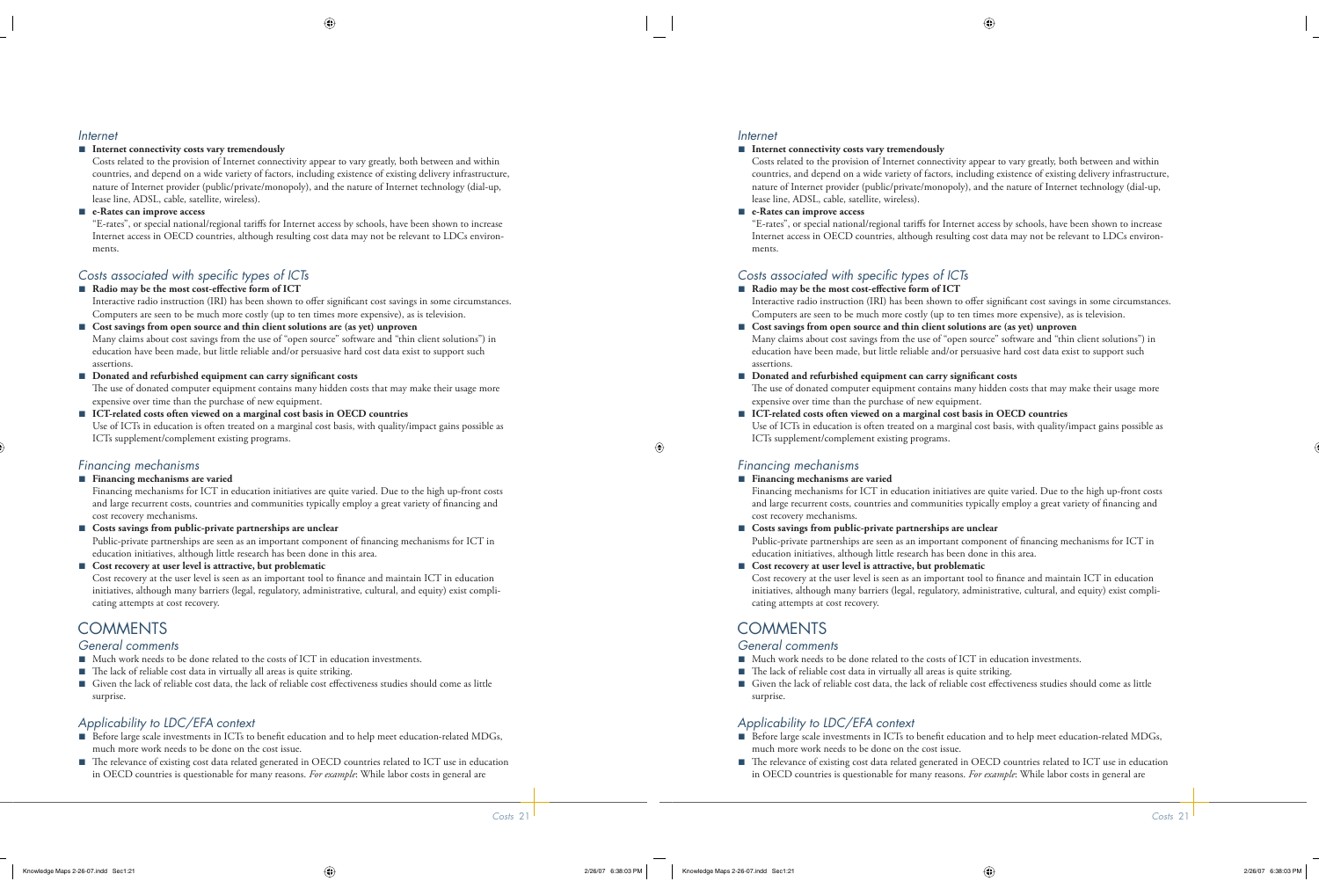### Internet

- **Internet connectivity costs vary tremendously**
  Costs related to the provision of Internet connectivity appear to vary greatly, both between and within countries, and depend on a wide variety of factors, including existence of existing delivery infrastructure, nature of Internet provider (public/private/monopoly), and the nature of Internet technology (dial-up, lease line, ADSL, cable, satellite, wireless).
- **e-Rates can improve access**
  "E-rates", or special national/regional tariffs for Internet access by schools, have been shown to increase Internet access in OECD countries, although resulting cost data may not be relevant to LDCs environments.

### Costs associated with specific types of ICTs

- **Radio may be the most cost-effective form of ICT**
  Interactive radio instruction (IRI) has been shown to offer significant cost savings in some circumstances. Computers are seen to be much more costly (up to ten times more expensive), as is television.
- **Cost savings from open source and thin client solutions are (as yet) unproven**
  Many claims about cost savings from the use of "open source" software and "thin client solutions") in education have been made, but little reliable and/or persuasive hard cost data exist to support such assertions.
- **Donated and refurbished equipment can carry significant costs**
  The use of donated computer equipment contains many hidden costs that may make their usage more expensive over time than the purchase of new equipment.
- **ICT-related costs often viewed on a marginal cost basis in OECD countries**
  Use of ICTs in education is often treated on a marginal cost basis, with quality/impact gains possible as ICTs supplement/complement existing programs.

### Financing mechanisms

- **Financing mechanisms are varied**
  Financing mechanisms for ICT in education initiatives are quite varied. Due to the high up-front costs and large recurrent costs, countries and communities typically employ a great variety of financing and cost recovery mechanisms.
- **Costs savings from public-private partnerships are unclear**
  Public-private partnerships are seen as an important component of financing mechanisms for ICT in education initiatives, although little research has been done in this area.
- **Cost recovery at user level is attractive, but problematic**
  Cost recovery at the user level is seen as an important tool to finance and maintain ICT in education initiatives, although many barriers (legal, regulatory, administrative, cultural, and equity) exist complicating attempts at cost recovery.

## COMMENTS

### General comments

- Much work needs to be done related to the costs of ICT in education investments.
- The lack of reliable cost data in virtually all areas is quite striking.
- Given the lack of reliable cost data, the lack of reliable cost effectiveness studies should come as little surprise.

### Applicability to LDC/EFA context

- Before large scale investments in ICTs to benefit education and to help meet education-related MDGs, much more work needs to be done on the cost issue.
- The relevance of existing cost data related generated in OECD countries related to ICT use in education in OECD countries is questionable for many reasons. *For example*: While labor costs in general are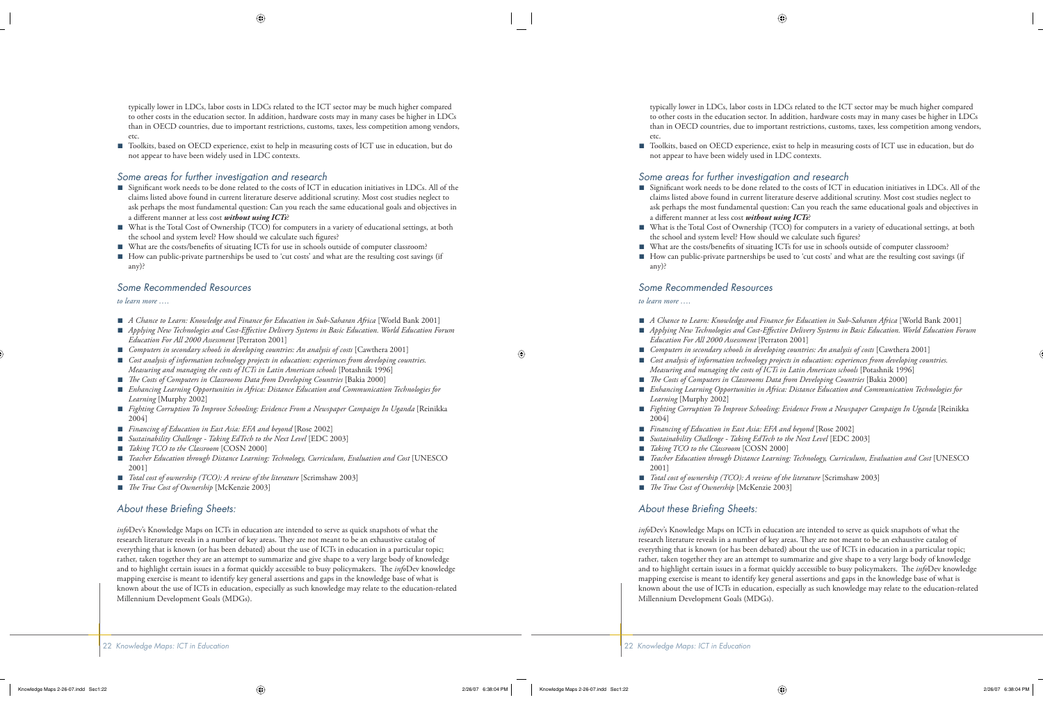typically lower in LDCs, labor costs in LDCs related to the ICT sector may be much higher compared to other costs in the education sector. In addition, hardware costs may in many cases be higher in LDCs than in OECD countries, due to important restrictions, customs, taxes, less competition among vendors, etc.

- Toolkits, based on OECD experience, exist to help in measuring costs of ICT use in education, but do not appear to have been widely used in LDC contexts.

### Some areas for further investigation and research

- Significant work needs to be done related to the costs of ICT in education initiatives in LDCs. All of the claims listed above found in current literature deserve additional scrutiny. Most cost studies neglect to ask perhaps the most fundamental question: Can you reach the same educational goals and objectives in a different manner at less cost ***without using ICTs***?
- What is the Total Cost of Ownership (TCO) for computers in a variety of educational settings, at both the school and system level? How should we calculate such figures?
- What are the costs/benefits of situating ICTs for use in schools outside of computer classroom?
- How can public-private partnerships be used to 'cut costs' and what are the resulting cost savings (if any)?

### Some Recommended Resources

*to learn more ….*

- *A Chance to Learn: Knowledge and Finance for Education in Sub-Saharan Africa* [World Bank 2001]
- *Applying New Technologies and Cost-Effective Delivery Systems in Basic Education. World Education Forum Education For All 2000 Assessment* [Perraton 2001]
- *Computers in secondary schools in developing countries: An analysis of costs* [Cawthera 2001]
- *Cost analysis of information technology projects in education: experiences from developing countries. Measuring and managing the costs of ICTs in Latin American schools* [Potashnik 1996]
- *The Costs of Computers in Classrooms Data from Developing Countries* [Bakia 2000]
- *Enhancing Learning Opportunities in Africa: Distance Education and Communication Technologies for Learning* [Murphy 2002]
- *Fighting Corruption To Improve Schooling: Evidence From a Newspaper Campaign In Uganda* [Reinikka 2004]
- *Financing of Education in East Asia: EFA and beyond* [Rose 2002]
- *Sustainability Challenge - Taking EdTech to the Next Level* [EDC 2003]
- *Taking TCO to the Classroom* [COSN 2000]
- *Teacher Education through Distance Learning: Technology, Curriculum, Evaluation and Cost* [UNESCO 2001]
- *Total cost of ownership (TCO): A review of the literature* [Scrimshaw 2003]
- *The True Cost of Ownership* [McKenzie 2003]

### About these Briefing Sheets:

*info*Dev's Knowledge Maps on ICTs in education are intended to serve as quick snapshots of what the research literature reveals in a number of key areas. They are not meant to be an exhaustive catalog of everything that is known (or has been debated) about the use of ICTs in education in a particular topic; rather, taken together they are an attempt to summarize and give shape to a very large body of knowledge and to highlight certain issues in a format quickly accessible to busy policymakers. The *info*Dev knowledge mapping exercise is meant to identify key general assertions and gaps in the knowledge base of what is known about the use of ICTs in education, especially as such knowledge may relate to the education-related Millennium Development Goals (MDGs).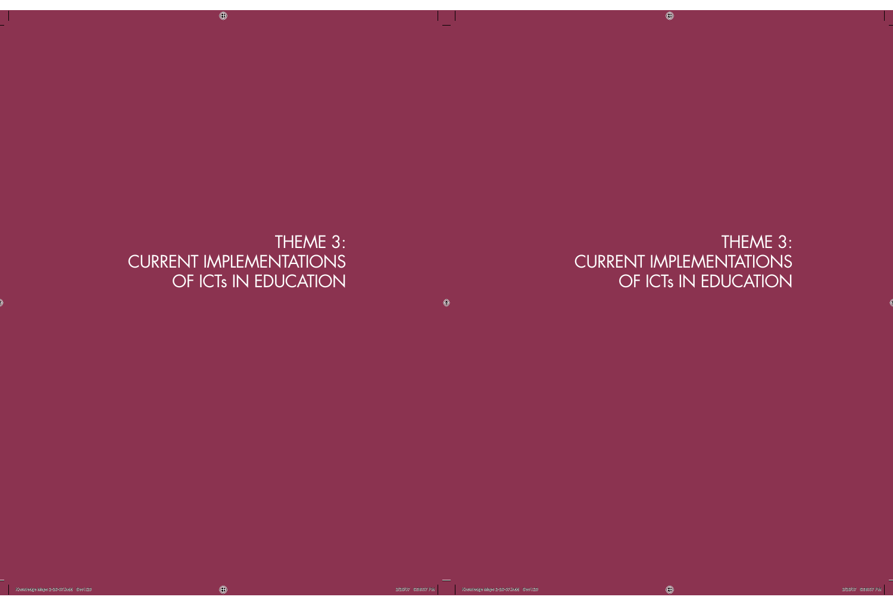# THEME 3: CURRENT IMPLEMENTATIONS OF ICTs IN EDUCATION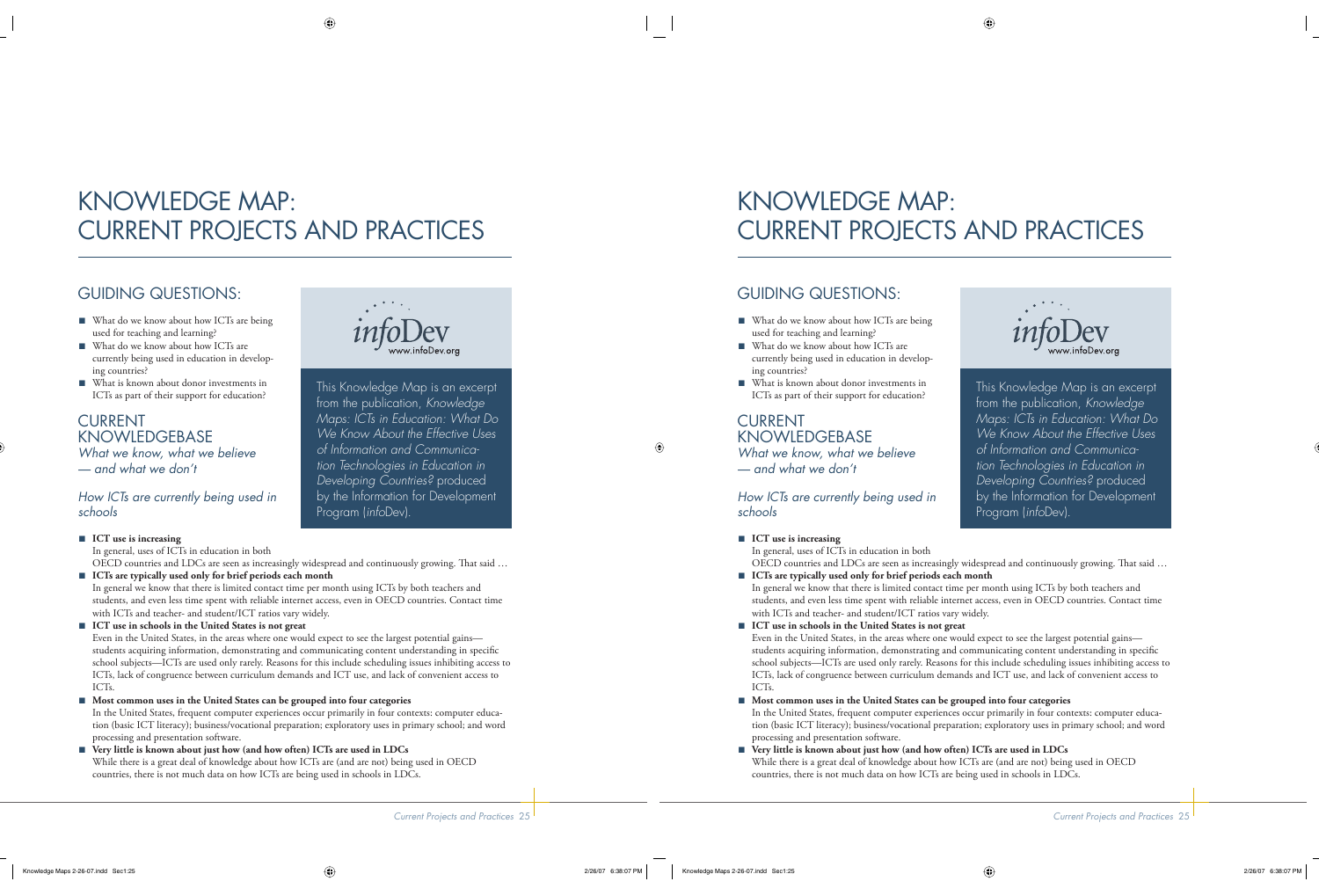# KNOWLEDGE MAP: CURRENT PROJECTS AND PRACTICES

## GUIDING QUESTIONS:

- What do we know about how ICTs are being used for teaching and learning?
- What do we know about how ICTs are currently being used in education in developing countries?
- What is known about donor investments in ICTs as part of their support for education?

This Knowledge Map is an excerpt from the publication, *Knowledge Maps: ICTs in Education: What Do We Know About the Effective Uses of Information and Communication Technologies in Education in Developing Countries?* produced by the Information for Development Program (*info*Dev).

## CURRENT KNOWLEDGEBASE

*What we know, what we believe — and what we don't*

### *How ICTs are currently being used in schools*

- **ICT use is increasing**
  In general, uses of ICTs in education in both OECD countries and LDCs are seen as increasingly widespread and continuously growing. That said …
- **ICTs are typically used only for brief periods each month**
  In general we know that there is limited contact time per month using ICTs by both teachers and students, and even less time spent with reliable internet access, even in OECD countries. Contact time with ICTs and teacher- and student/ICT ratios vary widely.
- **ICT use in schools in the United States is not great**
  Even in the United States, in the areas where one would expect to see the largest potential gains—students acquiring information, demonstrating and communicating content understanding in specific school subjects—ICTs are used only rarely. Reasons for this include scheduling issues inhibiting access to ICTs, lack of congruence between curriculum demands and ICT use, and lack of convenient access to ICTs.
- **Most common uses in the United States can be grouped into four categories**
  In the United States, frequent computer experiences occur primarily in four contexts: computer education (basic ICT literacy); business/vocational preparation; exploratory uses in primary school; and word processing and presentation software.
- **Very little is known about just how (and how often) ICTs are used in LDCs**
  While there is a great deal of knowledge about how ICTs are (and are not) being used in OECD countries, there is not much data on how ICTs are being used in schools in LDCs.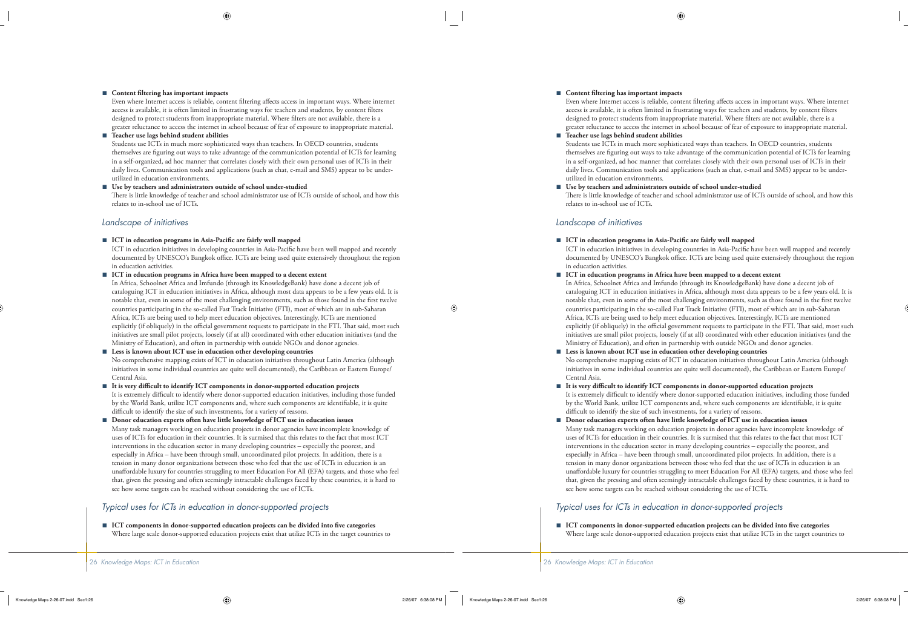- **Content filtering has important impacts**
  Even where Internet access is reliable, content filtering affects access in important ways. Where internet access is available, it is often limited in frustrating ways for teachers and students, by content filters designed to protect students from inappropriate material. Where filters are not available, there is a greater reluctance to access the internet in school because of fear of exposure to inappropriate material.
- **Teacher use lags behind student abilities**
  Students use ICTs in much more sophisticated ways than teachers. In OECD countries, students themselves are figuring out ways to take advantage of the communication potential of ICTs for learning in a self-organized, ad hoc manner that correlates closely with their own personal uses of ICTs in their daily lives. Communication tools and applications (such as chat, e-mail and SMS) appear to be under-utilized in education environments.
- **Use by teachers and administrators outside of school under-studied**
  There is little knowledge of teacher and school administrator use of ICTs outside of school, and how this relates to in-school use of ICTs.

## *Landscape of initiatives*

- **ICT in education programs in Asia-Pacific are fairly well mapped**
  ICT in education initiatives in developing countries in Asia-Pacific have been well mapped and recently documented by UNESCO's Bangkok office. ICTs are being used quite extensively throughout the region in education activities.
- **ICT in education programs in Africa have been mapped to a decent extent**
  In Africa, Schoolnet Africa and Imfundo (through its KnowledgeBank) have done a decent job of cataloguing ICT in education initiatives in Africa, although most data appears to be a few years old. It is notable that, even in some of the most challenging environments, such as those found in the first twelve countries participating in the so-called Fast Track Initiative (FTI), most of which are in sub-Saharan Africa, ICTs are being used to help meet education objectives. Interestingly, ICTs are mentioned explicitly (if obliquely) in the official government requests to participate in the FTI. That said, most such initiatives are small pilot projects, loosely (if at all) coordinated with other education initiatives (and the Ministry of Education), and often in partnership with outside NGOs and donor agencies.
- **Less is known about ICT use in education other developing countries**
  No comprehensive mapping exists of ICT in education initiatives throughout Latin America (although initiatives in some individual countries are quite well documented), the Caribbean or Eastern Europe/ Central Asia.
- **It is very difficult to identify ICT components in donor-supported education projects**
  It is extremely difficult to identify where donor-supported education initiatives, including those funded by the World Bank, utilize ICT components and, where such components are identifiable, it is quite difficult to identify the size of such investments, for a variety of reasons.
- **Donor education experts often have little knowledge of ICT use in education issues**
  Many task managers working on education projects in donor agencies have incomplete knowledge of uses of ICTs for education in their countries. It is surmised that this relates to the fact that most ICT interventions in the education sector in many developing countries – especially the poorest, and especially in Africa – have been through small, uncoordinated pilot projects. In addition, there is a tension in many donor organizations between those who feel that the use of ICTs in education is an unaffordable luxury for countries struggling to meet Education For All (EFA) targets, and those who feel that, given the pressing and often seemingly intractable challenges faced by these countries, it is hard to see how some targets can be reached without considering the use of ICTs.

## *Typical uses for ICTs in education in donor-supported projects*

- **ICT components in donor-supported education projects can be divided into five categories**
  Where large scale donor-supported education projects exist that utilize ICTs in the target countries to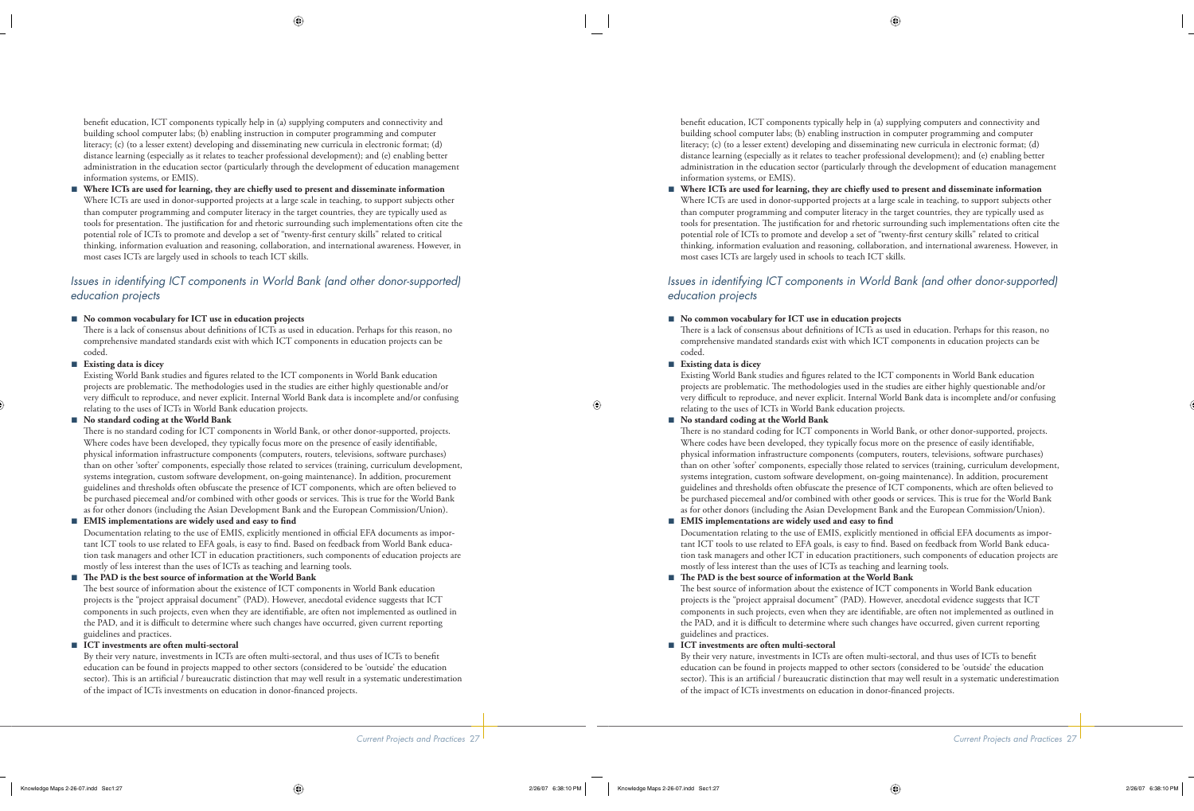benefit education, ICT components typically help in (a) supplying computers and connectivity and building school computer labs; (b) enabling instruction in computer programming and computer literacy; (c) (to a lesser extent) developing and disseminating new curricula in electronic format; (d) distance learning (especially as it relates to teacher professional development); and (e) enabling better administration in the education sector (particularly through the development of education management information systems, or EMIS).

- **Where ICTs are used for learning, they are chiefly used to present and disseminate information**
  Where ICTs are used in donor-supported projects at a large scale in teaching, to support subjects other than computer programming and computer literacy in the target countries, they are typically used as tools for presentation. The justification for and rhetoric surrounding such implementations often cite the potential role of ICTs to promote and develop a set of "twenty-first century skills" related to critical thinking, information evaluation and reasoning, collaboration, and international awareness. However, in most cases ICTs are largely used in schools to teach ICT skills.

## *Issues in identifying ICT components in World Bank (and other donor-supported) education projects*

- **No common vocabulary for ICT use in education projects**
  There is a lack of consensus about definitions of ICTs as used in education. Perhaps for this reason, no comprehensive mandated standards exist with which ICT components in education projects can be coded.
- **Existing data is dicey**
  Existing World Bank studies and figures related to the ICT components in World Bank education projects are problematic. The methodologies used in the studies are either highly questionable and/or very difficult to reproduce, and never explicit. Internal World Bank data is incomplete and/or confusing relating to the uses of ICTs in World Bank education projects.
- **No standard coding at the World Bank**
  There is no standard coding for ICT components in World Bank, or other donor-supported, projects. Where codes have been developed, they typically focus more on the presence of easily identifiable, physical information infrastructure components (computers, routers, televisions, software purchases) than on other 'softer' components, especially those related to services (training, curriculum development, systems integration, custom software development, on-going maintenance). In addition, procurement guidelines and thresholds often obfuscate the presence of ICT components, which are often believed to be purchased piecemeal and/or combined with other goods or services. This is true for the World Bank as for other donors (including the Asian Development Bank and the European Commission/Union).
- **EMIS implementations are widely used and easy to find**
  Documentation relating to the use of EMIS, explicitly mentioned in official EFA documents as important ICT tools to use related to EFA goals, is easy to find. Based on feedback from World Bank education task managers and other ICT in education practitioners, such components of education projects are mostly of less interest than the uses of ICTs as teaching and learning tools.
- **The PAD is the best source of information at the World Bank**
  The best source of information about the existence of ICT components in World Bank education projects is the "project appraisal document" (PAD). However, anecdotal evidence suggests that ICT components in such projects, even when they are identifiable, are often not implemented as outlined in the PAD, and it is difficult to determine where such changes have occurred, given current reporting guidelines and practices.
- **ICT investments are often multi-sectoral**
  By their very nature, investments in ICTs are often multi-sectoral, and thus uses of ICTs to benefit education can be found in projects mapped to other sectors (considered to be 'outside' the education sector). This is an artificial / bureaucratic distinction that may well result in a systematic underestimation of the impact of ICTs investments on education in donor-financed projects.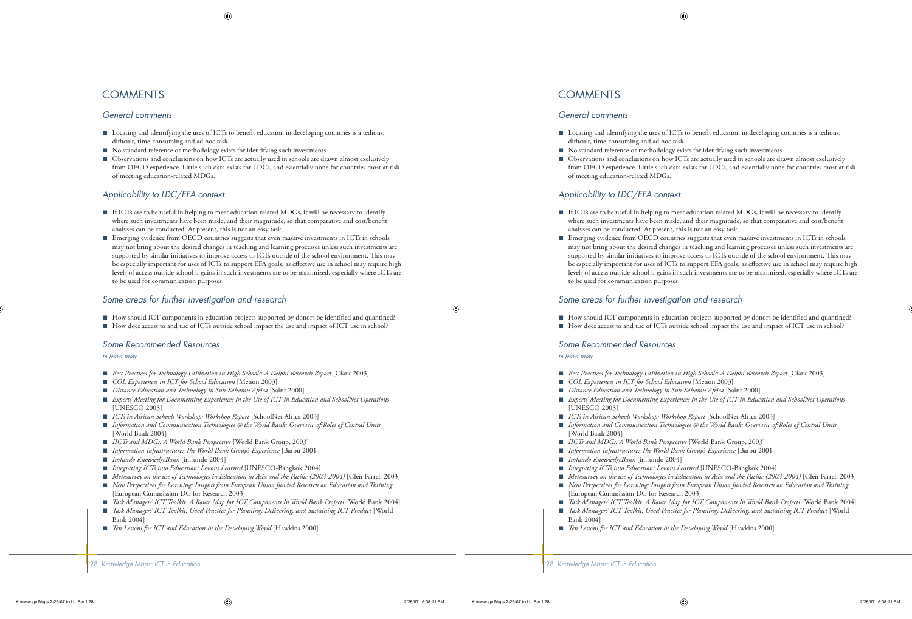# COMMENTS

## General comments

- Locating and identifying the uses of ICTs to benefit education in developing countries is a tedious, difficult, time-consuming and ad hoc task.
- No standard reference or methodology exists for identifying such investments.
- Observations and conclusions on how ICTs are actually used in schools are drawn almost exclusively from OECD experience. Little such data exists for LDCs, and essentially none for countries most at risk of meeting education-related MDGs.

## Applicability to LDC/EFA context

- If ICTs are to be useful in helping to meet education-related MDGs, it will be necessary to identify where such investments have been made, and their magnitude, so that comparative and cost/benefit analyses can be conducted. At present, this is not an easy task.
- Emerging evidence from OECD countries suggests that even massive investments in ICTs in schools may not bring about the desired changes in teaching and learning processes unless such investments are supported by similar initiatives to improve access to ICTs outside of the school environment. This may be especially important for uses of ICTs to support EFA goals, as effective use in school may require high levels of access outside school if gains in such investments are to be maximized, especially where ICTs are to be used for communication purposes.

## Some areas for further investigation and research

- How should ICT components in education projects supported by donors be identified and quantified?
- How does access to and use of ICTs outside school impact the use and impact of ICT use in school?

## Some Recommended Resources

*to learn more ….*

- *Best Practices for Technology Utilization in High Schools: A Delphi Research Report* [Clark 2003]
- *COL Experiences in ICT for School Education* [Menon 2003]
- *Distance Education and Technology in Sub-Saharan Africa* [Saint 2000]
- *Experts' Meeting for Documenting Experiences in the Use of ICT in Education and SchoolNet Operations* [UNESCO 2003]
- *ICTs in African Schools Workshop: Workshop Report* [SchoolNet Africa 2003]
- *Information and Communication Technologies @ the World Bank: Overview of Roles of Central Units* [World Bank 2004]
- *IICTs and MDGs: A World Bank Perspective* [World Bank Group, 2003]
- *Information Infrastructure: The World Bank Group's Experience* [Barbu 2001
- *Imfundo KnowledgeBank* [imfundo 2004]
- *Integrating ICTs into Education: Lessons Learned* [UNESCO-Bangkok 2004]
- *Metasurvey on the use of Technologies in Education in Asia and the Pacific (2003-2004)* [Glen Farrell 2003]
- *New Perspectives for Learning: Insights from European Union funded Research on Education and Training* [European Commission DG for Research 2003]
- *Task Managers' ICT Toolkit: A Route Map for ICT Components In World Bank Projects* [World Bank 2004]
- *Task Managers' ICT Toolkit: Good Practice for Planning, Delivering, and Sustaining ICT Product* [World Bank 2004]
- *Ten Lessons for ICT and Education in the Developing World* [Hawkins 2000]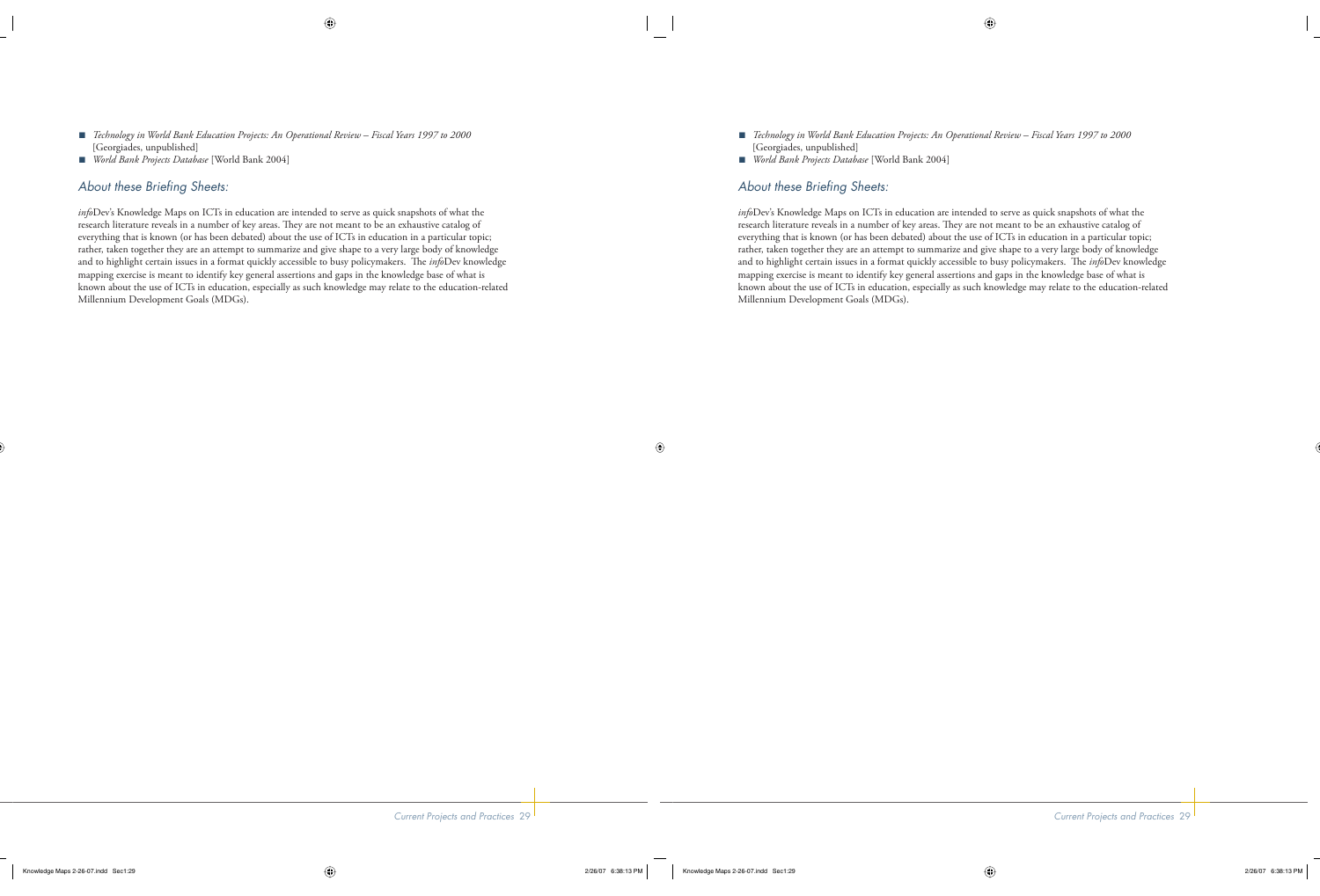- *Technology in World Bank Education Projects: An Operational Review – Fiscal Years 1997 to 2000* [Georgiades, unpublished]
- *World Bank Projects Database* [World Bank 2004]

## *About these Briefing Sheets:*

*info*Dev's Knowledge Maps on ICTs in education are intended to serve as quick snapshots of what the research literature reveals in a number of key areas. They are not meant to be an exhaustive catalog of everything that is known (or has been debated) about the use of ICTs in education in a particular topic; rather, taken together they are an attempt to summarize and give shape to a very large body of knowledge and to highlight certain issues in a format quickly accessible to busy policymakers. The *info*Dev knowledge mapping exercise is meant to identify key general assertions and gaps in the knowledge base of what is known about the use of ICTs in education, especially as such knowledge may relate to the education-related Millennium Development Goals (MDGs).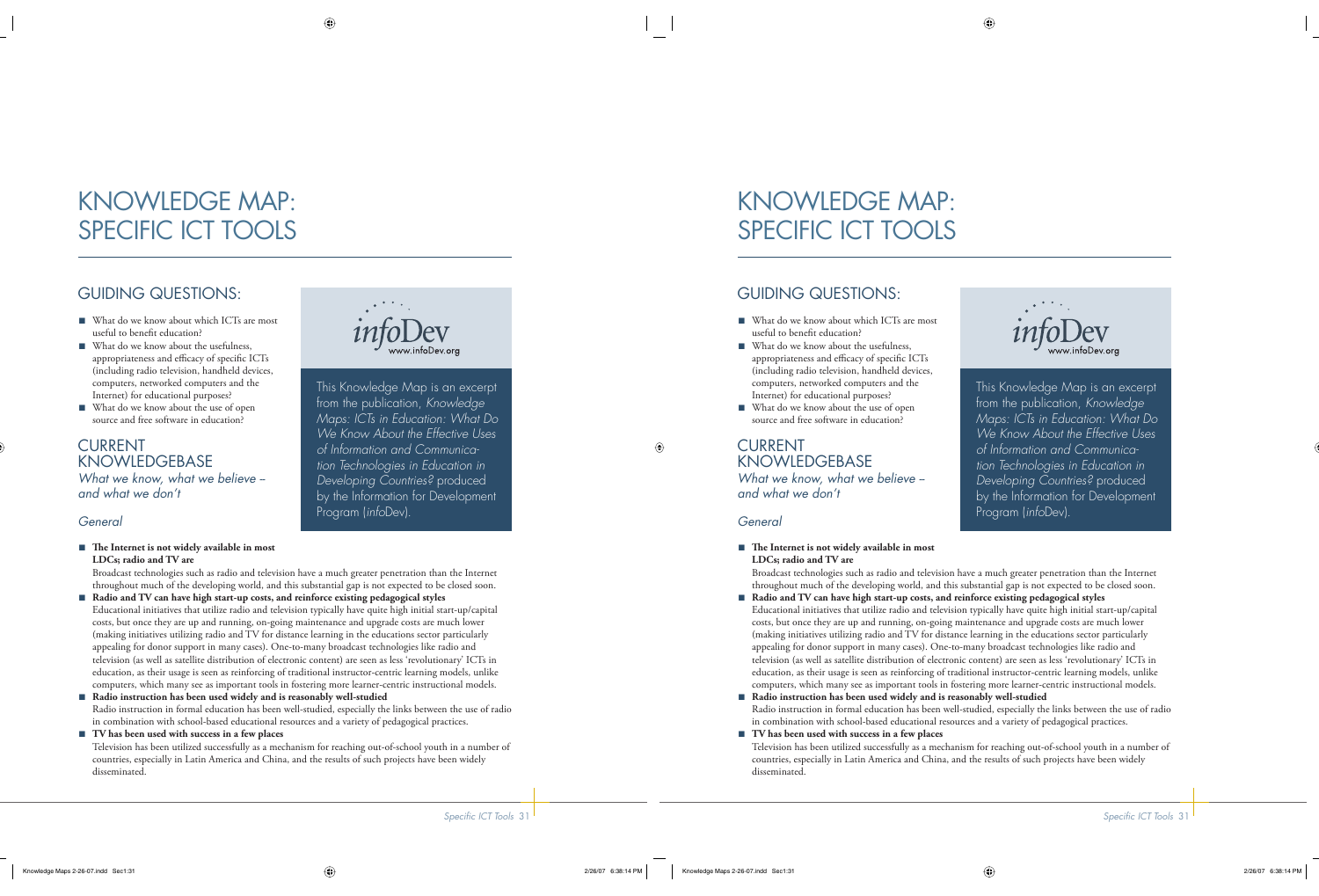# KNOWLEDGE MAP: SPECIFIC ICT TOOLS

## GUIDING QUESTIONS:

- What do we know about which ICTs are most useful to benefit education?
- What do we know about the usefulness, appropriateness and efficacy of specific ICTs (including radio television, handheld devices, computers, networked computers and the Internet) for educational purposes?
- What do we know about the use of open source and free software in education?

infoDev
www.infoDev.org

This Knowledge Map is an excerpt from the publication, *Knowledge Maps: ICTs in Education: What Do We Know About the Effective Uses of Information and Communication Technologies in Education in Developing Countries?* produced by the Information for Development Program (*info*Dev).

## CURRENT KNOWLEDGEBASE

*What we know, what we believe – and what we don't*

### *General*

- **The Internet is not widely available in most LDCs; radio and TV are**
  Broadcast technologies such as radio and television have a much greater penetration than the Internet throughout much of the developing world, and this substantial gap is not expected to be closed soon.
- **Radio and TV can have high start-up costs, and reinforce existing pedagogical styles**
  Educational initiatives that utilize radio and television typically have quite high initial start-up/capital costs, but once they are up and running, on-going maintenance and upgrade costs are much lower (making initiatives utilizing radio and TV for distance learning in the educations sector particularly appealing for donor support in many cases). One-to-many broadcast technologies like radio and television (as well as satellite distribution of electronic content) are seen as less 'revolutionary' ICTs in education, as their usage is seen as reinforcing of traditional instructor-centric learning models, unlike computers, which many see as important tools in fostering more learner-centric instructional models.
- **Radio instruction has been used widely and is reasonably well-studied**
  Radio instruction in formal education has been well-studied, especially the links between the use of radio in combination with school-based educational resources and a variety of pedagogical practices.
- **TV has been used with success in a few places**
  Television has been utilized successfully as a mechanism for reaching out-of-school youth in a number of countries, especially in Latin America and China, and the results of such projects have been widely disseminated.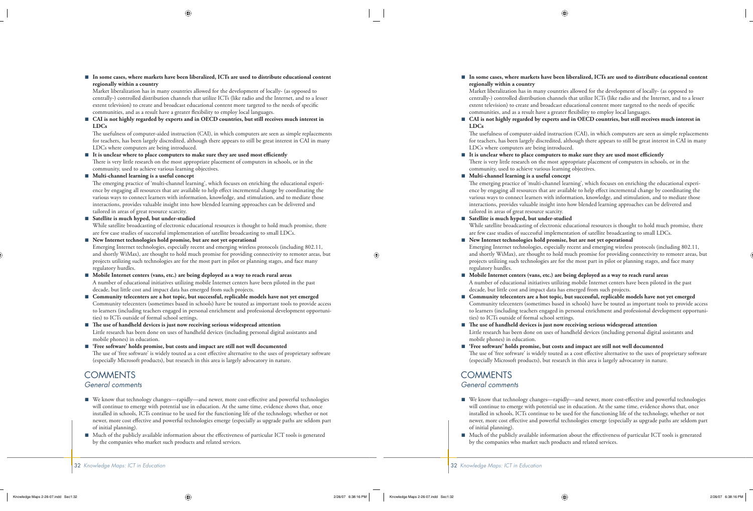- **In some cases, where markets have been liberalized, ICTs are used to distribute educational content regionally within a country**
  Market liberalization has in many countries allowed for the development of locally- (as opposed to centrally-) controlled distribution channels that utilize ICTs (like radio and the Internet, and to a lesser extent television) to create and broadcast educational content more targeted to the needs of specific communities, and as a result have a greater flexibility to employ local languages.
- **CAI is not highly regarded by experts and in OECD countries, but still receives much interest in LDCs**
  The usefulness of computer-aided instruction (CAI), in which computers are seen as simple replacements for teachers, has been largely discredited, although there appears to still be great interest in CAI in many LDCs where computers are being introduced.
- **It is unclear where to place computers to make sure they are used most efficiently**
  There is very little research on the most appropriate placement of computers in schools, or in the community, used to achieve various learning objectives.
- **Multi-channel learning is a useful concept**
  The emerging practice of 'multi-channel learning', which focuses on enriching the educational experience by engaging all resources that are available to help effect incremental change by coordinating the various ways to connect learners with information, knowledge, and stimulation, and to mediate those interactions, provides valuable insight into how blended learning approaches can be delivered and tailored in areas of great resource scarcity.
- **Satellite is much hyped, but under-studied**
  While satellite broadcasting of electronic educational resources is thought to hold much promise, there are few case studies of successful implementation of satellite broadcasting to small LDCs.
- **New Internet technologies hold promise, but are not yet operational**
  Emerging Internet technologies, especially recent and emerging wireless protocols (including 802.11, and shortly WiMax), are thought to hold much promise for providing connectivity to remoter areas, but projects utilizing such technologies are for the most part in pilot or planning stages, and face many regulatory hurdles.
- **Mobile Internet centers (vans, etc.) are being deployed as a way to reach rural areas**
  A number of educational initiatives utilizing mobile Internet centers have been piloted in the past decade, but little cost and impact data has emerged from such projects.
- **Community telecenters are a hot topic, but successful, replicable models have not yet emerged**
  Community telecenters (sometimes based in schools) have be touted as important tools to provide access to learners (including teachers engaged in personal enrichment and professional development opportunities) to ICTs outside of formal school settings.
- **The use of handheld devices is just now receiving serious widespread attention**
  Little research has been done on uses of handheld devices (including personal digital assistants and mobile phones) in education.
- **'Free software' holds promise, but costs and impact are still not well documented**
  The use of 'free software' is widely touted as a cost effective alternative to the uses of proprietary software (especially Microsoft products), but research in this area is largely advocatory in nature.

## COMMENTS

### *General comments*

- We know that technology changes—rapidly—and newer, more cost-effective and powerful technologies will continue to emerge with potential use in education. At the same time, evidence shows that, once installed in schools, ICTs continue to be used for the functioning life of the technology, whether or not newer, more cost effective and powerful technologies emerge (especially as upgrade paths are seldom part of initial planning).
- Much of the publicly available information about the effectiveness of particular ICT tools is generated by the companies who market such products and related services.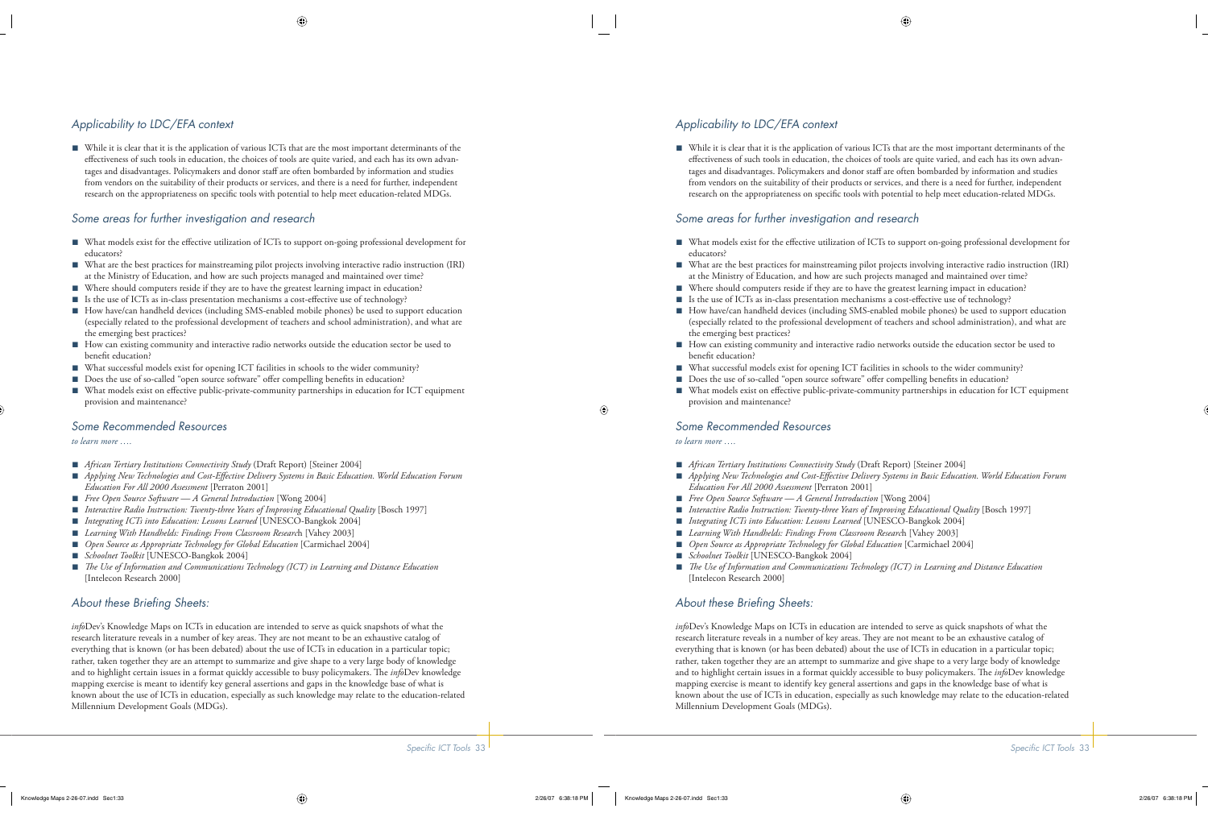## Applicability to LDC/EFA context

- While it is clear that it is the application of various ICTs that are the most important determinants of the effectiveness of such tools in education, the choices of tools are quite varied, and each has its own advantages and disadvantages. Policymakers and donor staff are often bombarded by information and studies from vendors on the suitability of their products or services, and there is a need for further, independent research on the appropriateness on specific tools with potential to help meet education-related MDGs.

## Some areas for further investigation and research

- What models exist for the effective utilization of ICTs to support on-going professional development for educators?
- What are the best practices for mainstreaming pilot projects involving interactive radio instruction (IRI) at the Ministry of Education, and how are such projects managed and maintained over time?
- Where should computers reside if they are to have the greatest learning impact in education?
- Is the use of ICTs as in-class presentation mechanisms a cost-effective use of technology?
- How have/can handheld devices (including SMS-enabled mobile phones) be used to support education (especially related to the professional development of teachers and school administration), and what are the emerging best practices?
- How can existing community and interactive radio networks outside the education sector be used to benefit education?
- What successful models exist for opening ICT facilities in schools to the wider community?
- Does the use of so-called "open source software" offer compelling benefits in education?
- What models exist on effective public-private-community partnerships in education for ICT equipment provision and maintenance?

## Some Recommended Resources

*to learn more ….*

- *African Tertiary Institutions Connectivity Study* (Draft Report) [Steiner 2004]
- *Applying New Technologies and Cost-Effective Delivery Systems in Basic Education. World Education Forum Education For All 2000 Assessment* [Perraton 2001]
- *Free Open Source Software — A General Introduction* [Wong 2004]
- *Interactive Radio Instruction: Twenty-three Years of Improving Educational Quality* [Bosch 1997]
- *Integrating ICTs into Education: Lessons Learned* [UNESCO-Bangkok 2004]
- *Learning With Handhelds: Findings From Classroom Research* [Vahey 2003]
- *Open Source as Appropriate Technology for Global Education* [Carmichael 2004]
- *Schoolnet Toolkit* [UNESCO-Bangkok 2004]
- *The Use of Information and Communications Technology (ICT) in Learning and Distance Education* [Intelecon Research 2000]

## About these Briefing Sheets:

*info*Dev's Knowledge Maps on ICTs in education are intended to serve as quick snapshots of what the research literature reveals in a number of key areas. They are not meant to be an exhaustive catalog of everything that is known (or has been debated) about the use of ICTs in education in a particular topic; rather, taken together they are an attempt to summarize and give shape to a very large body of knowledge and to highlight certain issues in a format quickly accessible to busy policymakers. The *info*Dev knowledge mapping exercise is meant to identify key general assertions and gaps in the knowledge base of what is known about the use of ICTs in education, especially as such knowledge may relate to the education-related Millennium Development Goals (MDGs).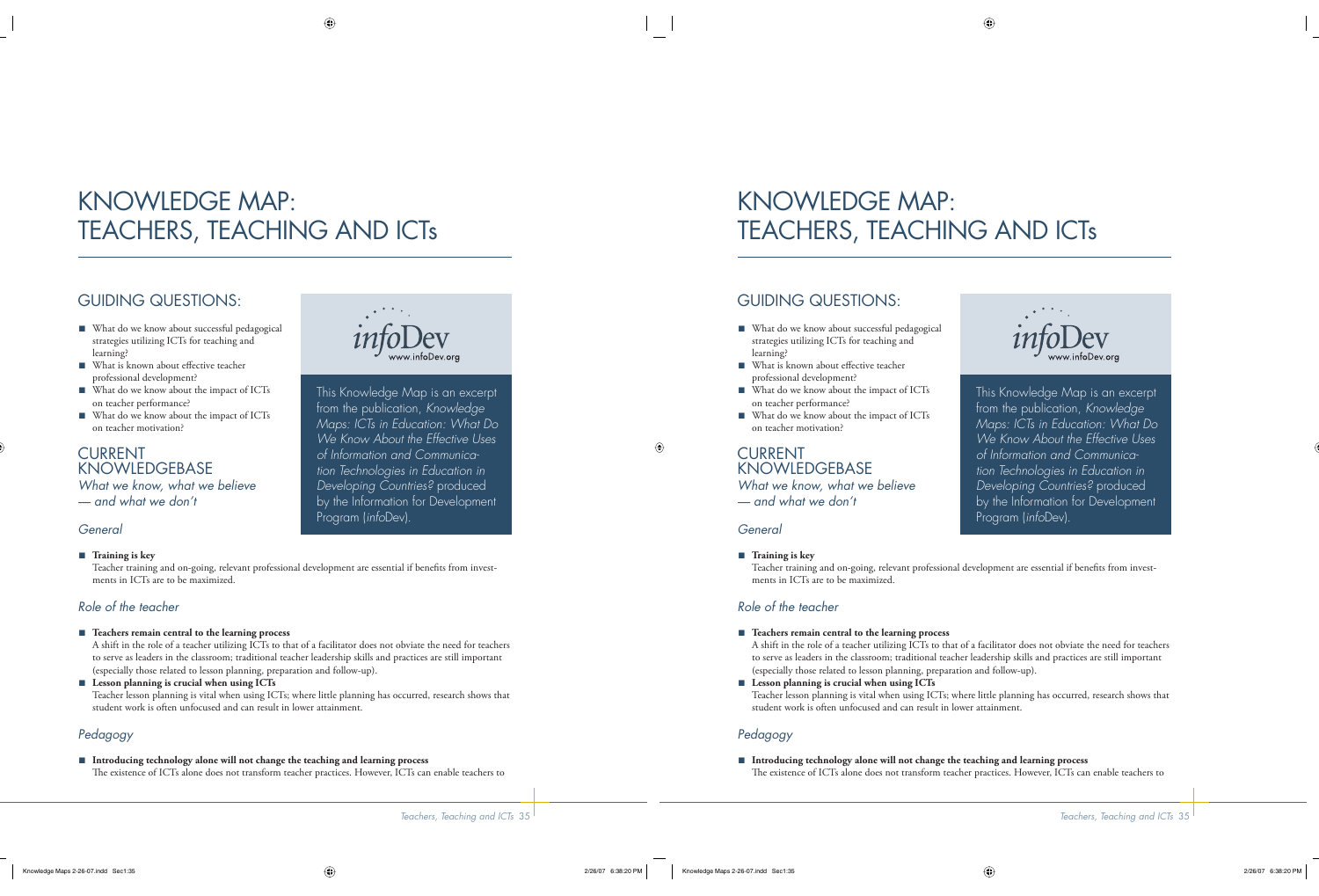# KNOWLEDGE MAP: TEACHERS, TEACHING AND ICTs

## GUIDING QUESTIONS:

- What do we know about successful pedagogical strategies utilizing ICTs for teaching and learning?
- What is known about effective teacher professional development?
- What do we know about the impact of ICTs on teacher performance?
- What do we know about the impact of ICTs on teacher motivation?

This Knowledge Map is an excerpt from the publication, *Knowledge Maps: ICTs in Education: What Do We Know About the Effective Uses of Information and Communication Technologies in Education in Developing Countries?* produced by the Information for Development Program (*info*Dev).

## CURRENT KNOWLEDGEBASE

*What we know, what we believe — and what we don't*

### *General*

- **Training is key**
  Teacher training and on-going, relevant professional development are essential if benefits from investments in ICTs are to be maximized.

### *Role of the teacher*

- **Teachers remain central to the learning process**
  A shift in the role of a teacher utilizing ICTs to that of a facilitator does not obviate the need for teachers to serve as leaders in the classroom; traditional teacher leadership skills and practices are still important (especially those related to lesson planning, preparation and follow-up).
- **Lesson planning is crucial when using ICTs**
  Teacher lesson planning is vital when using ICTs; where little planning has occurred, research shows that student work is often unfocused and can result in lower attainment.

### *Pedagogy*

- **Introducing technology alone will not change the teaching and learning process**
  The existence of ICTs alone does not transform teacher practices. However, ICTs can enable teachers to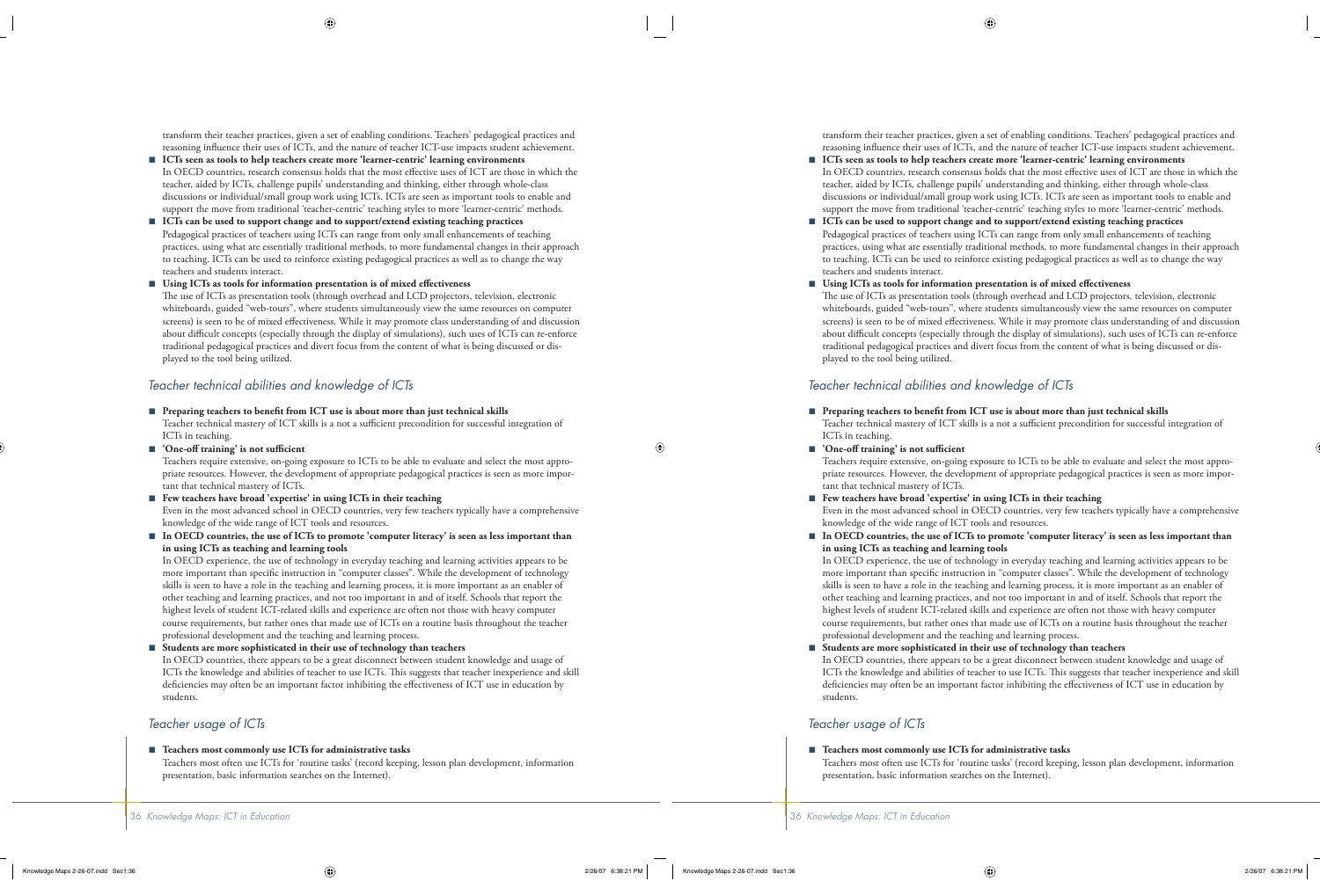transform their teacher practices, given a set of enabling conditions. Teachers' pedagogical practices and reasoning influence their uses of ICTs, and the nature of teacher ICT-use impacts student achievement.

- **ICTs seen as tools to help teachers create more 'learner-centric' learning environments**
  In OECD countries, research consensus holds that the most effective uses of ICT are those in which the teacher, aided by ICTs, challenge pupils' understanding and thinking, either through whole-class discussions or individual/small group work using ICTs. ICTs are seen as important tools to enable and support the move from traditional 'teacher-centric' teaching styles to more 'learner-centric' methods.
- **ICTs can be used to support change and to support/extend existing teaching practices**
  Pedagogical practices of teachers using ICTs can range from only small enhancements of teaching practices, using what are essentially traditional methods, to more fundamental changes in their approach to teaching. ICTs can be used to reinforce existing pedagogical practices as well as to change the way teachers and students interact.
- **Using ICTs as tools for information presentation is of mixed effectiveness**
  The use of ICTs as presentation tools (through overhead and LCD projectors, television, electronic whiteboards, guided "web-tours", where students simultaneously view the same resources on computer screens) is seen to be of mixed effectiveness. While it may promote class understanding of and discussion about difficult concepts (especially through the display of simulations), such uses of ICTs can re-enforce traditional pedagogical practices and divert focus from the content of what is being discussed or displayed to the tool being utilized.

## *Teacher technical abilities and knowledge of ICTs*

- **Preparing teachers to benefit from ICT use is about more than just technical skills**
  Teacher technical mastery of ICT skills is a not a sufficient precondition for successful integration of ICTs in teaching.
- **'One-off training' is not sufficient**
  Teachers require extensive, on-going exposure to ICTs to be able to evaluate and select the most appropriate resources. However, the development of appropriate pedagogical practices is seen as more important that technical mastery of ICTs.
- **Few teachers have broad 'expertise' in using ICTs in their teaching**
  Even in the most advanced school in OECD countries, very few teachers typically have a comprehensive knowledge of the wide range of ICT tools and resources.
- **In OECD countries, the use of ICTs to promote 'computer literacy' is seen as less important than in using ICTs as teaching and learning tools**
  In OECD experience, the use of technology in everyday teaching and learning activities appears to be more important than specific instruction in "computer classes". While the development of technology skills is seen to have a role in the teaching and learning process, it is more important as an enabler of other teaching and learning practices, and not too important in and of itself. Schools that report the highest levels of student ICT-related skills and experience are often not those with heavy computer course requirements, but rather ones that made use of ICTs on a routine basis throughout the teacher professional development and the teaching and learning process.
- **Students are more sophisticated in their use of technology than teachers**
  In OECD countries, there appears to be a great disconnect between student knowledge and usage of ICTs the knowledge and abilities of teacher to use ICTs. This suggests that teacher inexperience and skill deficiencies may often be an important factor inhibiting the effectiveness of ICT use in education by students.

## *Teacher usage of ICTs*

- **Teachers most commonly use ICTs for administrative tasks**
  Teachers most often use ICTs for 'routine tasks' (record keeping, lesson plan development, information presentation, basic information searches on the Internet).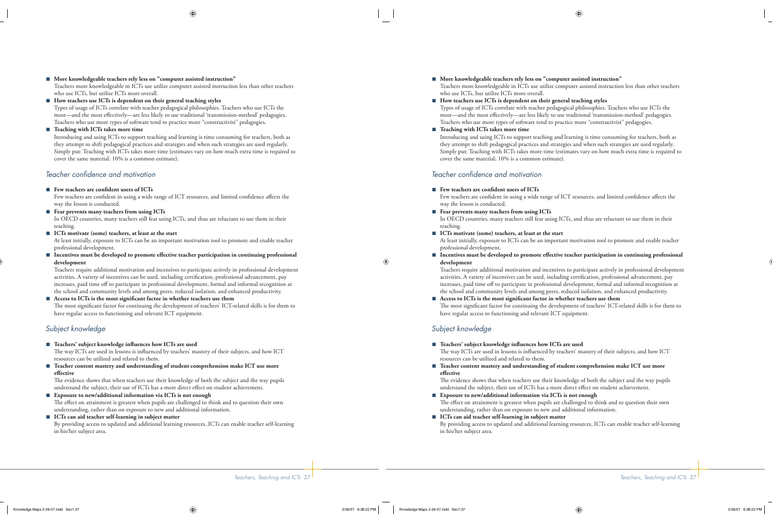- **More knowledgeable teachers rely less on "computer assisted instruction"**
  Teachers more knowledgeable in ICTs use utilize computer assisted instruction less than other teachers who use ICTs, but utilize ICTs more overall.
- **How teachers use ICTs is dependent on their general teaching styles**
  Types of usage of ICTs correlate with teacher pedagogical philosophies. Teachers who use ICTs the most—and the most effectively—are less likely to use traditional 'transmission-method' pedagogies. Teachers who use more types of software tend to practice more "constructivist" pedagogies.
- **Teaching with ICTs takes more time**
  Introducing and using ICTs to support teaching and learning is time consuming for teachers, both as they attempt to shift pedagogical practices and strategies and when such strategies are used regularly. Simply put: Teaching with ICTs takes more time (estimates vary on how much extra time is required to cover the same material; 10% is a common estimate).

### *Teacher confidence and motivation*

- **Few teachers are confident users of ICTs**
  Few teachers are confident in using a wide range of ICT resources, and limited confidence affects the way the lesson is conducted.
- **Fear prevents many teachers from using ICTs**
  In OECD countries, many teachers still fear using ICTs, and thus are reluctant to use them in their teaching.
- **ICTs motivate (some) teachers, at least at the start**
  At least initially, exposure to ICTs can be an important motivation tool to promote and enable teacher professional development.
- **Incentives must be developed to promote effective teacher participation in continuing professional development**
  Teachers require additional motivation and incentives to participate actively in professional development activities. A variety of incentives can be used, including certification, professional advancement, pay increases, paid time off to participate in professional development, formal and informal recognition at the school and community levels and among peers, reduced isolation, and enhanced productivity.
- **Access to ICTs is the most significant factor in whether teachers use them**
  The most significant factor for continuing the development of teachers' ICT-related skills is for them to have regular access to functioning and relevant ICT equipment.

### *Subject knowledge*

- **Teachers' subject knowledge influences how ICTs are used**
  The way ICTs are used in lessons is influenced by teachers' mastery of their subjects, and how ICT resources can be utilized and related to them.
- **Teacher content mastery and understanding of student comprehension make ICT use more effective**
  The evidence shows that when teachers use their knowledge of both the subject and the way pupils understand the subject, their use of ICTs has a more direct effect on student achievement.
- **Exposure to new/additional information via ICTs is not enough**
  The effect on attainment is greatest when pupils are challenged to think and to question their own understanding, rather than on exposure to new and additional information.
- **ICTs can aid teacher self-learning in subject matter**
  By providing access to updated and additional learning resources, ICTs can enable teacher self-learning in his/her subject area.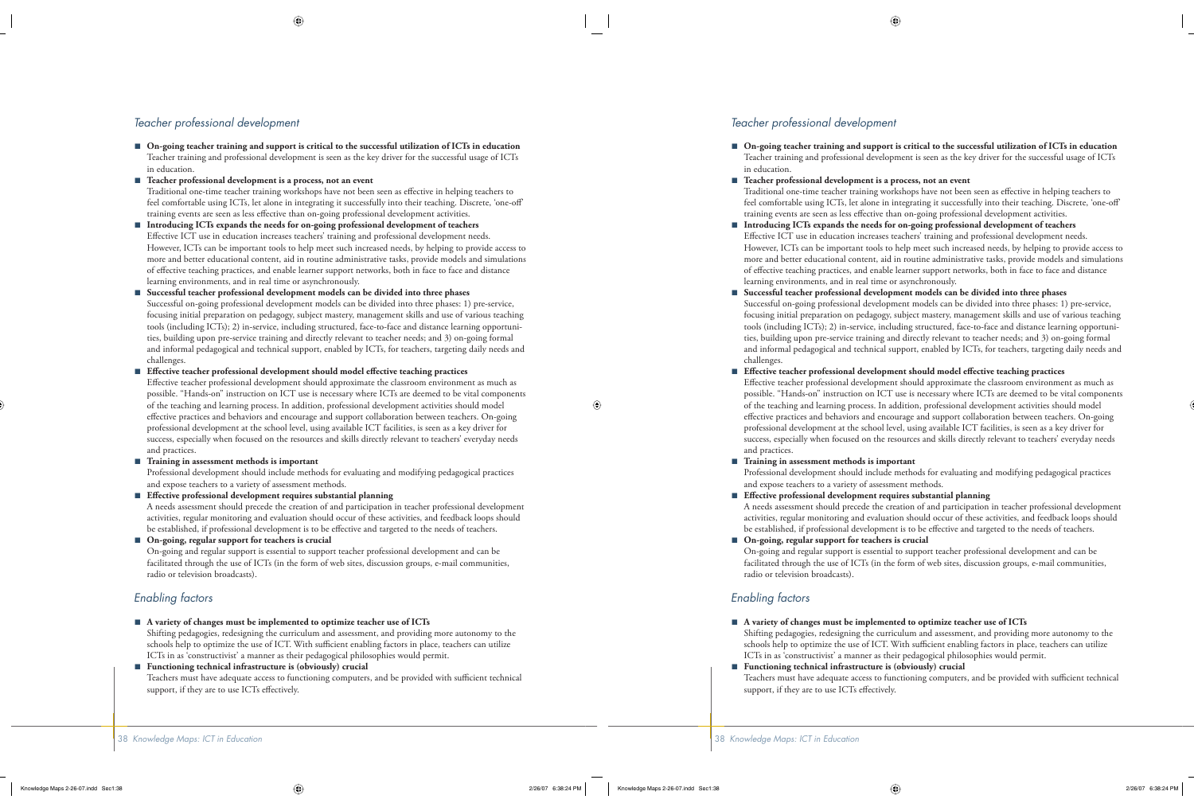## Teacher professional development

- **On-going teacher training and support is critical to the successful utilization of ICTs in education**
  Teacher training and professional development is seen as the key driver for the successful usage of ICTs in education.
- **Teacher professional development is a process, not an event**
  Traditional one-time teacher training workshops have not been seen as effective in helping teachers to feel comfortable using ICTs, let alone in integrating it successfully into their teaching. Discrete, 'one-off' training events are seen as less effective than on-going professional development activities.
- **Introducing ICTs expands the needs for on-going professional development of teachers**
  Effective ICT use in education increases teachers' training and professional development needs. However, ICTs can be important tools to help meet such increased needs, by helping to provide access to more and better educational content, aid in routine administrative tasks, provide models and simulations of effective teaching practices, and enable learner support networks, both in face to face and distance learning environments, and in real time or asynchronously.
- **Successful teacher professional development models can be divided into three phases**
  Successful on-going professional development models can be divided into three phases: 1) pre-service, focusing initial preparation on pedagogy, subject mastery, management skills and use of various teaching tools (including ICTs); 2) in-service, including structured, face-to-face and distance learning opportunities, building upon pre-service training and directly relevant to teacher needs; and 3) on-going formal and informal pedagogical and technical support, enabled by ICTs, for teachers, targeting daily needs and challenges.
- **Effective teacher professional development should model effective teaching practices**
  Effective teacher professional development should approximate the classroom environment as much as possible. "Hands-on" instruction on ICT use is necessary where ICTs are deemed to be vital components of the teaching and learning process. In addition, professional development activities should model effective practices and behaviors and encourage and support collaboration between teachers. On-going professional development at the school level, using available ICT facilities, is seen as a key driver for success, especially when focused on the resources and skills directly relevant to teachers' everyday needs and practices.
- **Training in assessment methods is important**
  Professional development should include methods for evaluating and modifying pedagogical practices and expose teachers to a variety of assessment methods.
- **Effective professional development requires substantial planning**
  A needs assessment should precede the creation of and participation in teacher professional development activities, regular monitoring and evaluation should occur of these activities, and feedback loops should be established, if professional development is to be effective and targeted to the needs of teachers.
- **On-going, regular support for teachers is crucial**
  On-going and regular support is essential to support teacher professional development and can be facilitated through the use of ICTs (in the form of web sites, discussion groups, e-mail communities, radio or television broadcasts).

## Enabling factors

- **A variety of changes must be implemented to optimize teacher use of ICTs**
  Shifting pedagogies, redesigning the curriculum and assessment, and providing more autonomy to the schools help to optimize the use of ICT. With sufficient enabling factors in place, teachers can utilize ICTs in as 'constructivist' a manner as their pedagogical philosophies would permit.
- **Functioning technical infrastructure is (obviously) crucial**
  Teachers must have adequate access to functioning computers, and be provided with sufficient technical support, if they are to use ICTs effectively.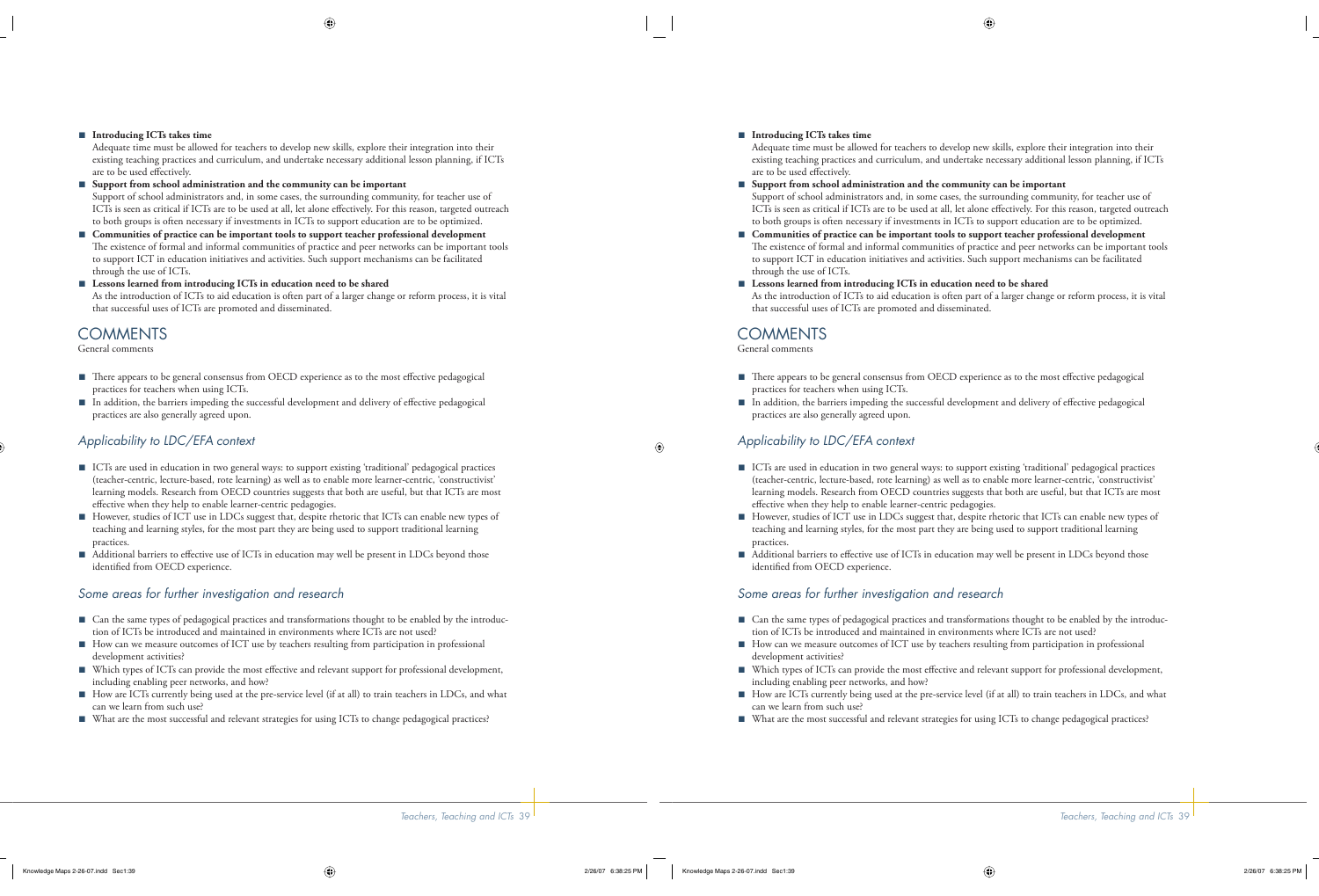- **Introducing ICTs takes time**
  Adequate time must be allowed for teachers to develop new skills, explore their integration into their existing teaching practices and curriculum, and undertake necessary additional lesson planning, if ICTs are to be used effectively.
- **Support from school administration and the community can be important**
  Support of school administrators and, in some cases, the surrounding community, for teacher use of ICTs is seen as critical if ICTs are to be used at all, let alone effectively. For this reason, targeted outreach to both groups is often necessary if investments in ICTs to support education are to be optimized.
- **Communities of practice can be important tools to support teacher professional development**
  The existence of formal and informal communities of practice and peer networks can be important tools to support ICT in education initiatives and activities. Such support mechanisms can be facilitated through the use of ICTs.
- **Lessons learned from introducing ICTs in education need to be shared**
  As the introduction of ICTs to aid education is often part of a larger change or reform process, it is vital that successful uses of ICTs are promoted and disseminated.

## COMMENTS

General comments

- There appears to be general consensus from OECD experience as to the most effective pedagogical practices for teachers when using ICTs.
- In addition, the barriers impeding the successful development and delivery of effective pedagogical practices are also generally agreed upon.

### *Applicability to LDC/EFA context*

- ICTs are used in education in two general ways: to support existing 'traditional' pedagogical practices (teacher-centric, lecture-based, rote learning) as well as to enable more learner-centric, 'constructivist' learning models. Research from OECD countries suggests that both are useful, but that ICTs are most effective when they help to enable learner-centric pedagogies.
- However, studies of ICT use in LDCs suggest that, despite rhetoric that ICTs can enable new types of teaching and learning styles, for the most part they are being used to support traditional learning practices.
- Additional barriers to effective use of ICTs in education may well be present in LDCs beyond those identified from OECD experience.

### *Some areas for further investigation and research*

- Can the same types of pedagogical practices and transformations thought to be enabled by the introduction of ICTs be introduced and maintained in environments where ICTs are not used?
- How can we measure outcomes of ICT use by teachers resulting from participation in professional development activities?
- Which types of ICTs can provide the most effective and relevant support for professional development, including enabling peer networks, and how?
- How are ICTs currently being used at the pre-service level (if at all) to train teachers in LDCs, and what can we learn from such use?
- What are the most successful and relevant strategies for using ICTs to change pedagogical practices?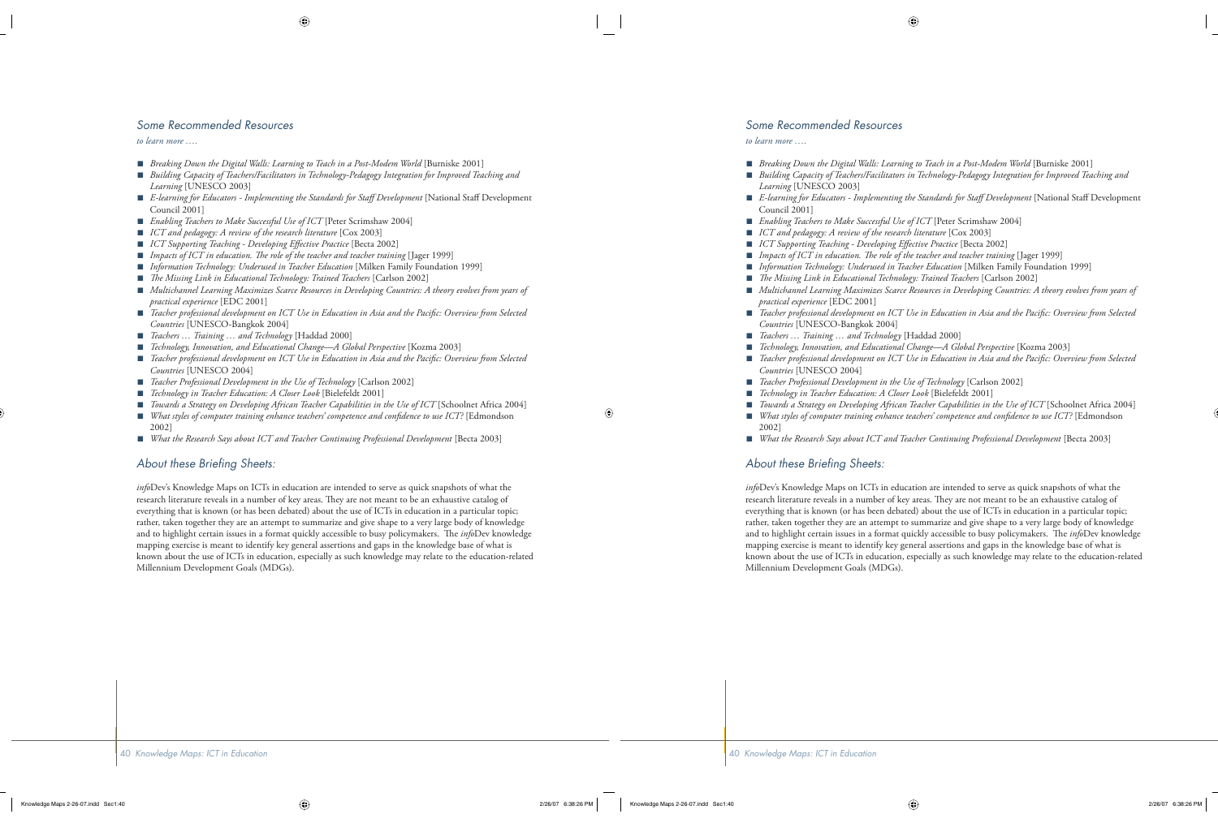## Some Recommended Resources

*to learn more ….*

- *Breaking Down the Digital Walls: Learning to Teach in a Post-Modem World* [Burniske 2001]
- *Building Capacity of Teachers/Facilitators in Technology-Pedagogy Integration for Improved Teaching and Learning* [UNESCO 2003]
- *E-learning for Educators - Implementing the Standards for Staff Development* [National Staff Development Council 2001]
- *Enabling Teachers to Make Successful Use of ICT* [Peter Scrimshaw 2004]
- *ICT and pedagogy: A review of the research literature* [Cox 2003]
- *ICT Supporting Teaching - Developing Effective Practice* [Becta 2002]
- *Impacts of ICT in education. The role of the teacher and teacher training* [Jager 1999]
- *Information Technology: Underused in Teacher Education* [Milken Family Foundation 1999]
- *The Missing Link in Educational Technology: Trained Teachers* [Carlson 2002]
- *Multichannel Learning Maximizes Scarce Resources in Developing Countries: A theory evolves from years of practical experience* [EDC 2001]
- *Teacher professional development on ICT Use in Education in Asia and the Pacific: Overview from Selected Countries* [UNESCO-Bangkok 2004]
- *Teachers … Training … and Technology* [Haddad 2000]
- *Technology, Innovation, and Educational Change—A Global Perspective* [Kozma 2003]
- *Teacher professional development on ICT Use in Education in Asia and the Pacific: Overview from Selected Countries* [UNESCO 2004]
- *Teacher Professional Development in the Use of Technology* [Carlson 2002]
- *Technology in Teacher Education: A Closer Look* [Bielefeldt 2001]
- *Towards a Strategy on Developing African Teacher Capabilities in the Use of ICT* [Schoolnet Africa 2004]
- *What styles of computer training enhance teachers' competence and confidence to use ICT?* [Edmondson 2002]
- *What the Research Says about ICT and Teacher Continuing Professional Development* [Becta 2003]

## About these Briefing Sheets:

*info*Dev's Knowledge Maps on ICTs in education are intended to serve as quick snapshots of what the research literature reveals in a number of key areas. They are not meant to be an exhaustive catalog of everything that is known (or has been debated) about the use of ICTs in education in a particular topic; rather, taken together they are an attempt to summarize and give shape to a very large body of knowledge and to highlight certain issues in a format quickly accessible to busy policymakers. The *info*Dev knowledge mapping exercise is meant to identify key general assertions and gaps in the knowledge base of what is known about the use of ICTs in education, especially as such knowledge may relate to the education-related Millennium Development Goals (MDGs).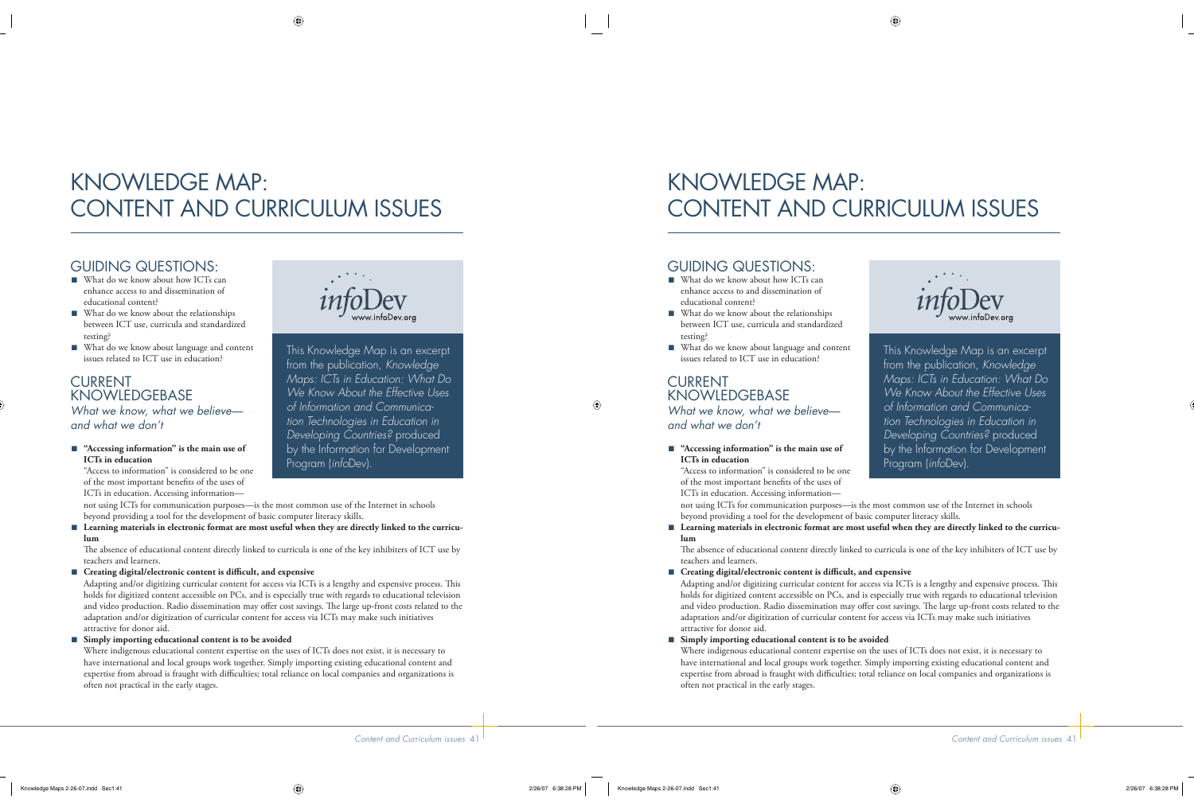# KNOWLEDGE MAP: CONTENT AND CURRICULUM ISSUES

## GUIDING QUESTIONS:

- What do we know about how ICTs can enhance access to and dissemination of educational content?
- What do we know about the relationships between ICT use, curricula and standardized testing?
- What do we know about language and content issues related to ICT use in education?

infoDev
www.infoDev.org

This Knowledge Map is an excerpt from the publication, *Knowledge Maps: ICTs in Education: What Do We Know About the Effective Uses of Information and Communication Technologies in Education in Developing Countries?* produced by the Information for Development Program (*info*Dev).

## CURRENT KNOWLEDGEBASE

*What we know, what we believe—and what we don't*

- **"Accessing information" is the main use of ICTs in education**

  "Access to information" is considered to be one of the most important benefits of the uses of ICTs in education. Accessing information—not using ICTs for communication purposes—is the most common use of the Internet in schools beyond providing a tool for the development of basic computer literacy skills.

- **Learning materials in electronic format are most useful when they are directly linked to the curriculum**

  The absence of educational content directly linked to curricula is one of the key inhibiters of ICT use by teachers and learners.

- **Creating digital/electronic content is difficult, and expensive**

  Adapting and/or digitizing curricular content for access via ICTs is a lengthy and expensive process. This holds for digitized content accessible on PCs, and is especially true with regards to educational television and video production. Radio dissemination may offer cost savings. The large up-front costs related to the adaptation and/or digitization of curricular content for access via ICTs may make such initiatives attractive for donor aid.

- **Simply importing educational content is to be avoided**

  Where indigenous educational content expertise on the uses of ICTs does not exist, it is necessary to have international and local groups work together. Simply importing existing educational content and expertise from abroad is fraught with difficulties; total reliance on local companies and organizations is often not practical in the early stages.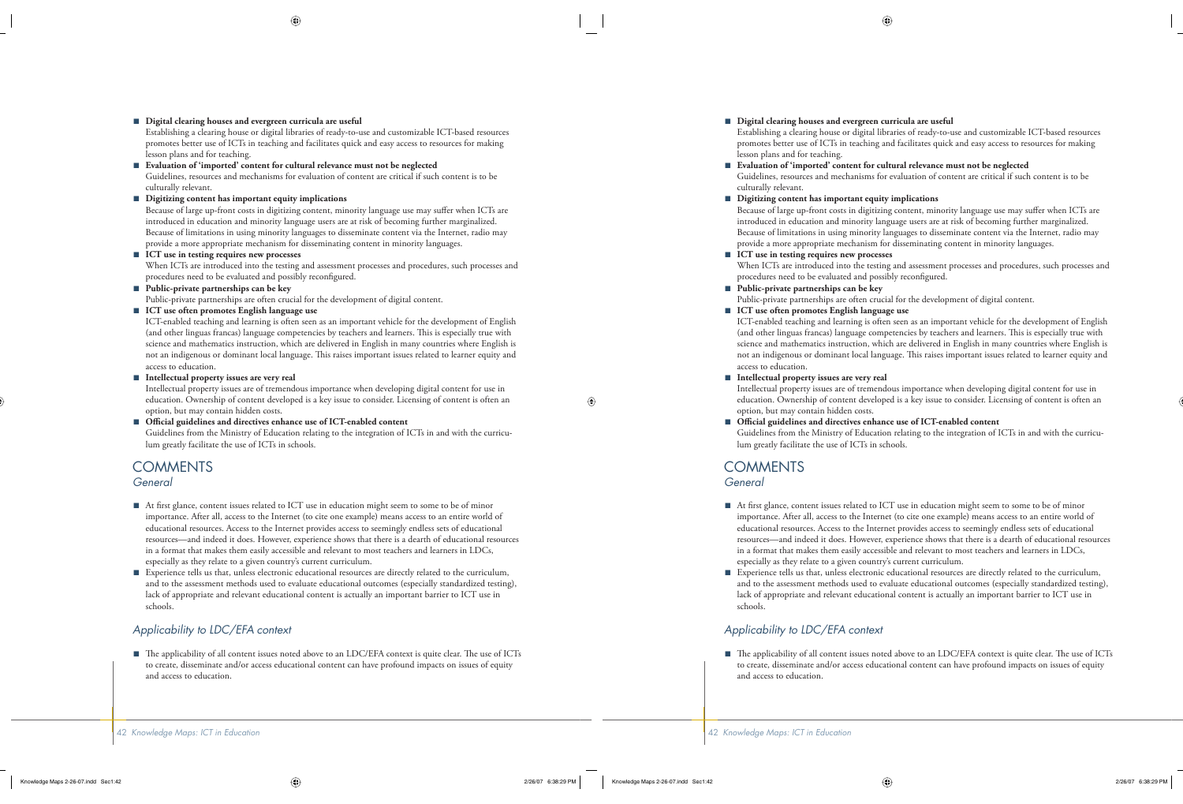- **Digital clearing houses and evergreen curricula are useful**
  Establishing a clearing house or digital libraries of ready-to-use and customizable ICT-based resources promotes better use of ICTs in teaching and facilitates quick and easy access to resources for making lesson plans and for teaching.
- **Evaluation of 'imported' content for cultural relevance must not be neglected**
  Guidelines, resources and mechanisms for evaluation of content are critical if such content is to be culturally relevant.
- **Digitizing content has important equity implications**
  Because of large up-front costs in digitizing content, minority language use may suffer when ICTs are introduced in education and minority language users are at risk of becoming further marginalized. Because of limitations in using minority languages to disseminate content via the Internet, radio may provide a more appropriate mechanism for disseminating content in minority languages.
- **ICT use in testing requires new processes**
  When ICTs are introduced into the testing and assessment processes and procedures, such processes and procedures need to be evaluated and possibly reconfigured.
- **Public-private partnerships can be key**
  Public-private partnerships are often crucial for the development of digital content.
- **ICT use often promotes English language use**
  ICT-enabled teaching and learning is often seen as an important vehicle for the development of English (and other linguas francas) language competencies by teachers and learners. This is especially true with science and mathematics instruction, which are delivered in English in many countries where English is not an indigenous or dominant local language. This raises important issues related to learner equity and access to education.
- **Intellectual property issues are very real**
  Intellectual property issues are of tremendous importance when developing digital content for use in education. Ownership of content developed is a key issue to consider. Licensing of content is often an option, but may contain hidden costs.
- **Official guidelines and directives enhance use of ICT-enabled content**
  Guidelines from the Ministry of Education relating to the integration of ICTs in and with the curriculum greatly facilitate the use of ICTs in schools.

## COMMENTS

### *General*

- At first glance, content issues related to ICT use in education might seem to some to be of minor importance. After all, access to the Internet (to cite one example) means access to an entire world of educational resources. Access to the Internet provides access to seemingly endless sets of educational resources—and indeed it does. However, experience shows that there is a dearth of educational resources in a format that makes them easily accessible and relevant to most teachers and learners in LDCs, especially as they relate to a given country's current curriculum.
- Experience tells us that, unless electronic educational resources are directly related to the curriculum, and to the assessment methods used to evaluate educational outcomes (especially standardized testing), lack of appropriate and relevant educational content is actually an important barrier to ICT use in schools.

### *Applicability to LDC/EFA context*

- The applicability of all content issues noted above to an LDC/EFA context is quite clear. The use of ICTs to create, disseminate and/or access educational content can have profound impacts on issues of equity and access to education.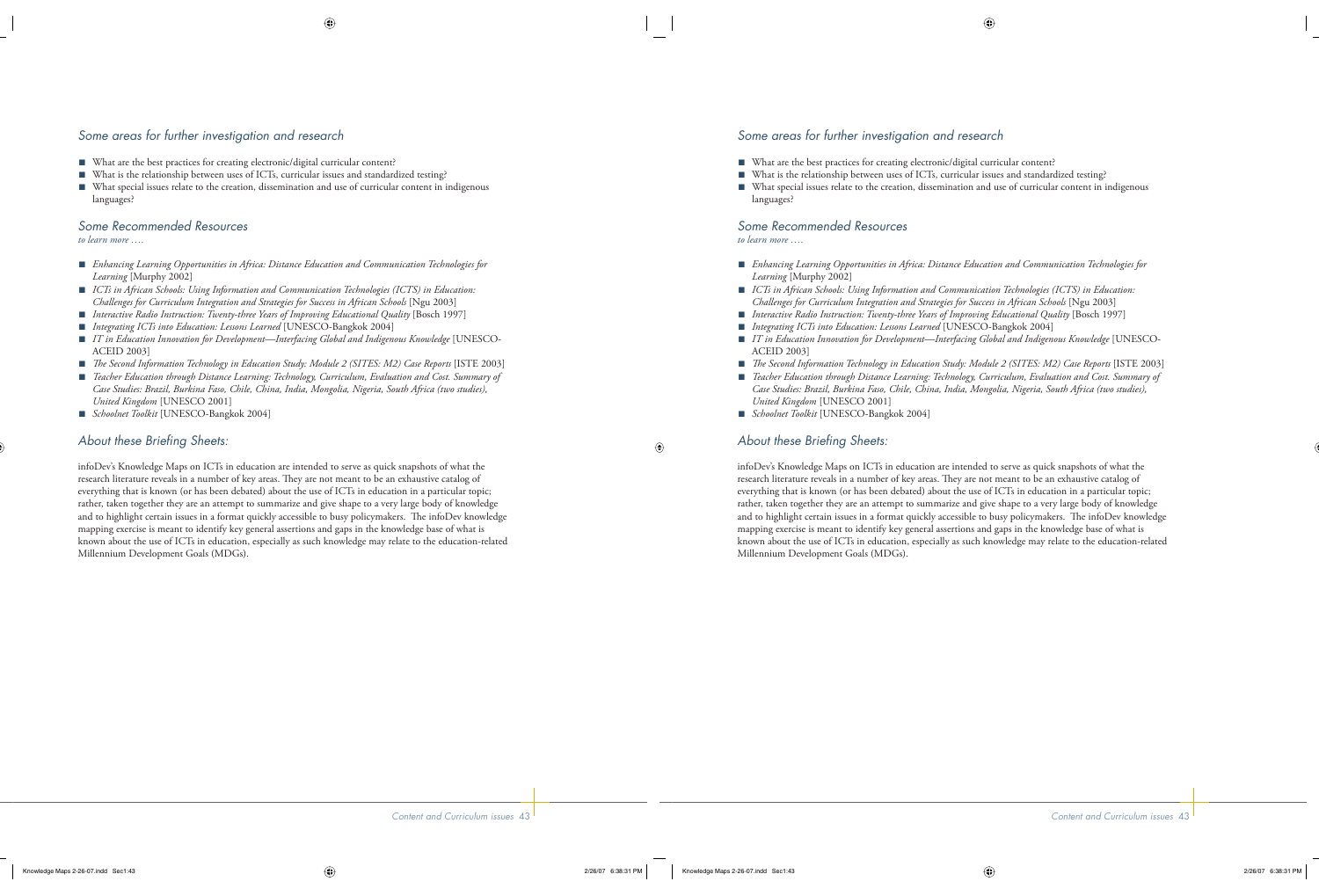## Some areas for further investigation and research

- What are the best practices for creating electronic/digital curricular content?
- What is the relationship between uses of ICTs, curricular issues and standardized testing?
- What special issues relate to the creation, dissemination and use of curricular content in indigenous languages?

## Some Recommended Resources

*to learn more ….*

- *Enhancing Learning Opportunities in Africa: Distance Education and Communication Technologies for Learning* [Murphy 2002]
- *ICTs in African Schools: Using Information and Communication Technologies (ICTS) in Education: Challenges for Curriculum Integration and Strategies for Success in African Schools* [Ngu 2003]
- *Interactive Radio Instruction: Twenty-three Years of Improving Educational Quality* [Bosch 1997]
- *Integrating ICTs into Education: Lessons Learned* [UNESCO-Bangkok 2004]
- *IT in Education Innovation for Development—Interfacing Global and Indigenous Knowledge* [UNESCO-ACEID 2003]
- *The Second Information Technology in Education Study: Module 2 (SITES: M2) Case Reports* [ISTE 2003]
- *Teacher Education through Distance Learning: Technology, Curriculum, Evaluation and Cost. Summary of Case Studies: Brazil, Burkina Faso, Chile, China, India, Mongolia, Nigeria, South Africa (two studies), United Kingdom* [UNESCO 2001]
- *Schoolnet Toolkit* [UNESCO-Bangkok 2004]

## About these Briefing Sheets:

infoDev's Knowledge Maps on ICTs in education are intended to serve as quick snapshots of what the research literature reveals in a number of key areas. They are not meant to be an exhaustive catalog of everything that is known (or has been debated) about the use of ICTs in education in a particular topic; rather, taken together they are an attempt to summarize and give shape to a very large body of knowledge and to highlight certain issues in a format quickly accessible to busy policymakers. The infoDev knowledge mapping exercise is meant to identify key general assertions and gaps in the knowledge base of what is known about the use of ICTs in education, especially as such knowledge may relate to the education-related Millennium Development Goals (MDGs).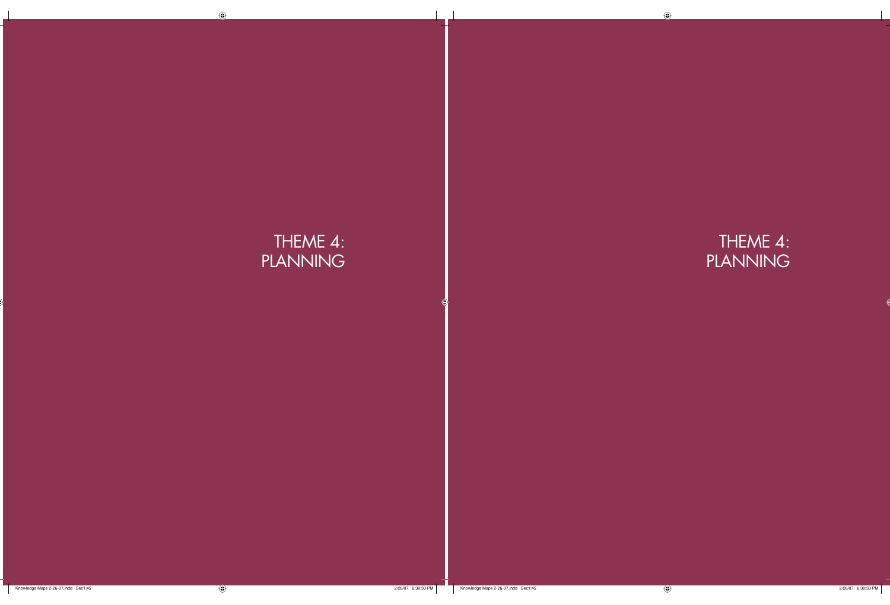# THEME 4: PLANNING

# THEME 4: PLANNING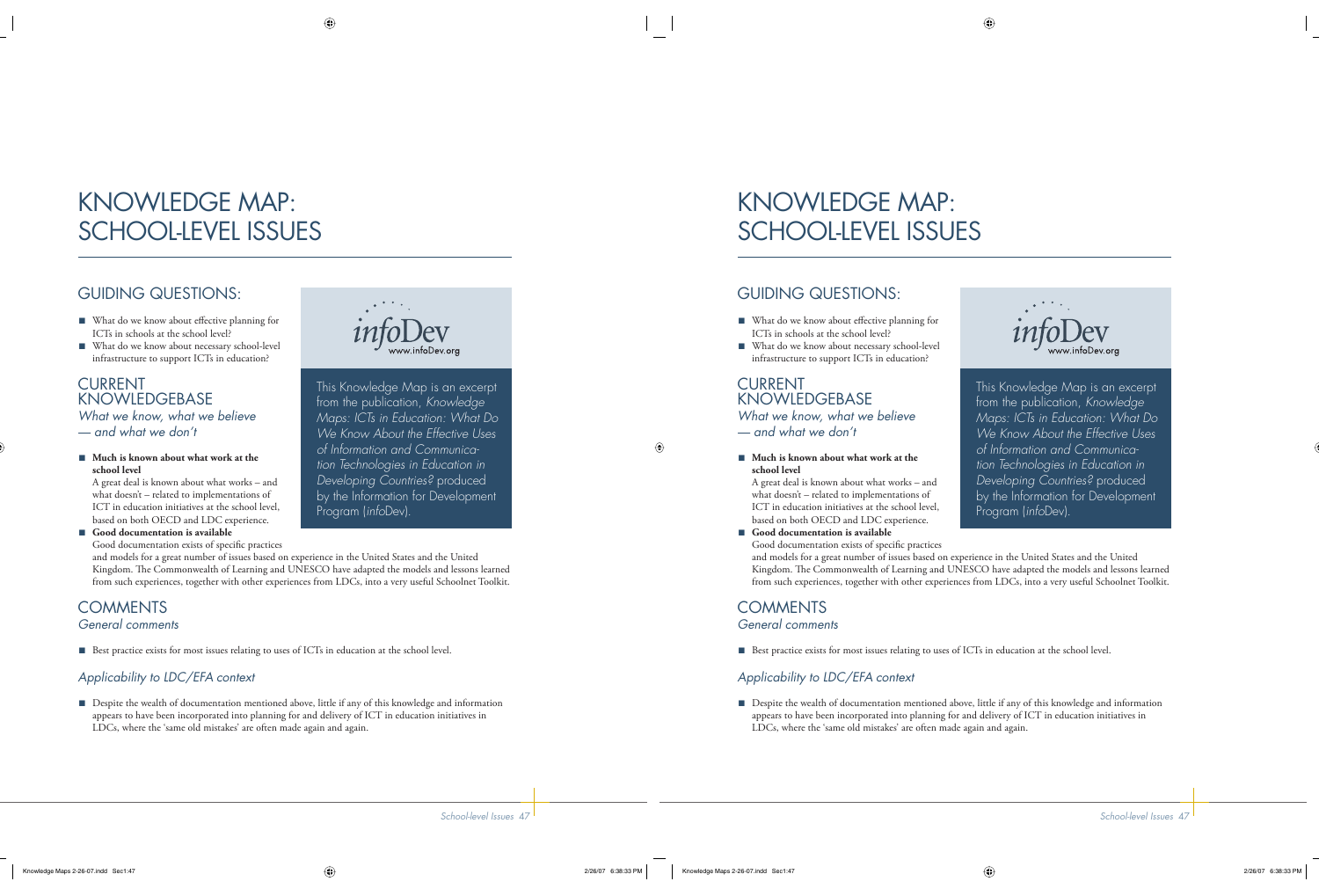# KNOWLEDGE MAP: SCHOOL-LEVEL ISSUES

## GUIDING QUESTIONS:

- What do we know about effective planning for ICTs in schools at the school level?
- What do we know about necessary school-level infrastructure to support ICTs in education?

This Knowledge Map is an excerpt from the publication, *Knowledge Maps: ICTs in Education: What Do We Know About the Effective Uses of Information and Communication Technologies in Education in Developing Countries?* produced by the Information for Development Program (*info*Dev).

## CURRENT KNOWLEDGEBASE

*What we know, what we believe — and what we don't*

- **Much is known about what work at the school level**
  A great deal is known about what works – and what doesn't – related to implementations of ICT in education initiatives at the school level, based on both OECD and LDC experience.
- **Good documentation is available**
  Good documentation exists of specific practices and models for a great number of issues based on experience in the United States and the United Kingdom. The Commonwealth of Learning and UNESCO have adapted the models and lessons learned from such experiences, together with other experiences from LDCs, into a very useful Schoolnet Toolkit.

## COMMENTS

### *General comments*

- Best practice exists for most issues relating to uses of ICTs in education at the school level.

### *Applicability to LDC/EFA context*

- Despite the wealth of documentation mentioned above, little if any of this knowledge and information appears to have been incorporated into planning for and delivery of ICT in education initiatives in LDCs, where the 'same old mistakes' are often made again and again.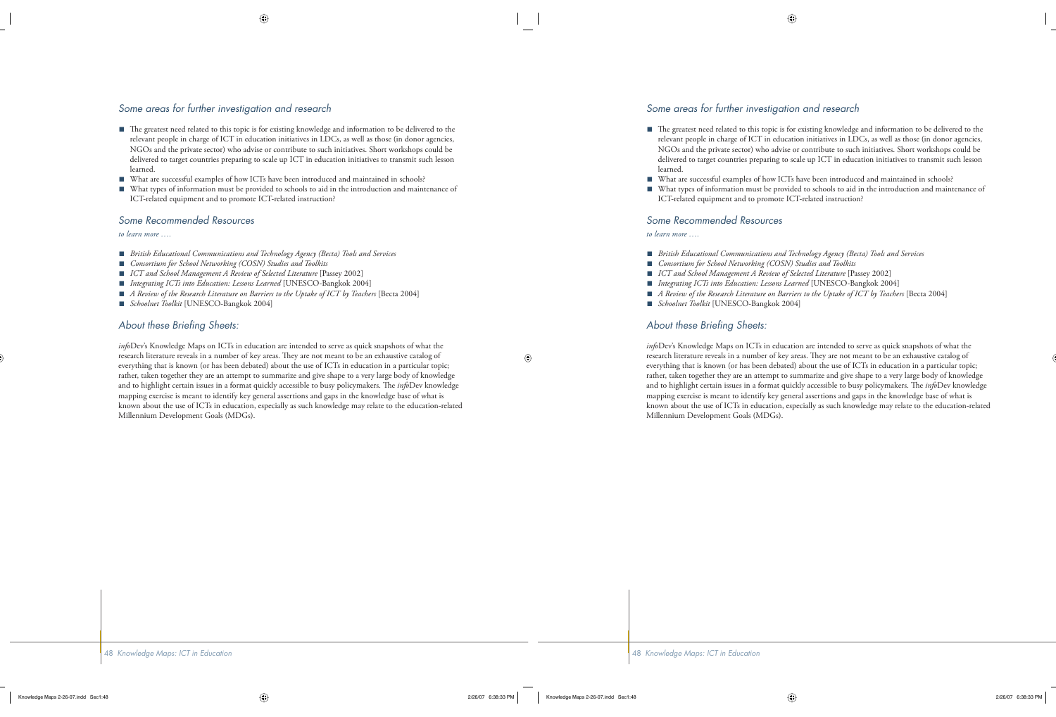## Some areas for further investigation and research

- The greatest need related to this topic is for existing knowledge and information to be delivered to the relevant people in charge of ICT in education initiatives in LDCs, as well as those (in donor agencies, NGOs and the private sector) who advise or contribute to such initiatives. Short workshops could be delivered to target countries preparing to scale up ICT in education initiatives to transmit such lesson learned.
- What are successful examples of how ICTs have been introduced and maintained in schools?
- What types of information must be provided to schools to aid in the introduction and maintenance of ICT-related equipment and to promote ICT-related instruction?

## Some Recommended Resources

*to learn more ….*

- *British Educational Communications and Technology Agency (Becta) Tools and Services*
- *Consortium for School Networking (COSN) Studies and Toolkits*
- *ICT and School Management A Review of Selected Literature* [Passey 2002]
- *Integrating ICTs into Education: Lessons Learned* [UNESCO-Bangkok 2004]
- *A Review of the Research Literature on Barriers to the Uptake of ICT by Teachers* [Becta 2004]
- *Schoolnet Toolkit* [UNESCO-Bangkok 2004]

## About these Briefing Sheets:

*info*Dev's Knowledge Maps on ICTs in education are intended to serve as quick snapshots of what the research literature reveals in a number of key areas. They are not meant to be an exhaustive catalog of everything that is known (or has been debated) about the use of ICTs in education in a particular topic; rather, taken together they are an attempt to summarize and give shape to a very large body of knowledge and to highlight certain issues in a format quickly accessible to busy policymakers. The *info*Dev knowledge mapping exercise is meant to identify key general assertions and gaps in the knowledge base of what is known about the use of ICTs in education, especially as such knowledge may relate to the education-related Millennium Development Goals (MDGs).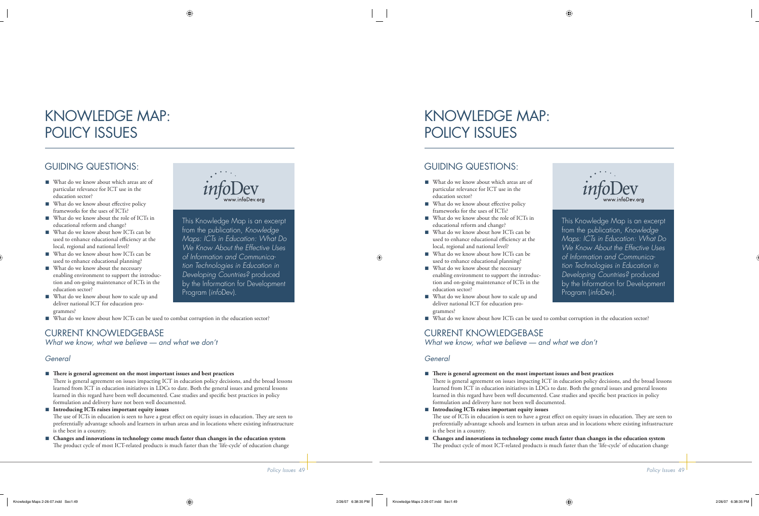# KNOWLEDGE MAP: POLICY ISSUES

## GUIDING QUESTIONS:

- What do we know about which areas are of particular relevance for ICT use in the education sector?
- What do we know about effective policy frameworks for the uses of ICTs?
- What do we know about the role of ICTs in educational reform and change?
- What do we know about how ICTs can be used to enhance educational efficiency at the local, regional and national level?
- What do we know about how ICTs can be used to enhance educational planning?
- What do we know about the necessary enabling environment to support the introduction and on-going maintenance of ICTs in the education sector?
- What do we know about how to scale up and deliver national ICT for education programmes?
- What do we know about how ICTs can be used to combat corruption in the education sector?

*info*Dev
www.infoDev.org

This Knowledge Map is an excerpt from the publication, *Knowledge Maps: ICTs in Education: What Do We Know About the Effective Uses of Information and Communication Technologies in Education in Developing Countries?* produced by the Information for Development Program (*info*Dev).

## CURRENT KNOWLEDGEBASE

*What we know, what we believe — and what we don't*

### *General*

- **There is general agreement on the most important issues and best practices**
  There is general agreement on issues impacting ICT in education policy decisions, and the broad lessons learned from ICT in education initiatives in LDCs to date. Both the general issues and general lessons learned in this regard have been well documented. Case studies and specific best practices in policy formulation and delivery have not been well documented.
- **Introducing ICTs raises important equity issues**
  The use of ICTs in education is seen to have a great effect on equity issues in education. They are seen to preferentially advantage schools and learners in urban areas and in locations where existing infrastructure is the best in a country.
- **Changes and innovations in technology come much faster than changes in the education system**
  The product cycle of most ICT-related products is much faster than the 'life-cycle' of education change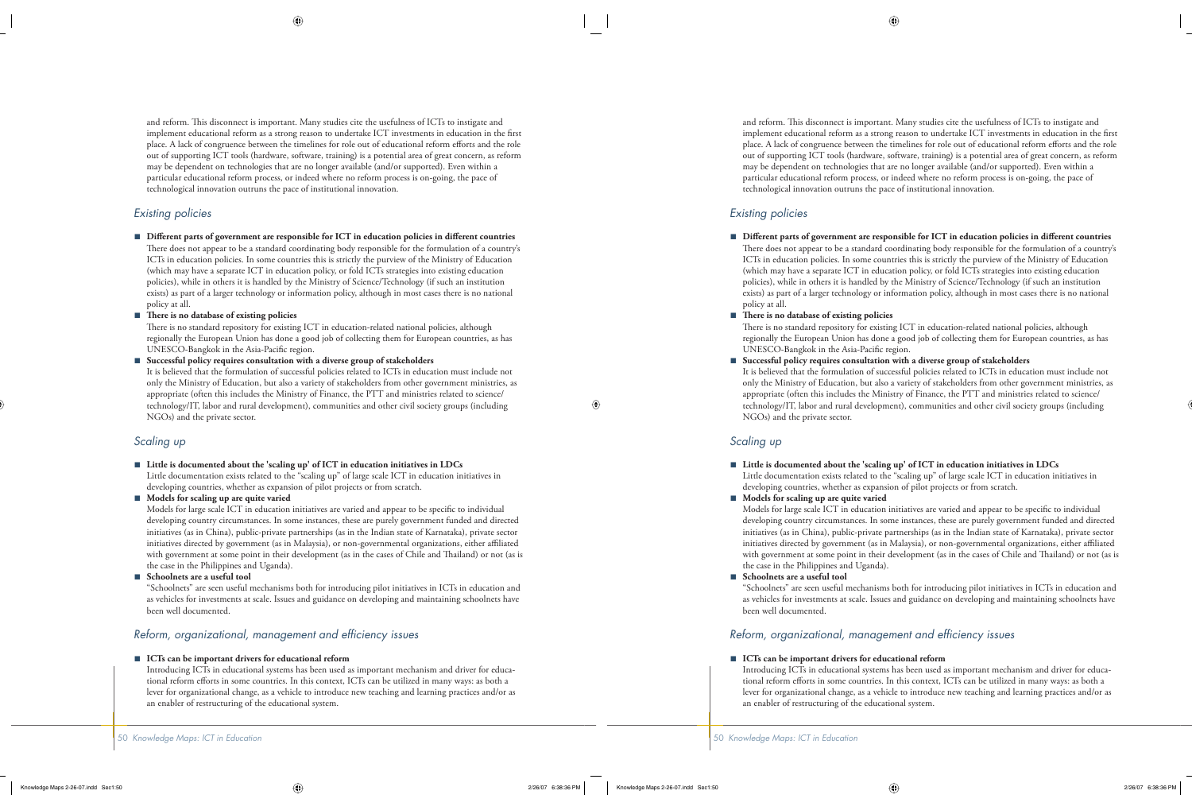and reform. This disconnect is important. Many studies cite the usefulness of ICTs to instigate and implement educational reform as a strong reason to undertake ICT investments in education in the first place. A lack of congruence between the timelines for role out of educational reform efforts and the role out of supporting ICT tools (hardware, software, training) is a potential area of great concern, as reform may be dependent on technologies that are no longer available (and/or supported). Even within a particular educational reform process, or indeed where no reform process is on-going, the pace of technological innovation outruns the pace of institutional innovation.

## Existing policies

- **Different parts of government are responsible for ICT in education policies in different countries**
  There does not appear to be a standard coordinating body responsible for the formulation of a country's ICTs in education policies. In some countries this is strictly the purview of the Ministry of Education (which may have a separate ICT in education policy, or fold ICTs strategies into existing education policies), while in others it is handled by the Ministry of Science/Technology (if such an institution exists) as part of a larger technology or information policy, although in most cases there is no national policy at all.
- **There is no database of existing policies**
  There is no standard repository for existing ICT in education-related national policies, although regionally the European Union has done a good job of collecting them for European countries, as has UNESCO-Bangkok in the Asia-Pacific region.
- **Successful policy requires consultation with a diverse group of stakeholders**
  It is believed that the formulation of successful policies related to ICTs in education must include not only the Ministry of Education, but also a variety of stakeholders from other government ministries, as appropriate (often this includes the Ministry of Finance, the PTT and ministries related to science/technology/IT, labor and rural development), communities and other civil society groups (including NGOs) and the private sector.

## Scaling up

- **Little is documented about the 'scaling up' of ICT in education initiatives in LDCs**
  Little documentation exists related to the "scaling up" of large scale ICT in education initiatives in developing countries, whether as expansion of pilot projects or from scratch.
- **Models for scaling up are quite varied**
  Models for large scale ICT in education initiatives are varied and appear to be specific to individual developing country circumstances. In some instances, these are purely government funded and directed initiatives (as in China), public-private partnerships (as in the Indian state of Karnataka), private sector initiatives directed by government (as in Malaysia), or non-governmental organizations, either affiliated with government at some point in their development (as in the cases of Chile and Thailand) or not (as is the case in the Philippines and Uganda).
- **Schoolnets are a useful tool**
  "Schoolnets" are seen useful mechanisms both for introducing pilot initiatives in ICTs in education and as vehicles for investments at scale. Issues and guidance on developing and maintaining schoolnets have been well documented.

## Reform, organizational, management and efficiency issues

- **ICTs can be important drivers for educational reform**
  Introducing ICTs in educational systems has been used as important mechanism and driver for educational reform efforts in some countries. In this context, ICTs can be utilized in many ways: as both a lever for organizational change, as a vehicle to introduce new teaching and learning practices and/or as an enabler of restructuring of the educational system.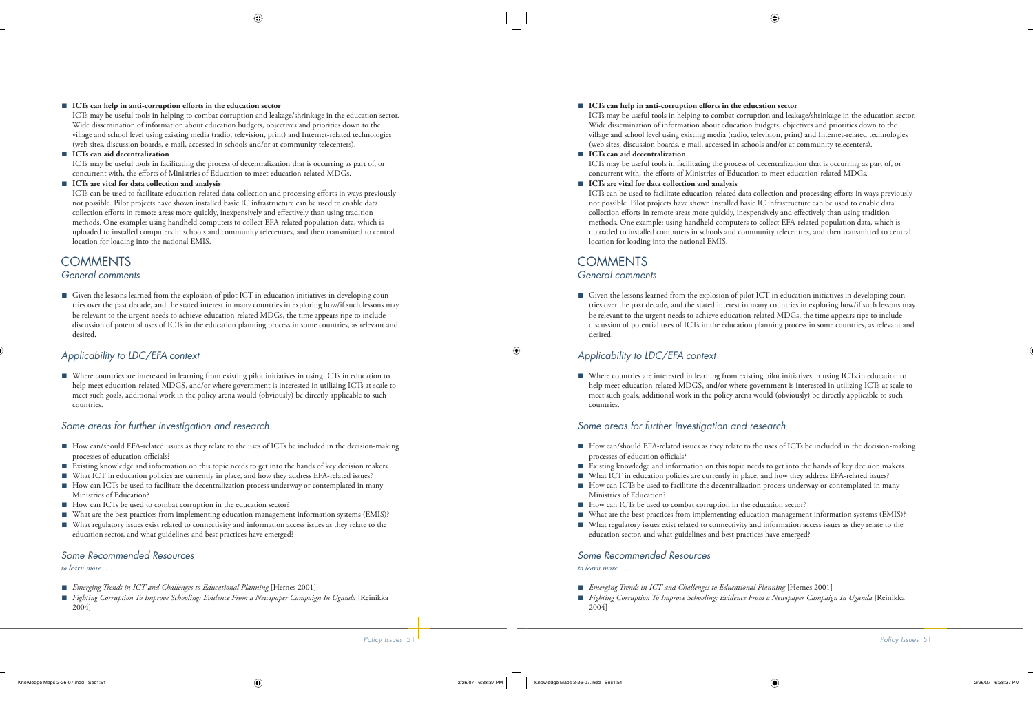- **ICTs can help in anti-corruption efforts in the education sector**
  ICTs may be useful tools in helping to combat corruption and leakage/shrinkage in the education sector. Wide dissemination of information about education budgets, objectives and priorities down to the village and school level using existing media (radio, television, print) and Internet-related technologies (web sites, discussion boards, e-mail, accessed in schools and/or at community telecenters).
- **ICTs can aid decentralization**
  ICTs may be useful tools in facilitating the process of decentralization that is occurring as part of, or concurrent with, the efforts of Ministries of Education to meet education-related MDGs.
- **ICTs are vital for data collection and analysis**
  ICTs can be used to facilitate education-related data collection and processing efforts in ways previously not possible. Pilot projects have shown installed basic IC infrastructure can be used to enable data collection efforts in remote areas more quickly, inexpensively and effectively than using tradition methods. One example: using handheld computers to collect EFA-related population data, which is uploaded to installed computers in schools and community telecentres, and then transmitted to central location for loading into the national EMIS.

# COMMENTS

## General comments

- Given the lessons learned from the explosion of pilot ICT in education initiatives in developing countries over the past decade, and the stated interest in many countries in exploring how/if such lessons may be relevant to the urgent needs to achieve education-related MDGs, the time appears ripe to include discussion of potential uses of ICTs in the education planning process in some countries, as relevant and desired.

## Applicability to LDC/EFA context

- Where countries are interested in learning from existing pilot initiatives in using ICTs in education to help meet education-related MDGS, and/or where government is interested in utilizing ICTs at scale to meet such goals, additional work in the policy arena would (obviously) be directly applicable to such countries.

## Some areas for further investigation and research

- How can/should EFA-related issues as they relate to the uses of ICTs be included in the decision-making processes of education officials?
- Existing knowledge and information on this topic needs to get into the hands of key decision makers.
- What ICT in education policies are currently in place, and how they address EFA-related issues?
- How can ICTs be used to facilitate the decentralization process underway or contemplated in many Ministries of Education?
- How can ICTs be used to combat corruption in the education sector?
- What are the best practices from implementing education management information systems (EMIS)?
- What regulatory issues exist related to connectivity and information access issues as they relate to the education sector, and what guidelines and best practices have emerged?

## Some Recommended Resources

*to learn more ….*

- *Emerging Trends in ICT and Challenges to Educational Planning* [Hernes 2001]
- *Fighting Corruption To Improve Schooling: Evidence From a Newspaper Campaign In Uganda* [Reinikka 2004]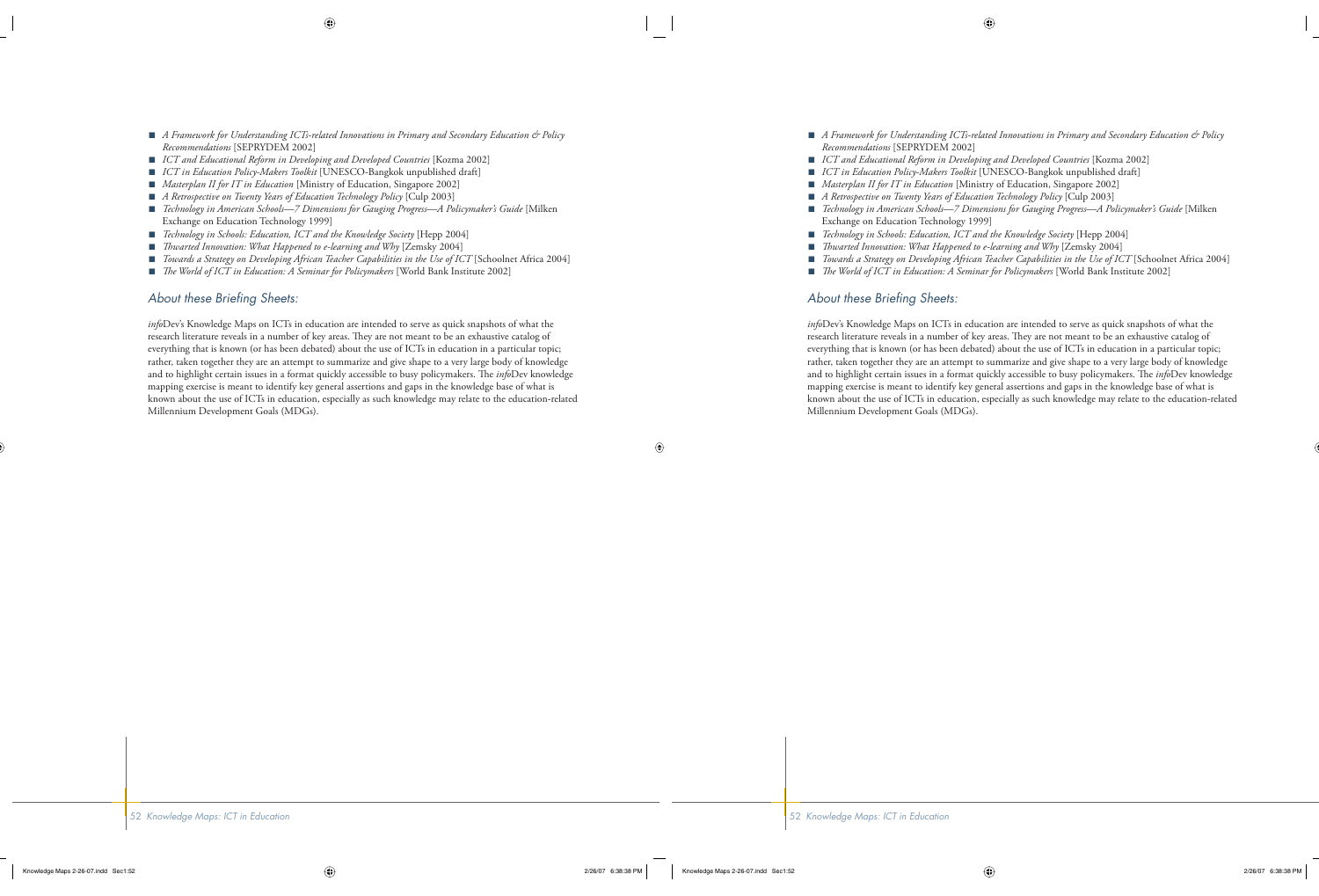- *A Framework for Understanding ICTs-related Innovations in Primary and Secondary Education & Policy Recommendations* [SEPRYDEM 2002]
- *ICT and Educational Reform in Developing and Developed Countries* [Kozma 2002]
- *ICT in Education Policy-Makers Toolkit* [UNESCO-Bangkok unpublished draft]
- *Masterplan II for IT in Education* [Ministry of Education, Singapore 2002]
- *A Retrospective on Twenty Years of Education Technology Policy* [Culp 2003]
- *Technology in American Schools—7 Dimensions for Gauging Progress—A Policymaker's Guide* [Milken Exchange on Education Technology 1999]
- *Technology in Schools: Education, ICT and the Knowledge Society* [Hepp 2004]
- *Thwarted Innovation: What Happened to e-learning and Why* [Zemsky 2004]
- *Towards a Strategy on Developing African Teacher Capabilities in the Use of ICT* [Schoolnet Africa 2004]
- *The World of ICT in Education: A Seminar for Policymakers* [World Bank Institute 2002]

## About these Briefing Sheets:

*info*Dev's Knowledge Maps on ICTs in education are intended to serve as quick snapshots of what the research literature reveals in a number of key areas. They are not meant to be an exhaustive catalog of everything that is known (or has been debated) about the use of ICTs in education in a particular topic; rather, taken together they are an attempt to summarize and give shape to a very large body of knowledge and to highlight certain issues in a format quickly accessible to busy policymakers. The *info*Dev knowledge mapping exercise is meant to identify key general assertions and gaps in the knowledge base of what is known about the use of ICTs in education, especially as such knowledge may relate to the education-related Millennium Development Goals (MDGs).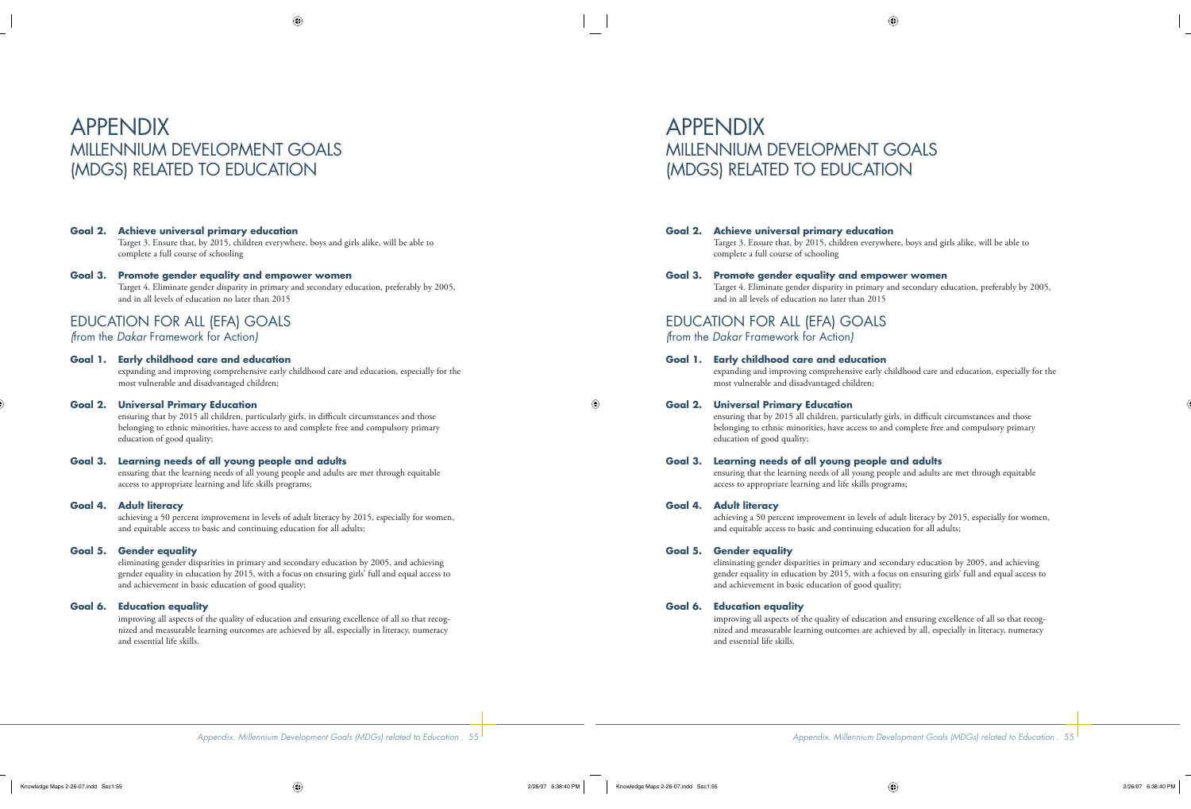# APPENDIX
## MILLENNIUM DEVELOPMENT GOALS (MDGS) RELATED TO EDUCATION

**Goal 2. Achieve universal primary education**
Target 3. Ensure that, by 2015, children everywhere, boys and girls alike, will be able to complete a full course of schooling

**Goal 3. Promote gender equality and empower women**
Target 4. Eliminate gender disparity in primary and secondary education, preferably by 2005, and in all levels of education no later than 2015

## EDUCATION FOR ALL (EFA) GOALS
*(from the Dakar Framework for Action)*

**Goal 1. Early childhood care and education**
expanding and improving comprehensive early childhood care and education, especially for the most vulnerable and disadvantaged children;

**Goal 2. Universal Primary Education**
ensuring that by 2015 all children, particularly girls, in difficult circumstances and those belonging to ethnic minorities, have access to and complete free and compulsory primary education of good quality;

**Goal 3. Learning needs of all young people and adults**
ensuring that the learning needs of all young people and adults are met through equitable access to appropriate learning and life skills programs;

**Goal 4. Adult literacy**
achieving a 50 percent improvement in levels of adult literacy by 2015, especially for women, and equitable access to basic and continuing education for all adults;

**Goal 5. Gender equality**
eliminating gender disparities in primary and secondary education by 2005, and achieving gender equality in education by 2015, with a focus on ensuring girls' full and equal access to and achievement in basic education of good quality;

**Goal 6. Education equality**
improving all aspects of the quality of education and ensuring excellence of all so that recognized and measurable learning outcomes are achieved by all, especially in literacy, numeracy and essential life skills.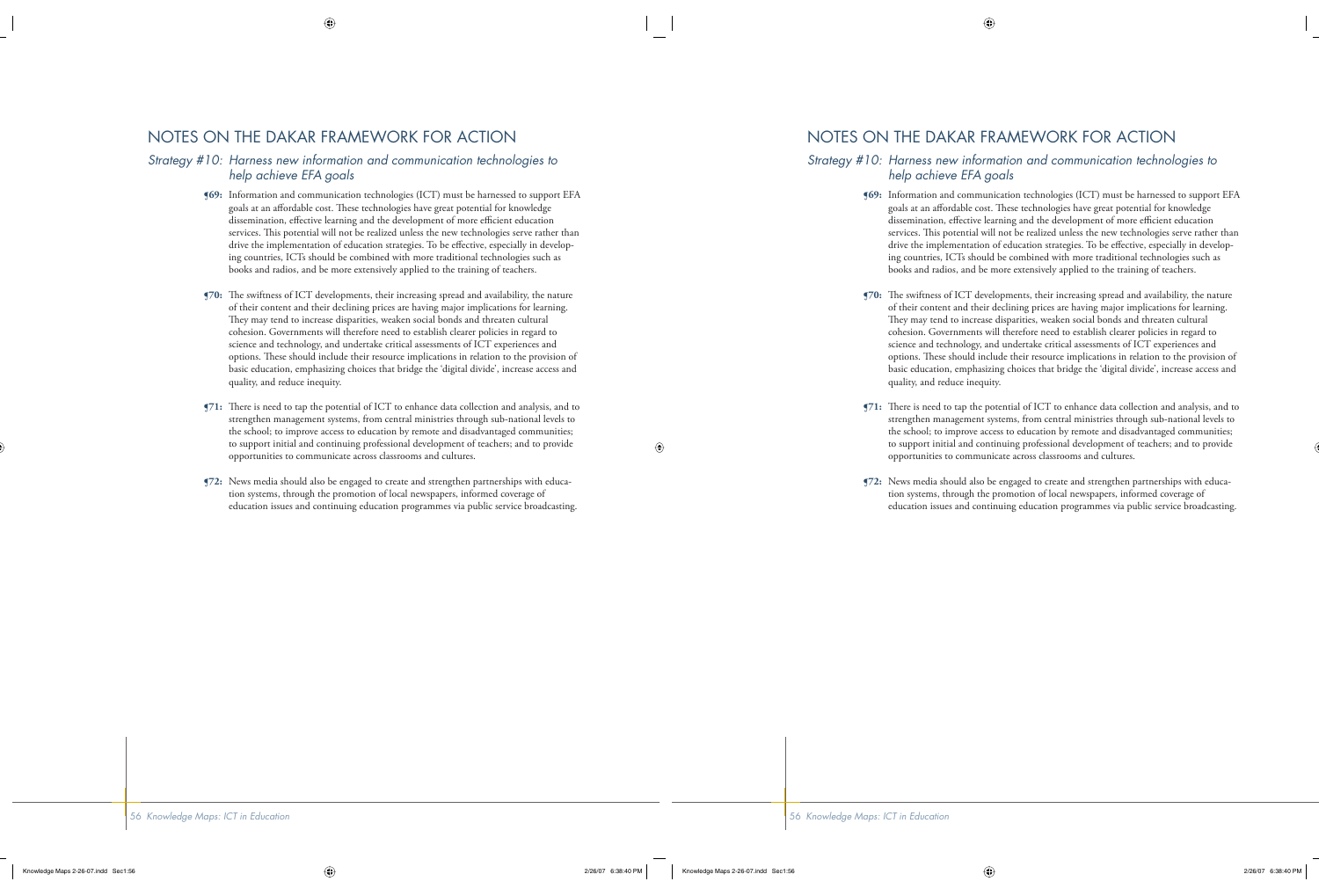# NOTES ON THE DAKAR FRAMEWORK FOR ACTION

## *Strategy #10: Harness new information and communication technologies to help achieve EFA goals*

**¶69:** Information and communication technologies (ICT) must be harnessed to support EFA goals at an affordable cost. These technologies have great potential for knowledge dissemination, effective learning and the development of more efficient education services. This potential will not be realized unless the new technologies serve rather than drive the implementation of education strategies. To be effective, especially in developing countries, ICTs should be combined with more traditional technologies such as books and radios, and be more extensively applied to the training of teachers.

**¶70:** The swiftness of ICT developments, their increasing spread and availability, the nature of their content and their declining prices are having major implications for learning. They may tend to increase disparities, weaken social bonds and threaten cultural cohesion. Governments will therefore need to establish clearer policies in regard to science and technology, and undertake critical assessments of ICT experiences and options. These should include their resource implications in relation to the provision of basic education, emphasizing choices that bridge the 'digital divide', increase access and quality, and reduce inequity.

**¶71:** There is need to tap the potential of ICT to enhance data collection and analysis, and to strengthen management systems, from central ministries through sub-national levels to the school; to improve access to education by remote and disadvantaged communities; to support initial and continuing professional development of teachers; and to provide opportunities to communicate across classrooms and cultures.

**¶72:** News media should also be engaged to create and strengthen partnerships with education systems, through the promotion of local newspapers, informed coverage of education issues and continuing education programmes via public service broadcasting.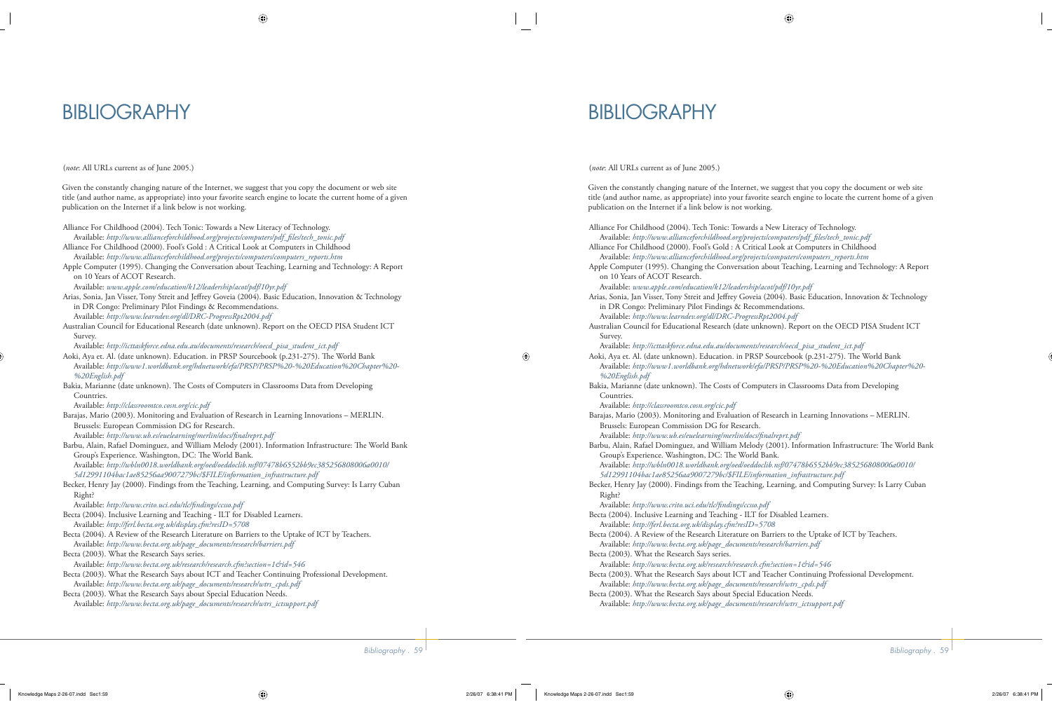# BIBLIOGRAPHY

(*note*: All URLs current as of June 2005.)

Given the constantly changing nature of the Internet, we suggest that you copy the document or web site title (and author name, as appropriate) into your favorite search engine to locate the current home of a given publication on the Internet if a link below is not working.

Alliance For Childhood (2004). Tech Tonic: Towards a New Literacy of Technology.
Available: *http://www.allianceforchildhood.org/projects/computers/pdf_files/tech_tonic.pdf*

Alliance For Childhood (2000). Fool's Gold : A Critical Look at Computers in Childhood
Available: *http://www.allianceforchildhood.org/projects/computers/computers_reports.htm*

Apple Computer (1995). Changing the Conversation about Teaching, Learning and Technology: A Report on 10 Years of ACOT Research.
Available: *www.apple.com/education/k12/leadership/acot/pdf/10yr.pdf*

Arias, Sonia, Jan Visser, Tony Streit and Jeffrey Goveia (2004). Basic Education, Innovation & Technology in DR Congo: Preliminary Pilot Findings & Recommendations.
Available: *http://www.learndev.org/dl/DRC-ProgressRpt2004.pdf*

Australian Council for Educational Research (date unknown). Report on the OECD PISA Student ICT Survey.
Available: *http://icttaskforce.edna.edu.au/documents/research/oecd_pisa_student_ict.pdf*

Aoki, Aya et. Al. (date unknown). Education. in PRSP Sourcebook (p.231-275). The World Bank
Available: *http://www1.worldbank.org/hdnetwork/efa/PRSP/PRSP%20-%20Education%20Chapter%20-%20English.pdf*

Bakia, Marianne (date unknown). The Costs of Computers in Classrooms Data from Developing Countries.
Available: *http://classroomtco.cosn.org/cic.pdf*

Barajas, Mario (2003). Monitoring and Evaluation of Research in Learning Innovations – MERLIN. Brussels: European Commission DG for Research.
Available: *http://www.ub.es/euelearning/merlin/docs/finalreprt.pdf*

Barbu, Alain, Rafael Dominguez, and William Melody (2001). Information Infrastructure: The World Bank Group's Experience. Washington, DC: The World Bank.
Available: *http://wbln0018.worldbank.org/oed/oeddoclib.nsf/07478b6552bb9ec385256808006a0010/5d12991104bac1ae85256aa9007279bc/$FILE/information_infrastructure.pdf*

Becker, Henry Jay (2000). Findings from the Teaching, Learning, and Computing Survey: Is Larry Cuban Right?
Available: *http://www.crito.uci.edu/tlc/findings/ccsso.pdf*

Becta (2004). Inclusive Learning and Teaching - ILT for Disabled Learners.
Available: *http://ferl.becta.org.uk/display.cfm?resID=5708*

Becta (2004). A Review of the Research Literature on Barriers to the Uptake of ICT by Teachers.
Available: *http://www.becta.org.uk/page_documents/research/barriers.pdf*

Becta (2003). What the Research Says series.
Available: *http://www.becta.org.uk/research/research.cfm?section=1&id=546*

Becta (2003). What the Research Says about ICT and Teacher Continuing Professional Development.
Available: *http://www.becta.org.uk/page_documents/research/wtrs_cpds.pdf*

Becta (2003). What the Research Says about Special Education Needs.
Available: *http://www.becta.org.uk/page_documents/research/wtrs_ictsupport.pdf*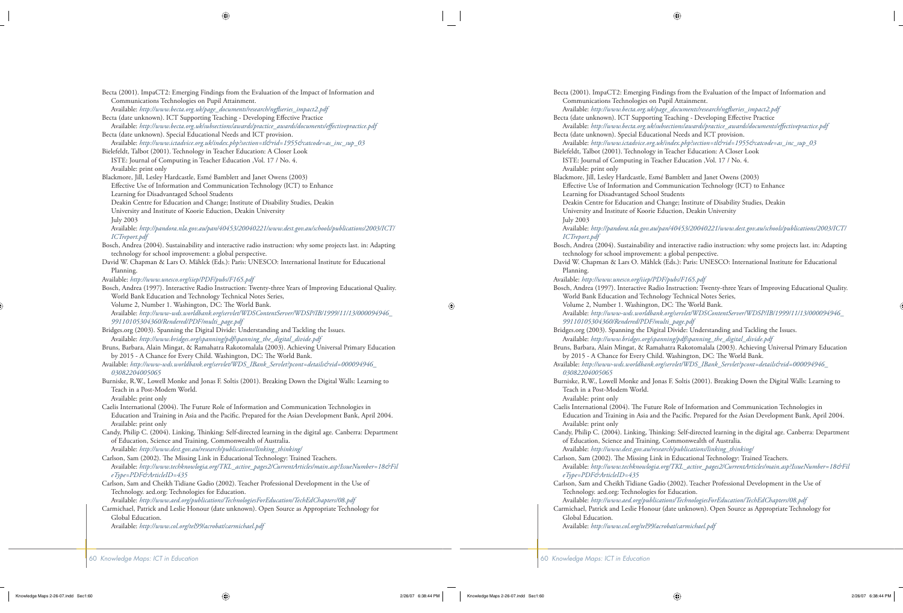Becta (2001). ImpaCT2: Emerging Findings from the Evaluation of the Impact of Information and Communications Technologies on Pupil Attainment.
Available: *http://www.becta.org.uk/page_documents/research/ngflseries_impact2.pdf*

Becta (date unknown). ICT Supporting Teaching - Developing Effective Practice
Available: *http://www.becta.org.uk/subsections/awards/practice_awards/documents/effectivepractice.pdf*

Becta (date unknown). Special Educational Needs and ICT provision.
Available: *http://www.ictadvice.org.uk/index.php?section=tl&rid=1955&catcode=as_inc_sup_03*

Bielefeldt, Talbot (2001). Technology in Teacher Education: A Closer Look
ISTE: Journal of Computing in Teacher Education ,Vol. 17 / No. 4.
Available: print only

Blackmore, Jill, Lesley Hardcastle, Esmé Bamblett and Janet Owens (2003)
Effective Use of Information and Communication Technology (ICT) to Enhance Learning for Disadvantaged School Students
Deakin Centre for Education and Change; Institute of Disability Studies, Deakin University and Institute of Koorie Eduction, Deakin University
July 2003
Available: *http://pandora.nla.gov.au/pan/40453/20040221/www.dest.gov.au/schools/publications/2003/ICT/ICTreport.pdf*

Bosch, Andrea (2004). Sustainability and interactive radio instruction: why some projects last. in: Adapting technology for school improvement: a global perspective.
David W. Chapman & Lars O. Mählck (Eds.): Paris: UNESCO: International Institute for Educational Planning.
Available: *http://www.unesco.org/iiep/PDF/pubs/F165.pdf*

Bosch, Andrea (1997). Interactive Radio Instruction: Twenty-three Years of Improving Educational Quality. World Bank Education and Technology Technical Notes Series,
Volume 2, Number 1. Washington, DC: The World Bank.
Available: *http://www-wds.worldbank.org/servlet/WDSContentServer/WDSP/IB/1999/11/13/000094946_99110105304360/Rendered/PDF/multi_page.pdf*

Bridges.org (2003). Spanning the Digital Divide: Understanding and Tackling the Issues.
Available: *http://www.bridges.org/spanning/pdf/spanning_the_digital_divide.pdf*

Bruns, Barbara, Alain Mingat, & Ramahatra Rakotomalala (2003). Achieving Universal Primary Education by 2015 - A Chance for Every Child. Washington, DC: The World Bank.
Available: *http://www-wds.worldbank.org/servlet/WDS_IBank_Servlet?pcont=details&eid=000094946_03082204005065*

Burniske, R.W., Lowell Monke and Jonas F. Soltis (2001). Breaking Down the Digital Walls: Learning to Teach in a Post-Modem World.
Available: print only

Caelis International (2004). The Future Role of Information and Communication Technologies in Education and Training in Asia and the Pacific. Prepared for the Asian Development Bank, April 2004.
Available: print only

Candy, Philip C. (2004). Linking, Thinking: Self-directed learning in the digital age. Canberra: Department of Education, Science and Training, Commonwealth of Australia.
Available: *http://www.dest.gov.au/research/publications/linking_thinking/*

Carlson, Sam (2002). The Missing Link in Educational Technology: Trained Teachers.
Available: *http://www.techknowlogia.org/TKL_active_pages2/CurrentArticles/main.asp?IssueNumber=18&FileType=PDF&ArticleID=435*

Carlson, Sam and Cheikh Tidiane Gadio (2002). Teacher Professional Development in the Use of Technology. aed.org: Technologies for Education.
Available: *http://www.aed.org/publications/TechnologiesForEducation/TechEdChapters/08.pdf*

Carmichael, Patrick and Leslie Honour (date unknown). Open Source as Appropriate Technology for Global Education.
Available: *http://www.col.org/tel99/acrobat/carmichael.pdf*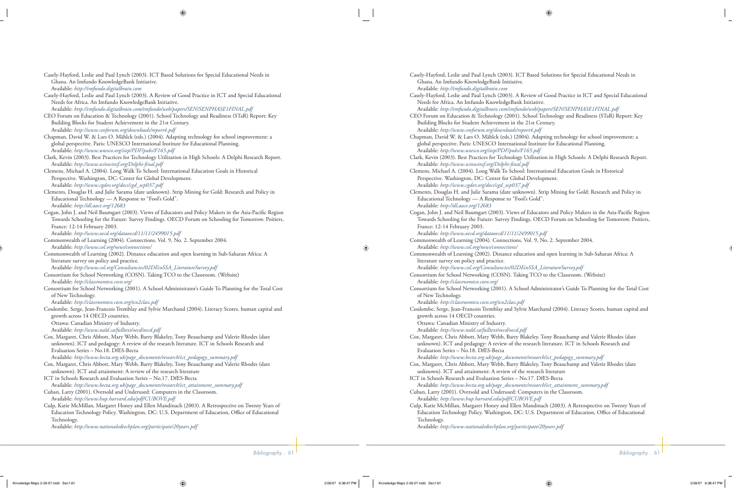Casely-Hayford, Leslie and Paul Lynch (2003). ICT Based Solutions for Special Educational Needs in Ghana. An Imfundo KnowledgeBank Initiative.
Available: *http://imfundo.digitalbrain.com*

Casely-Hayford, Leslie and Paul Lynch (2003). A Review of Good Practice in ICT and Special Educational Needs for Africa. An Imfundo KnowledgeBank Initiative.
Available: *http://imfundo.digitalbrain.com/imfundo/web/papers/SEN/SENPHASE1FINAL.pdf*

CEO Forum on Education & Technology (2001). School Technology and Readiness (STaR) Report: Key Building Blocks for Student Achievement in the 21st Century.
Available: *http://www.ceoforum.org/downloads/report4.pdf*

Chapman, David W. & Lars O. Mählck (eds.) (2004). Adapting technology for school improvement: a global perspective. Paris: UNESCO International Institute for Educational Planning.
Available: *http://www.unesco.org/iiep/PDF/pubs/F165.pdf*

Clark, Kevin (2003). Best Practices for Technology Utilization in High Schools: A Delphi Research Report.
Available: *http://www.winwinsf.org/Delphi-final.pdf*

Clemens, Michael A. (2004). Long Walk To School: International Education Goals in Historical Perspective. Washington, DC: Center for Global Development.
Available: *http://www.cgdev.org/docs/cgd_wp037.pdf*

Clements, Douglas H. and Julie Sarama (date unknown). Strip Mining for Gold: Research and Policy in Educational Technology — A Response to "Fool's Gold".
Available: *http://dl.aace.org/12683*

Cogan, John J. and Neil Baumgart (2003). Views of Educators and Policy Makers in the Asia-Pacific Region Towards Schooling for the Future: Survey Findings. OECD Forum on Schooling for Tomorrow. Poitiers, France: 12-14 February 2003.
Available: *http://www.oecd.org/dataoecd/11/11/2499015.pdf*

Commonwealth of Learning (2004). Connections. Vol. 9, No. 2. September 2004.
Available: *http://www.col.org/news/connections/*

Commonwealth of Learning (2002). Distance education and open learning in Sub-Saharan Africa: A literature survey on policy and practice.
Available: *http://www.col.org/Consultancies/02DEinSSA_LiteratureSurvey.pdf*

Consortium for School Networking (COSN). Taking TCO to the Classroom. (Website)
Available: *http://classroomtco.cosn.org/*

Consortium for School Networking (2001). A School Administrator's Guide To Planning for the Total Cost of New Technology.
Available: *http://classroomtco.cosn.org/tco2class.pdf*

Coulombe, Serge, Jean-Francois Tremblay and Sylvie Marchand (2004). Literacy Scores, human capital and growth across 14 OECD countries.
Ottawa: Canadian Ministry of Industry.
Available: *http://www.nald.ca/fulltext/oecd/oecd.pdf*

Cox, Margaret, Chris Abbott, Mary Webb, Barry Blakeley, Tony Beauchamp and Valerie Rhodes (date unknown). ICT and pedagogy: A review of the research literature. ICT in Schools Research and Evaluation Series – No.18. DfES-Becta
Available: *http://www.becta.org.uk/page_documents/research/ict_pedagogy_summary.pdf*

Cox, Margaret, Chris Abbott, Mary Webb, Barry Blakeley, Tony Beauchamp and Valerie Rhodes (date unknown). ICT and attainment: A review of the research literature
ICT in Schools Research and Evaluation Series – No.17. DfES-Becta
Available: *http://www.becta.org.uk/page_documents/research/ict_attainment_summary.pdf*

Cuban, Larry (2001). Oversold and Underused: Computers in the Classroom.
Available: *http://www.hup.harvard.edu/pdf/CUBOVE.pdf*

Culp, Katie McMillan, Margaret Honey and Ellen Mandinach (2003). A Retrospective on Twenty Years of Education Technology Policy. Washington, DC: U.S. Department of Education, Office of Educational Technology.
Available: *http://www.nationaledtechplan.org/participate/20years.pdf*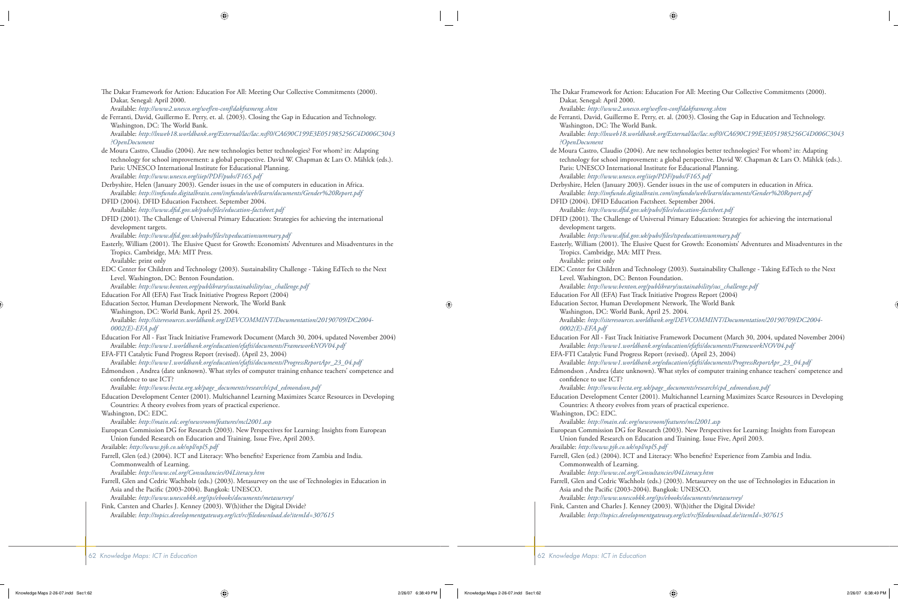The Dakar Framework for Action: Education For All: Meeting Our Collective Commitments (2000). Dakar, Senegal: April 2000.
Available: *http://www2.unesco.org/wef/en-conf/dakframeng.shtm*

de Ferranti, David, Guillermo E. Perry, et. al. (2003). Closing the Gap in Education and Technology. Washington, DC: The World Bank.
Available: *http://lnweb18.worldbank.org/External/lac/lac.nsf/0/CA690C199E3E051985256C4D006C3043?OpenDocument*

de Moura Castro, Claudio (2004). Are new technologies better technologies? For whom? in: Adapting technology for school improvement: a global perspective. David W. Chapman & Lars O. Mählck (eds.). Paris: UNESCO International Institute for Educational Planning.
Available: *http://www.unesco.org/iiep/PDF/pubs/F165.pdf*

Derbyshire, Helen (January 2003). Gender issues in the use of computers in education in Africa.
Available: *http://imfundo.digitalbrain.com/imfundo/web/learn/documents/Gender%20Report.pdf*

DFID (2004). DFID Education Factsheet. September 2004.
Available: *http://www.dfid.gov.uk/pubs/files/education-factsheet.pdf*

DFID (2001). The Challenge of Universal Primary Education: Strategies for achieving the international development targets.
Available: *http://www.dfid.gov.uk/pubs/files/tspeducationsummary.pdf*

Easterly, William (2001). The Elusive Quest for Growth: Economists' Adventures and Misadventures in the Tropics. Cambridge, MA: MIT Press.
Available: print only

EDC Center for Children and Technology (2003). Sustainability Challenge - Taking EdTech to the Next Level. Washington, DC: Benton Foundation.
Available: *http://www.benton.org/publibrary/sustainability/sus_challenge.pdf*

Education For All (EFA) Fast Track Initiative Progress Report (2004)
Education Sector, Human Development Network, The World Bank
Washington, DC: World Bank, April 25. 2004.
Available: *http://siteresources.worldbank.org/DEVCOMMINT/Documentation/20190709/DC2004-0002(E)-EFA.pdf*

Education For All - Fast Track Initiative Framework Document (March 30, 2004, updated November 2004)
Available: *http://www1.worldbank.org/education/efafti/documents/FrameworkNOV04.pdf*

EFA-FTI Catalytic Fund Progress Report (revised). (April 23, 2004)
Available: *http://www1.worldbank.org/education/efafti/documents/ProgressReportApr_23_04.pdf*

Edmondson , Andrea (date unknown). What styles of computer training enhance teachers' competence and confidence to use ICT?
Available: *http://www.becta.org.uk/page_documents/research/cpd_edmondson.pdf*

Education Development Center (2001). Multichannel Learning Maximizes Scarce Resources in Developing Countries: A theory evolves from years of practical experience.
Washington, DC: EDC.
Available: *http://main.edc.org/newsroom/features/mcl2001.asp*

European Commission DG for Research (2003). New Perspectives for Learning: Insights from European Union funded Research on Education and Training. Issue Five, April 2003.
Available: *http://www.pjb.co.uk/npl/npl5.pdf*

Farrell, Glen (ed.) (2004). ICT and Literacy: Who benefits? Experience from Zambia and India. Commonwealth of Learning.
Available: *http://www.col.org/Consultancies/04Literacy.htm*

Farrell, Glen and Cedric Wachholz (eds.) (2003). Metasurvey on the use of Technologies in Education in Asia and the Pacific (2003-2004). Bangkok: UNESCO.
Available: *http://www.unescobkk.org/ips/ebooks/documents/metasurvey/*

Fink, Carsten and Charles J. Kenney (2003). W(h)ither the Digital Divide?
Available: *http://topics.developmentgateway.org/ict/rc/filedownload.do?itemId=307615*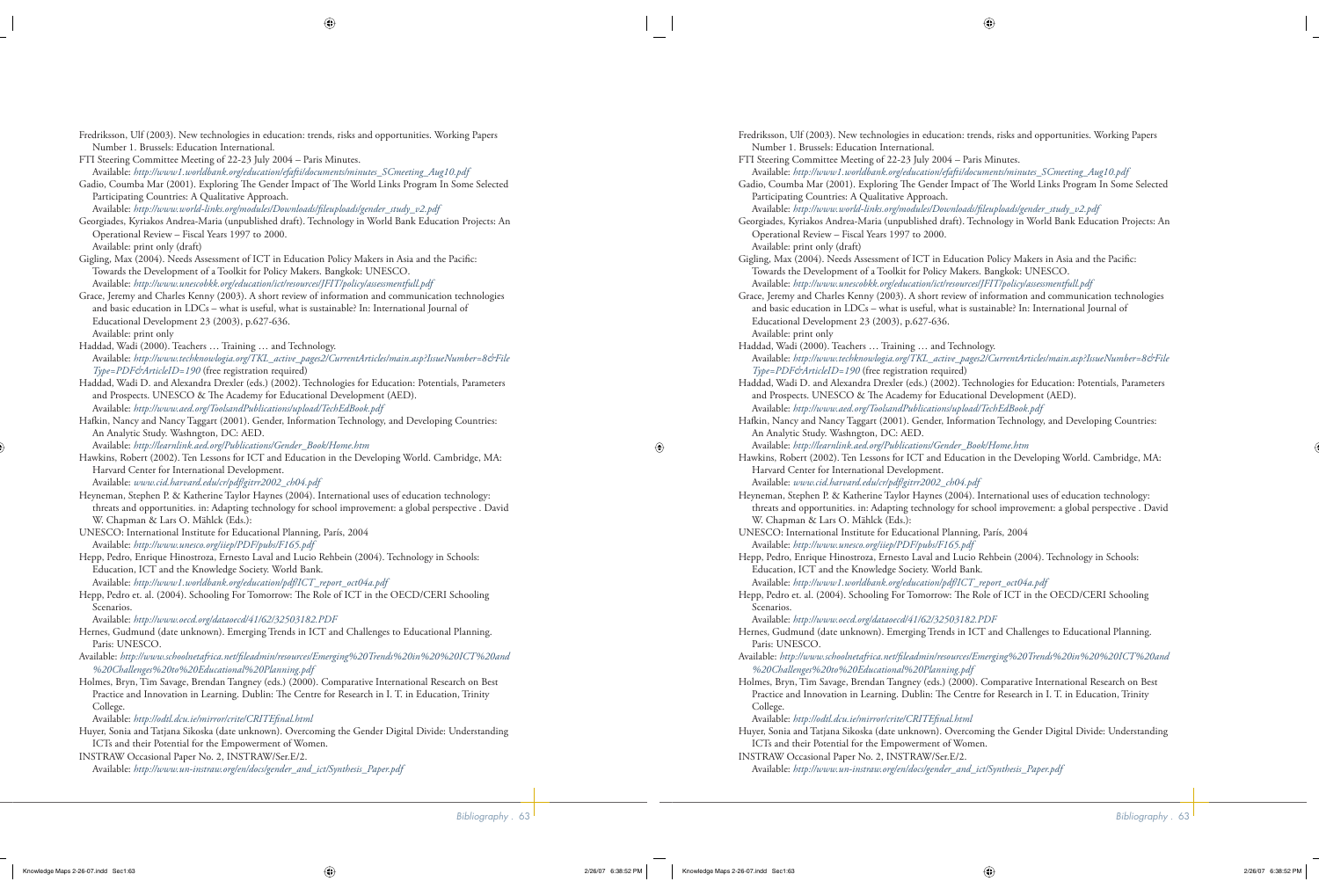Fredriksson, Ulf (2003). New technologies in education: trends, risks and opportunities. Working Papers Number 1. Brussels: Education International.

FTI Steering Committee Meeting of 22-23 July 2004 – Paris Minutes.
Available: *http://www1.worldbank.org/education/efafti/documents/minutes_SCmeeting_Aug10.pdf*

Gadio, Coumba Mar (2001). Exploring The Gender Impact of The World Links Program In Some Selected Participating Countries: A Qualitative Approach.
Available: *http://www.world-links.org/modules/Downloads/fileuploads/gender_study_v2.pdf*

Georgiades, Kyriakos Andrea-Maria (unpublished draft). Technology in World Bank Education Projects: An Operational Review – Fiscal Years 1997 to 2000.
Available: print only (draft)

Gigling, Max (2004). Needs Assessment of ICT in Education Policy Makers in Asia and the Pacific: Towards the Development of a Toolkit for Policy Makers. Bangkok: UNESCO.
Available: *http://www.unescobkk.org/education/ict/resources/JFIT/policy/assessmentfull.pdf*

Grace, Jeremy and Charles Kenny (2003). A short review of information and communication technologies and basic education in LDCs – what is useful, what is sustainable? In: International Journal of Educational Development 23 (2003), p.627-636.
Available: print only

Haddad, Wadi (2000). Teachers … Training … and Technology.
Available: *http://www.techknowlogia.org/TKL_active_pages2/CurrentArticles/main.asp?IssueNumber=8&FileType=PDF&ArticleID=190* (free registration required)

Haddad, Wadi D. and Alexandra Drexler (eds.) (2002). Technologies for Education: Potentials, Parameters and Prospects. UNESCO & The Academy for Educational Development (AED).
Available: *http://www.aed.org/ToolsandPublications/upload/TechEdBook.pdf*

Hafkin, Nancy and Nancy Taggart (2001). Gender, Information Technology, and Developing Countries: An Analytic Study. Washngton, DC: AED.
Available: *http://learnlink.aed.org/Publications/Gender_Book/Home.htm*

Hawkins, Robert (2002). Ten Lessons for ICT and Education in the Developing World. Cambridge, MA: Harvard Center for International Development.
Available: *www.cid.harvard.edu/cr/pdf/gitrr2002_ch04.pdf*

Heyneman, Stephen P. & Katherine Taylor Haynes (2004). International uses of education technology: threats and opportunities. in: Adapting technology for school improvement: a global perspective . David W. Chapman & Lars O. Mählck (Eds.):

UNESCO: International Institute for Educational Planning, París, 2004
Available: *http://www.unesco.org/iiep/PDF/pubs/F165.pdf*

Hepp, Pedro, Enrique Hinostroza, Ernesto Laval and Lucio Rehbein (2004). Technology in Schools: Education, ICT and the Knowledge Society. World Bank.
Available: *http://www1.worldbank.org/education/pdf/ICT_report_oct04a.pdf*

Hepp, Pedro et. al. (2004). Schooling For Tomorrow: The Role of ICT in the OECD/CERI Schooling Scenarios.
Available: *http://www.oecd.org/dataoecd/41/62/32503182.PDF*

Hernes, Gudmund (date unknown). Emerging Trends in ICT and Challenges to Educational Planning. Paris: UNESCO.

Available: *http://www.schoolnetafrica.net/fileadmin/resources/Emerging%20Trends%20in%20%20ICT%20and%20Challenges%20to%20Educational%20Planning.pdf*

Holmes, Bryn, Tim Savage, Brendan Tangney (eds.) (2000). Comparative International Research on Best Practice and Innovation in Learning. Dublin: The Centre for Research in I. T. in Education, Trinity College.
Available: *http://odtl.dcu.ie/mirror/crite/CRITEfinal.html*

Huyer, Sonia and Tatjana Sikoska (date unknown). Overcoming the Gender Digital Divide: Understanding ICTs and their Potential for the Empowerment of Women.

INSTRAW Occasional Paper No. 2, INSTRAW/Ser.E/2.
Available: *http://www.un-instraw.org/en/docs/gender_and_ict/Synthesis_Paper.pdf*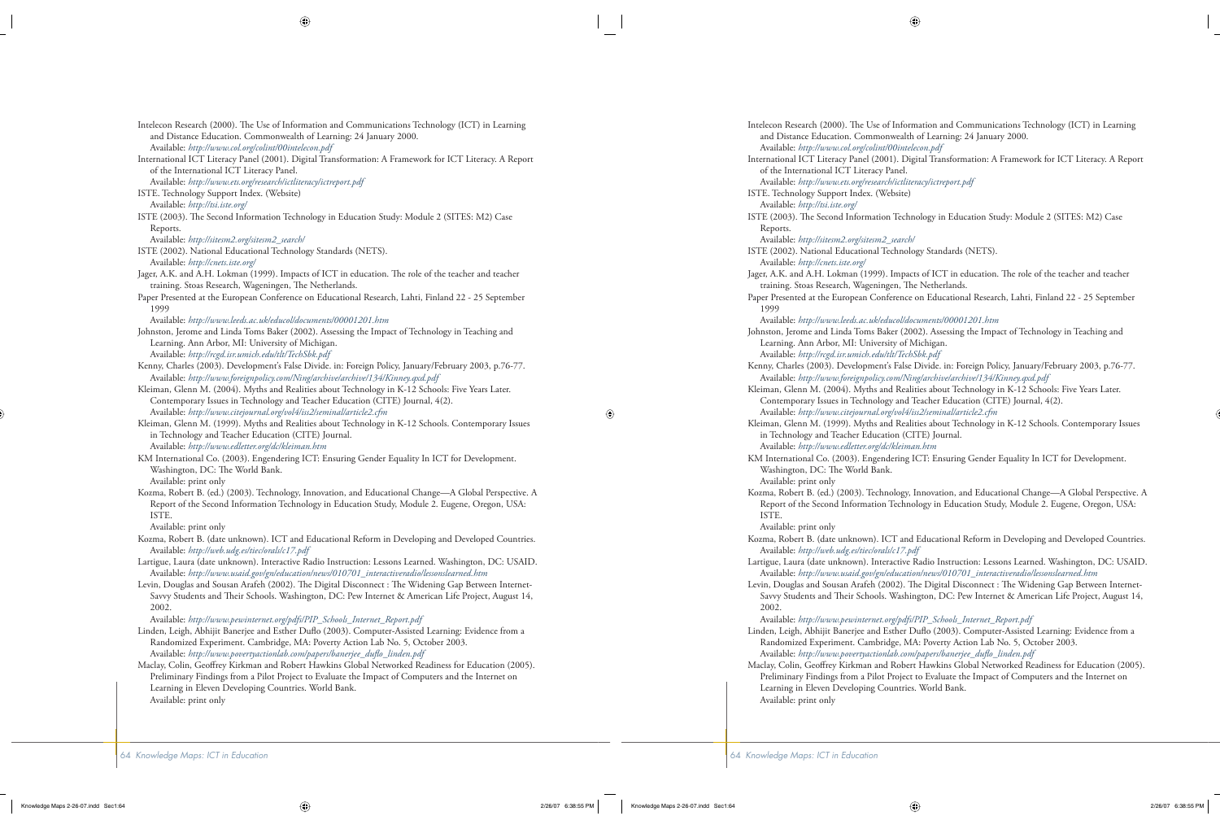Intelecon Research (2000). The Use of Information and Communications Technology (ICT) in Learning and Distance Education. Commonwealth of Learning: 24 January 2000.
Available: *http://www.col.org/colint/00intelecon.pdf*

International ICT Literacy Panel (2001). Digital Transformation: A Framework for ICT Literacy. A Report of the International ICT Literacy Panel.
Available: *http://www.ets.org/research/ictliteracy/ictreport.pdf*

ISTE. Technology Support Index. (Website)
Available: *http://tsi.iste.org/*

ISTE (2003). The Second Information Technology in Education Study: Module 2 (SITES: M2) Case Reports.
Available: *http://sitesm2.org/sitesm2_search/*

ISTE (2002). National Educational Technology Standards (NETS).
Available: *http://cnets.iste.org/*

Jager, A.K. and A.H. Lokman (1999). Impacts of ICT in education. The role of the teacher and teacher training. Stoas Research, Wageningen, The Netherlands.

Paper Presented at the European Conference on Educational Research, Lahti, Finland 22 - 25 September 1999
Available: *http://www.leeds.ac.uk/educol/documents/00001201.htm*

Johnston, Jerome and Linda Toms Baker (2002). Assessing the Impact of Technology in Teaching and Learning. Ann Arbor, MI: University of Michigan.
Available: *http://rcgd.isr.umich.edu/tlt/TechSbk.pdf*

Kenny, Charles (2003). Development's False Divide. in: Foreign Policy, January/February 2003, p.76-77.
Available: *http://www.foreignpolicy.com/Ning/archive/archive/134/Kinney.qxd.pdf*

Kleiman, Glenn M. (2004). Myths and Realities about Technology in K-12 Schools: Five Years Later. Contemporary Issues in Technology and Teacher Education (CITE) Journal, 4(2).
Available: *http://www.citejournal.org/vol4/iss2/seminal/article2.cfm*

Kleiman, Glenn M. (1999). Myths and Realities about Technology in K-12 Schools. Contemporary Issues in Technology and Teacher Education (CITE) Journal.
Available: *http://www.edletter.org/dc/kleiman.htm*

KM International Co. (2003). Engendering ICT: Ensuring Gender Equality In ICT for Development. Washington, DC: The World Bank.
Available: print only

Kozma, Robert B. (ed.) (2003). Technology, Innovation, and Educational Change—A Global Perspective. A Report of the Second Information Technology in Education Study, Module 2. Eugene, Oregon, USA: ISTE.
Available: print only

Kozma, Robert B. (date unknown). ICT and Educational Reform in Developing and Developed Countries.
Available: *http://web.udg.es/tiec/orals/c17.pdf*

Lartigue, Laura (date unknown). Interactive Radio Instruction: Lessons Learned. Washington, DC: USAID.
Available: *http://www.usaid.gov/gn/education/news/010701_interactiveradio/lessonslearned.htm*

Levin, Douglas and Sousan Arafeh (2002). The Digital Disconnect : The Widening Gap Between Internet-Savvy Students and Their Schools. Washington, DC: Pew Internet & American Life Project, August 14, 2002.
Available: *http://www.pewinternet.org/pdfs/PIP_Schools_Internet_Report.pdf*

Linden, Leigh, Abhijit Banerjee and Esther Duflo (2003). Computer-Assisted Learning: Evidence from a Randomized Experiment. Cambridge, MA: Poverty Action Lab No. 5, October 2003.
Available: *http://www.povertyactionlab.com/papers/banerjee_duflo_linden.pdf*

Maclay, Colin, Geoffrey Kirkman and Robert Hawkins Global Networked Readiness for Education (2005). Preliminary Findings from a Pilot Project to Evaluate the Impact of Computers and the Internet on Learning in Eleven Developing Countries. World Bank.
Available: print only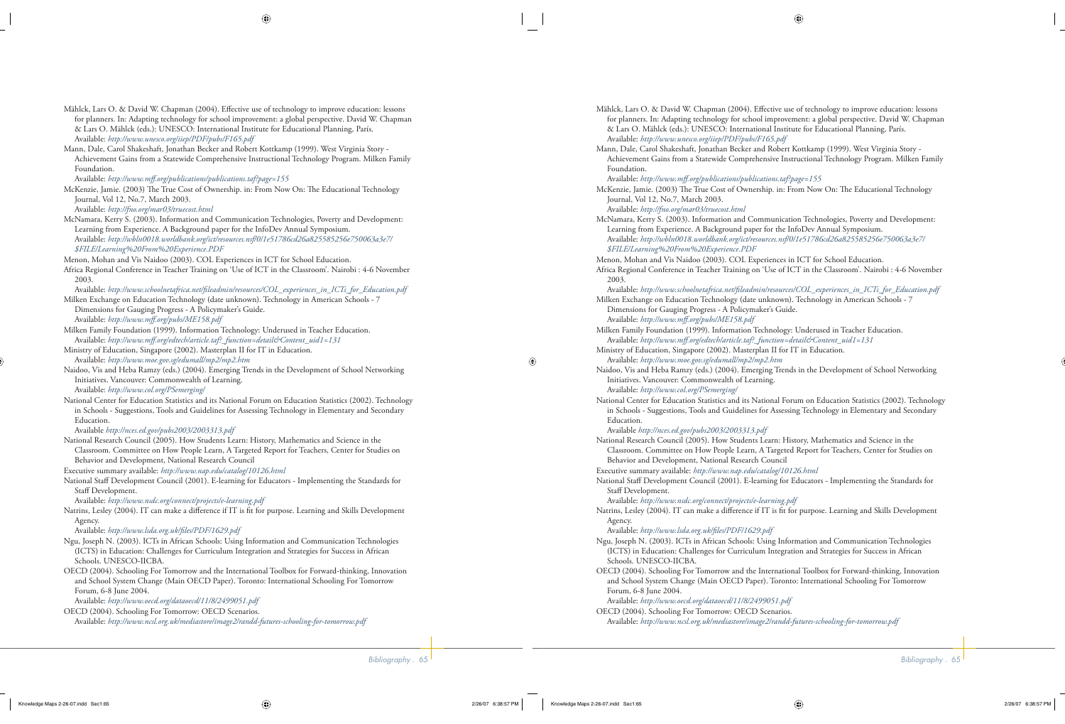Mählck, Lars O. & David W. Chapman (2004). Effective use of technology to improve education: lessons for planners. In: Adapting technology for school improvement: a global perspective. David W. Chapman & Lars O. Mählck (eds.): UNESCO: International Institute for Educational Planning, Paris. Available: *http://www.unesco.org/iiep/PDF/pubs/F165.pdf*

Mann, Dale, Carol Shakeshaft, Jonathan Becker and Robert Kottkamp (1999). West Virginia Story - Achievement Gains from a Statewide Comprehensive Instructional Technology Program. Milken Family Foundation.
Available: *http://www.mff.org/publications/publications.taf?page=155*

McKenzie, Jamie. (2003) The True Cost of Ownership. in: From Now On: The Educational Technology Journal, Vol 12, No.7, March 2003.
Available: *http://fno.org/mar03/truecost.html*

McNamara, Kerry S. (2003). Information and Communication Technologies, Poverty and Development: Learning from Experience. A Background paper for the InfoDev Annual Symposium.
Available: *http://wbln0018.worldbank.org/ict/resources.nsf/0/1e51786cd26a825585256e750063a3e7/$FILE/Learning%20From%20Experience.PDF*

Menon, Mohan and Vis Naidoo (2003). COL Experiences in ICT for School Education.

Africa Regional Conference in Teacher Training on 'Use of ICT in the Classroom'. Nairobi : 4-6 November 2003.
Available: *http://www.schoolnetafrica.net/fileadmin/resources/COL_experiences_in_ICTs_for_Education.pdf*

Milken Exchange on Education Technology (date unknown). Technology in American Schools - 7 Dimensions for Gauging Progress - A Policymaker's Guide.
Available: *http://www.mff.org/pubs/ME158.pdf*

Milken Family Foundation (1999). Information Technology: Underused in Teacher Education.
Available: *http://www.mff.org/edtech/article.taf?_function=detail&Content_uid1=131*

Ministry of Education, Singapore (2002). Masterplan II for IT in Education.
Available: *http://www.moe.gov.sg/edumall/mp2/mp2.htm*

Naidoo, Vis and Heba Ramzy (eds.) (2004). Emerging Trends in the Development of School Networking Initiatives. Vancouver: Commonwealth of Learning.
Available: *http://www.col.org/PSemerging/*

National Center for Education Statistics and its National Forum on Education Statistics (2002). Technology in Schools - Suggestions, Tools and Guidelines for Assessing Technology in Elementary and Secondary Education.
Available *http://nces.ed.gov/pubs2003/2003313.pdf*

National Research Council (2005). How Students Learn: History, Mathematics and Science in the Classroom. Committee on How People Learn, A Targeted Report for Teachers, Center for Studies on Behavior and Development, National Research Council

Executive summary available: *http://www.nap.edu/catalog/10126.html*

National Staff Development Council (2001). E-learning for Educators - Implementing the Standards for Staff Development.
Available: *http://www.nsdc.org/connect/projects/e-learning.pdf*

Natrins, Lesley (2004). IT can make a difference if IT is fit for purpose. Learning and Skills Development Agency.
Available: *http://www.lsda.org.uk/files/PDF/1629.pdf*

Ngu, Joseph N. (2003). ICTs in African Schools: Using Information and Communication Technologies (ICTS) in Education: Challenges for Curriculum Integration and Strategies for Success in African Schools. UNESCO-IICBA.

OECD (2004). Schooling For Tomorrow and the International Toolbox for Forward-thinking, Innovation and School System Change (Main OECD Paper). Toronto: International Schooling For Tomorrow Forum, 6-8 June 2004.
Available: *http://www.oecd.org/dataoecd/11/8/2499051.pdf*

OECD (2004). Schooling For Tomorrow: OECD Scenarios.
Available: *http://www.ncsl.org.uk/mediastore/image2/randd-futures-schooling-for-tomorrow.pdf*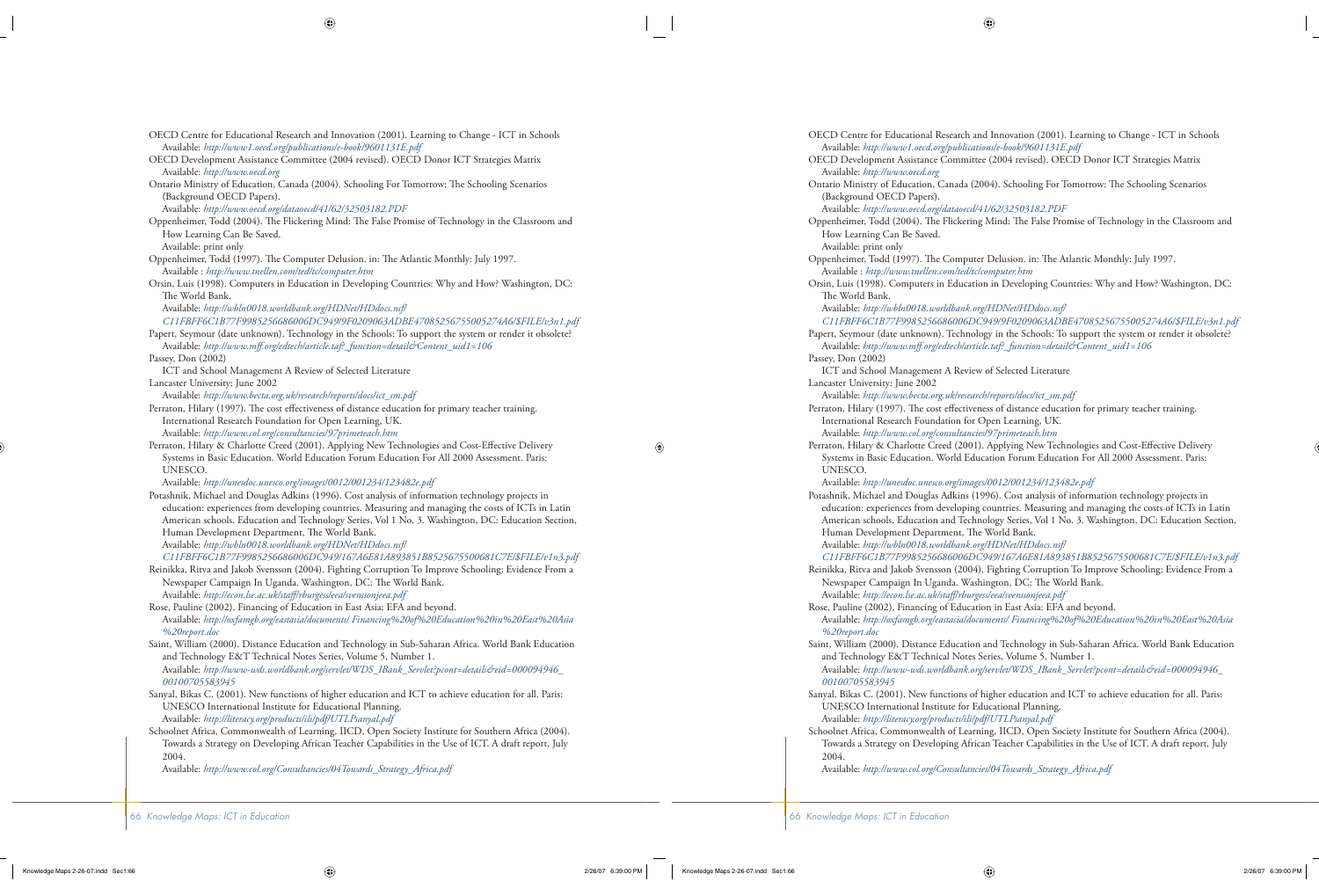OECD Centre for Educational Research and Innovation (2001). Learning to Change - ICT in Schools
Available: *http://www1.oecd.org/publications/e-book/9601131E.pdf*

OECD Development Assistance Committee (2004 revised). OECD Donor ICT Strategies Matrix
Available: *http://www.oecd.org*

Ontario Ministry of Education, Canada (2004). Schooling For Tomorrow: The Schooling Scenarios (Background OECD Papers).
Available: *http://www.oecd.org/dataoecd/41/62/32503182.PDF*

Oppenheimer, Todd (2004). The Flickering Mind: The False Promise of Technology in the Classroom and How Learning Can Be Saved.
Available: print only

Oppenheimer, Todd (1997). The Computer Delusion. in: The Atlantic Monthly: July 1997.
Available : *http://www.tnellen.com/ted/tc/computer.htm*

Orsin, Luis (1998). Computers in Education in Developing Countries: Why and How? Washington, DC: The World Bank.
Available: *http://wbln0018.worldbank.org/HDNet/HDdocs.nsf/C11FBFF6C1B77F9985256686006DC949/9F0209063ADBE47085256755005274A6/$FILE/v3n1.pdf*

Papert, Seymour (date unknown). Technology in the Schools: To support the system or render it obsolete?
Available: *http://www.mff.org/edtech/article.taf?_function=detail&Content_uid1=106*

Passey, Don (2002)
ICT and School Management A Review of Selected Literature
Lancaster University: June 2002
Available: *http://www.becta.org.uk/research/reports/docs/ict_sm.pdf*

Perraton, Hilary (1997). The cost effectiveness of distance education for primary teacher training. International Research Foundation for Open Learning, UK.
Available: *http://www.col.org/consultancies/97primeteach.htm*

Perraton, Hilary & Charlotte Creed (2001). Applying New Technologies and Cost-Effective Delivery Systems in Basic Education. World Education Forum Education For All 2000 Assessment. Paris: UNESCO.
Available: *http://unesdoc.unesco.org/images/0012/001234/123482e.pdf*

Potashnik, Michael and Douglas Adkins (1996). Cost analysis of information technology projects in education: experiences from developing countries. Measuring and managing the costs of ICTs in Latin American schools. Education and Technology Series, Vol 1 No. 3. Washington, DC: Education Section, Human Development Department, The World Bank.
Available: *http://wbln0018.worldbank.org/HDNet/HDdocs.nsf/C11FBFF6C1B77F9985256686006DC949/167A6E81A893851B85256755006817CE/$FILE/v1n3.pdf*

Reinikka, Ritva and Jakob Svensson (2004). Fighting Corruption To Improve Schooling: Evidence From a Newspaper Campaign In Uganda. Washington, DC: The World Bank.
Available: *http://econ.lse.ac.uk/staff/rburgess/eea/svenssonjeea.pdf*

Rose, Pauline (2002). Financing of Education in East Asia: EFA and beyond.
Available: *http://oxfamgb.org/eastasia/documents/ Financing%20of%20Education%20in%20East%20Asia%20report.doc*

Saint, William (2000). Distance Education and Technology in Sub-Saharan Africa. World Bank Education and Technology E&T Technical Notes Series, Volume 5, Number 1.
Available: *http://www-wds.worldbank.org/servlet/WDS_IBank_Servlet?pcont=details&eid=000094946_00100705583945*

Sanyal, Bikas C. (2001). New functions of higher education and ICT to achieve education for all. Paris: UNESCO International Institute for Educational Planning.
Available: *http://literacy.org/products/ili/pdf/UTLPsanyal.pdf*

Schoolnet Africa, Commonwealth of Learning, IICD, Open Society Institute for Southern Africa (2004). Towards a Strategy on Developing African Teacher Capabilities in the Use of ICT. A draft report, July 2004.
Available: *http://www.col.org/Consultancies/04Towards_Strategy_Africa.pdf*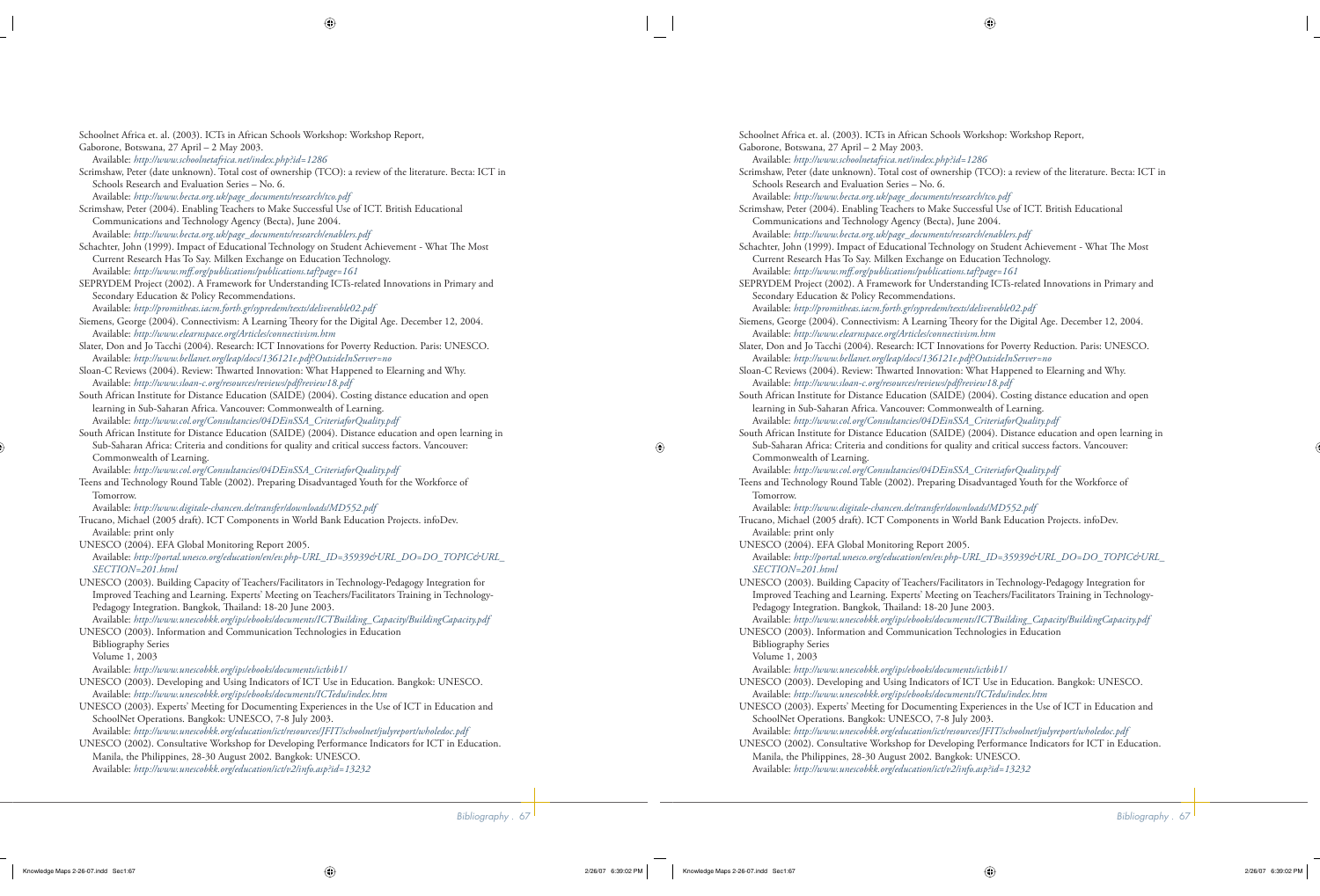Schoolnet Africa et. al. (2003). ICTs in African Schools Workshop: Workshop Report, Gaborone, Botswana, 27 April – 2 May 2003.
Available: *http://www.schoolnetafrica.net/index.php?id=1286*

Scrimshaw, Peter (date unknown). Total cost of ownership (TCO): a review of the literature. Becta: ICT in Schools Research and Evaluation Series – No. 6.
Available: *http://www.becta.org.uk/page_documents/research/tco.pdf*

Scrimshaw, Peter (2004). Enabling Teachers to Make Successful Use of ICT. British Educational Communications and Technology Agency (Becta), June 2004.
Available: *http://www.becta.org.uk/page_documents/research/enablers.pdf*

Schachter, John (1999). Impact of Educational Technology on Student Achievement - What The Most Current Research Has To Say. Milken Exchange on Education Technology.
Available: *http://www.mff.org/publications/publications.taf?page=161*

SEPRYDEM Project (2002). A Framework for Understanding ICTs-related Innovations in Primary and Secondary Education & Policy Recommendations.
Available: *http://promitheas.iacm.forth.gr/sypredem/texts/deliverable02.pdf*

Siemens, George (2004). Connectivism: A Learning Theory for the Digital Age. December 12, 2004.
Available: *http://www.elearnspace.org/Articles/connectivism.htm*

Slater, Don and Jo Tacchi (2004). Research: ICT Innovations for Poverty Reduction. Paris: UNESCO.
Available: *http://www.bellanet.org/leap/docs/136121e.pdf?OutsideInServer=no*

Sloan-C Reviews (2004). Review: Thwarted Innovation: What Happened to Elearning and Why.
Available: *http://www.sloan-c.org/resources/reviews/pdf/review18.pdf*

South African Institute for Distance Education (SAIDE) (2004). Costing distance education and open learning in Sub-Saharan Africa. Vancouver: Commonwealth of Learning.
Available: *http://www.col.org/Consultancies/04DEinSSA_CriteriaforQuality.pdf*

South African Institute for Distance Education (SAIDE) (2004). Distance education and open learning in Sub-Saharan Africa: Criteria and conditions for quality and critical success factors. Vancouver: Commonwealth of Learning.
Available: *http://www.col.org/Consultancies/04DEinSSA_CriteriaforQuality.pdf*

Teens and Technology Round Table (2002). Preparing Disadvantaged Youth for the Workforce of Tomorrow.
Available: *http://www.digitale-chancen.de/transfer/downloads/MD552.pdf*

Trucano, Michael (2005 draft). ICT Components in World Bank Education Projects. infoDev.
Available: print only

UNESCO (2004). EFA Global Monitoring Report 2005.
Available: *http://portal.unesco.org/education/en/ev.php-URL_ID=35939&URL_DO=DO_TOPIC&URL_SECTION=201.html*

UNESCO (2003). Building Capacity of Teachers/Facilitators in Technology-Pedagogy Integration for Improved Teaching and Learning. Experts' Meeting on Teachers/Facilitators Training in Technology-Pedagogy Integration. Bangkok, Thailand: 18-20 June 2003.
Available: *http://www.unescobkk.org/ips/ebooks/documents/ICTBuilding_Capacity/BuildingCapacity.pdf*

UNESCO (2003). Information and Communication Technologies in Education
Bibliography Series
Volume 1, 2003
Available: *http://www.unescobkk.org/ips/ebooks/documents/ictbib1/*

UNESCO (2003). Developing and Using Indicators of ICT Use in Education. Bangkok: UNESCO.
Available: *http://www.unescobkk.org/ips/ebooks/documents/ICTedu/index.htm*

UNESCO (2003). Experts' Meeting for Documenting Experiences in the Use of ICT in Education and SchoolNet Operations. Bangkok: UNESCO, 7-8 July 2003.
Available: *http://www.unescobkk.org/education/ict/resources/JFIT/schoolnet/julyreport/wholedoc.pdf*

UNESCO (2002). Consultative Workshop for Developing Performance Indicators for ICT in Education. Manila, the Philippines, 28-30 August 2002. Bangkok: UNESCO.
Available: *http://www.unescobkk.org/education/ict/v2/info.asp?id=13232*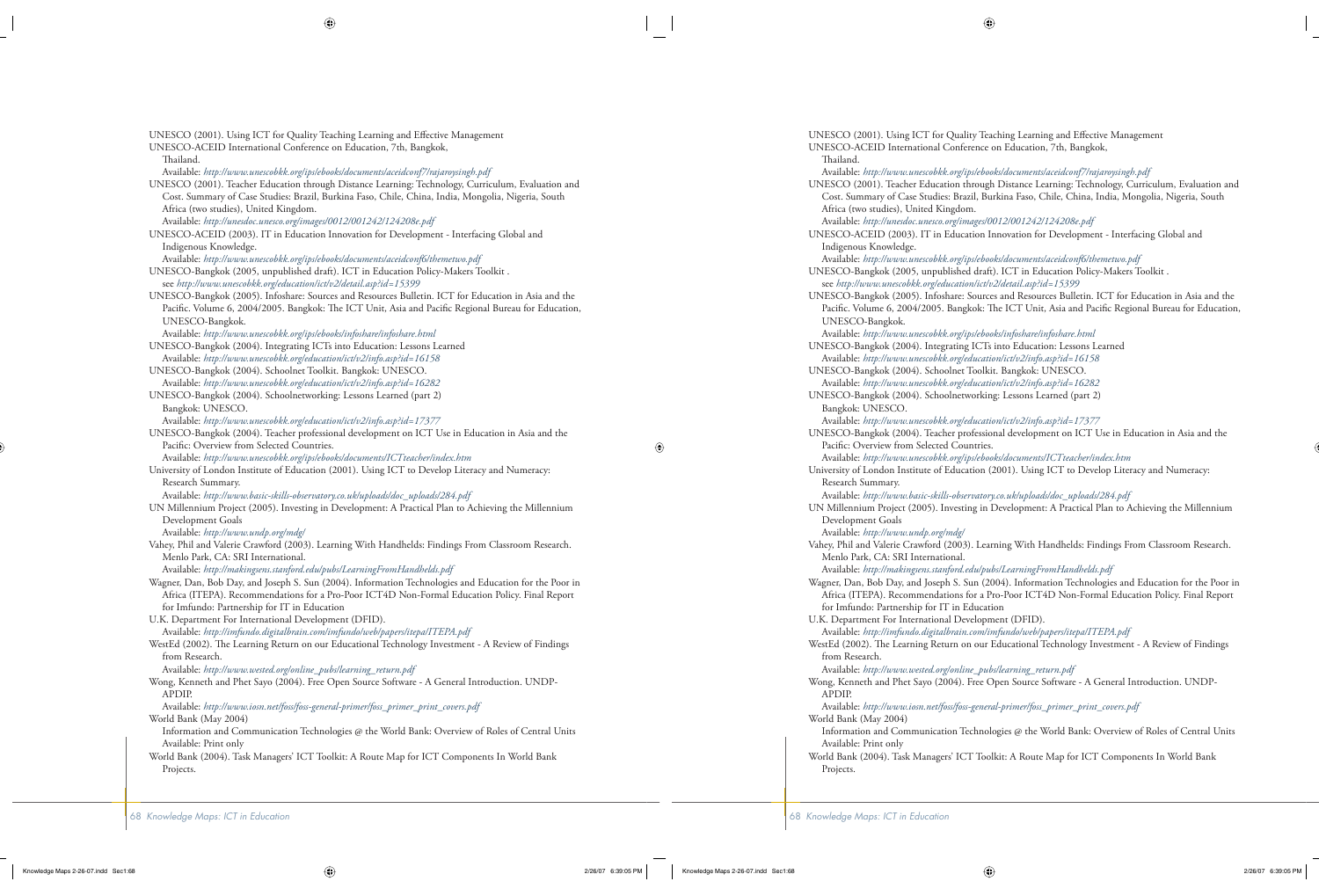UNESCO (2001). Using ICT for Quality Teaching Learning and Effective Management UNESCO-ACEID International Conference on Education, 7th, Bangkok, Thailand.
Available: *http://www.unescobkk.org/ips/ebooks/documents/aceidconf7/rajaroysingh.pdf*

UNESCO (2001). Teacher Education through Distance Learning: Technology, Curriculum, Evaluation and Cost. Summary of Case Studies: Brazil, Burkina Faso, Chile, China, India, Mongolia, Nigeria, South Africa (two studies), United Kingdom.
Available: *http://unesdoc.unesco.org/images/0012/001242/124208e.pdf*

UNESCO-ACEID (2003). IT in Education Innovation for Development - Interfacing Global and Indigenous Knowledge.
Available: *http://www.unescobkk.org/ips/ebooks/documents/aceidconf6/themetwo.pdf*

UNESCO-Bangkok (2005, unpublished draft). ICT in Education Policy-Makers Toolkit .
see *http://www.unescobkk.org/education/ict/v2/detail.asp?id=15399*

UNESCO-Bangkok (2005). Infoshare: Sources and Resources Bulletin. ICT for Education in Asia and the Pacific. Volume 6, 2004/2005. Bangkok: The ICT Unit, Asia and Pacific Regional Bureau for Education, UNESCO-Bangkok.
Available: *http://www.unescobkk.org/ips/ebooks/infoshare/infoshare.html*

UNESCO-Bangkok (2004). Integrating ICTs into Education: Lessons Learned
Available: *http://www.unescobkk.org/education/ict/v2/info.asp?id=16158*

UNESCO-Bangkok (2004). Schoolnet Toolkit. Bangkok: UNESCO.
Available: *http://www.unescobkk.org/education/ict/v2/info.asp?id=16282*

UNESCO-Bangkok (2004). Schoolnetworking: Lessons Learned (part 2) Bangkok: UNESCO.
Available: *http://www.unescobkk.org/education/ict/v2/info.asp?id=17377*

UNESCO-Bangkok (2004). Teacher professional development on ICT Use in Education in Asia and the Pacific: Overview from Selected Countries.
Available: *http://www.unescobkk.org/ips/ebooks/documents/ICTteacher/index.htm*

University of London Institute of Education (2001). Using ICT to Develop Literacy and Numeracy: Research Summary.
Available: *http://www.basic-skills-observatory.co.uk/uploads/doc_uploads/284.pdf*

UN Millennium Project (2005). Investing in Development: A Practical Plan to Achieving the Millennium Development Goals
Available: *http://www.undp.org/mdg/*

Vahey, Phil and Valerie Crawford (2003). Learning With Handhelds: Findings From Classroom Research. Menlo Park, CA: SRI International.
Available: *http://makingsens.stanford.edu/pubs/LearningFromHandhelds.pdf*

Wagner, Dan, Bob Day, and Joseph S. Sun (2004). Information Technologies and Education for the Poor in Africa (ITEPA). Recommendations for a Pro-Poor ICT4D Non-Formal Education Policy. Final Report for Imfundo: Partnership for IT in Education
U.K. Department For International Development (DFID).
Available: *http://imfundo.digitalbrain.com/imfundo/web/papers/itepa/ITEPA.pdf*

WestEd (2002). The Learning Return on our Educational Technology Investment - A Review of Findings from Research.
Available: *http://www.wested.org/online_pubs/learning_return.pdf*

Wong, Kenneth and Phet Sayo (2004). Free Open Source Software - A General Introduction. UNDP-APDIP.
Available: *http://www.iosn.net/foss/foss-general-primer/foss_primer_print_covers.pdf*

World Bank (May 2004)
Information and Communication Technologies @ the World Bank: Overview of Roles of Central Units
Available: Print only

World Bank (2004). Task Managers' ICT Toolkit: A Route Map for ICT Components In World Bank Projects.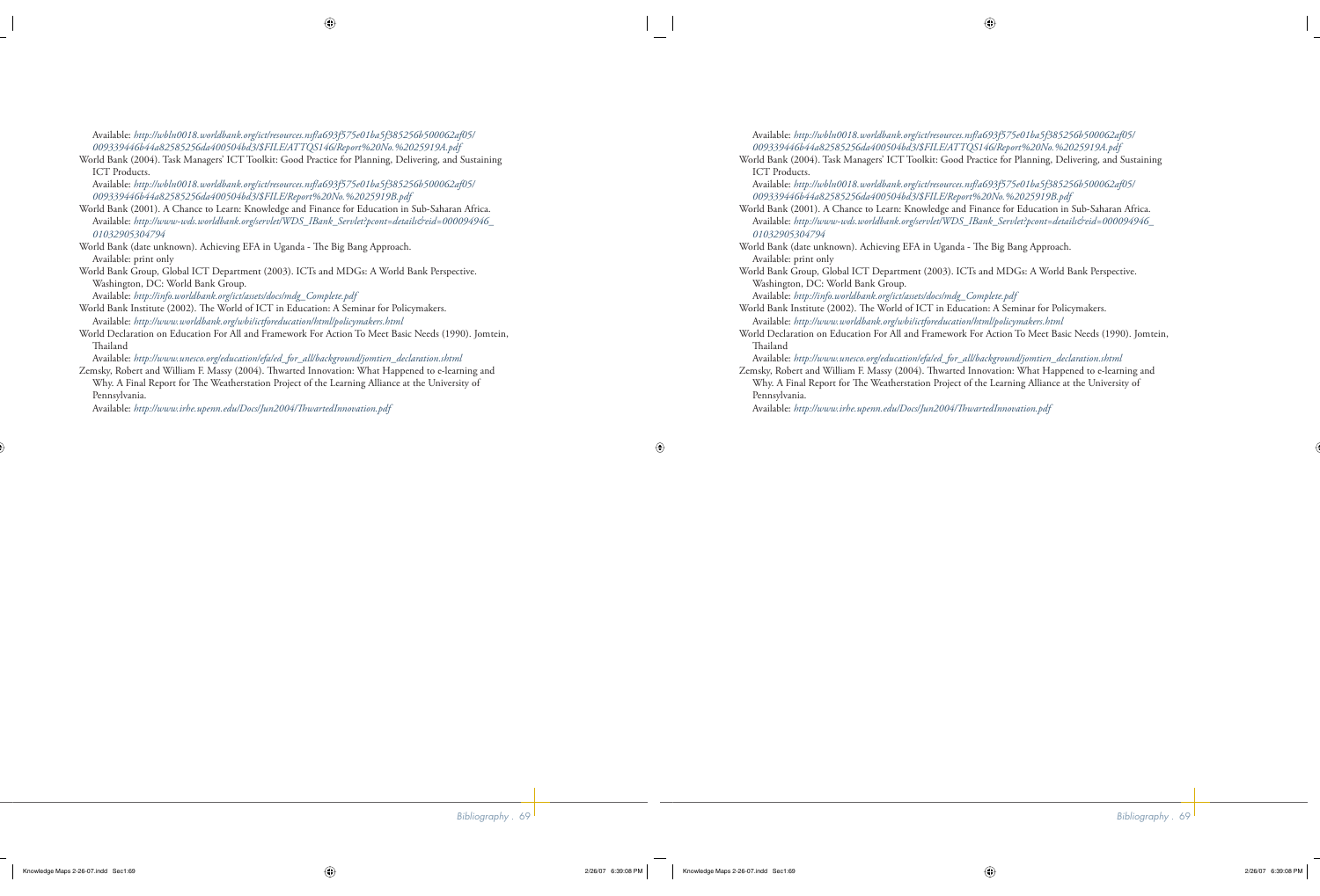Available: *http://wbln0018.worldbank.org/ict/resources.nsf/a693f575e01ba5f385256b500062af05/009339446b44a82585256da400504bd3/$FILE/ATTQS146/Report%20No.%2025919A.pdf*

World Bank (2004). Task Managers' ICT Toolkit: Good Practice for Planning, Delivering, and Sustaining ICT Products.
Available: *http://wbln0018.worldbank.org/ict/resources.nsf/a693f575e01ba5f385256b500062af05/009339446b44a82585256da400504bd3/$FILE/Report%20No.%2025919B.pdf*

World Bank (2001). A Chance to Learn: Knowledge and Finance for Education in Sub-Saharan Africa.
Available: *http://www-wds.worldbank.org/servlet/WDS_IBank_Servlet?pcont=details&eid=000094946_01032905304794*

World Bank (date unknown). Achieving EFA in Uganda - The Big Bang Approach.
Available: print only

World Bank Group, Global ICT Department (2003). ICTs and MDGs: A World Bank Perspective. Washington, DC: World Bank Group.
Available: *http://info.worldbank.org/ict/assets/docs/mdg_Complete.pdf*

World Bank Institute (2002). The World of ICT in Education: A Seminar for Policymakers.
Available: *http://www.worldbank.org/wbi/ictforeducation/html/policymakers.html*

World Declaration on Education For All and Framework For Action To Meet Basic Needs (1990). Jomtein, Thailand
Available: *http://www.unesco.org/education/efa/ed_for_all/background/jomtien_declaration.shtml*

Zemsky, Robert and William F. Massy (2004). Thwarted Innovation: What Happened to e-learning and Why. A Final Report for The Weatherstation Project of the Learning Alliance at the University of Pennsylvania.
Available: *http://www.irhe.upenn.edu/Docs/Jun2004/ThwartedInnovation.pdf*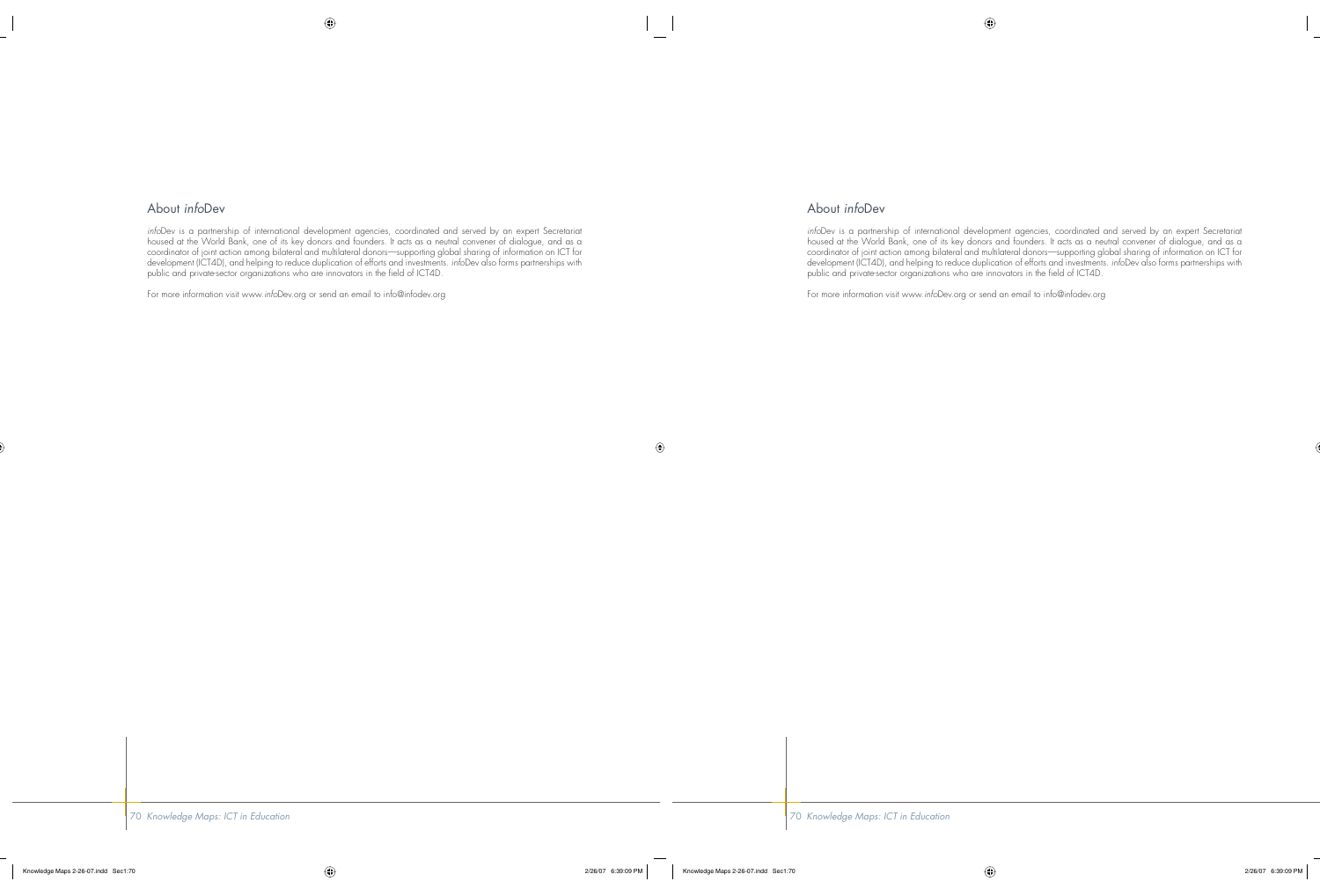## About *info*Dev

*info*Dev is a partnership of international development agencies, coordinated and served by an expert Secretariat housed at the World Bank, one of its key donors and founders. It acts as a neutral convener of dialogue, and as a coordinator of joint action among bilateral and multilateral donors—supporting global sharing of information on ICT for development (ICT4D), and helping to reduce duplication of efforts and investments. *info*Dev also forms partnerships with public and private-sector organizations who are innovators in the field of ICT4D.

For more information visit www.*info*Dev.org or send an email to info@infodev.org